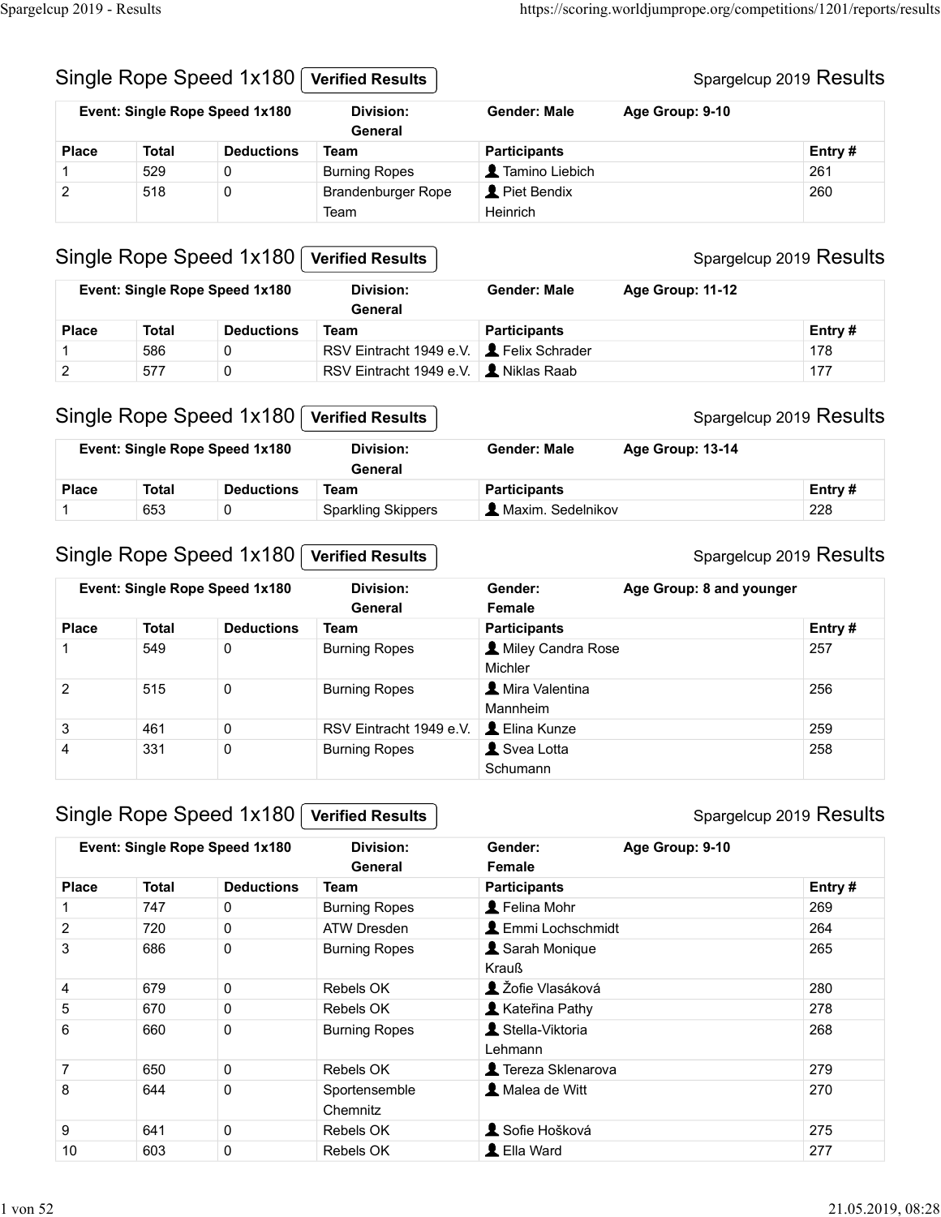## Single Rope Speed 1x180 Verified Results

Spargelcup 2019 Results

| Event: Single Rope Speed 1x180 | | | Division: General | Gender: Male | Age Group: 9-10 |
|---|---|---|---|---|---|
| **Place** | **Total** | **Deductions** | **Team** | **Participants** | **Entry #** |
| 1 | 529 | 0 | Burning Ropes | Tamino Liebich | 261 |
| 2 | 518 | 0 | Brandenburger Rope Team | Piet Bendix Heinrich | 260 |

## Single Rope Speed 1x180 Verified Results

Spargelcup 2019 Results

| Event: Single Rope Speed 1x180 | | | Division: General | Gender: Male | Age Group: 11-12 |
|---|---|---|---|---|---|
| **Place** | **Total** | **Deductions** | **Team** | **Participants** | **Entry #** |
| 1 | 586 | 0 | RSV Eintracht 1949 e.V. | Felix Schrader | 178 |
| 2 | 577 | 0 | RSV Eintracht 1949 e.V. | Niklas Raab | 177 |

## Single Rope Speed 1x180 Verified Results

Spargelcup 2019 Results

| Event: Single Rope Speed 1x180 | | | Division: General | Gender: Male | Age Group: 13-14 |
|---|---|---|---|---|---|
| **Place** | **Total** | **Deductions** | **Team** | **Participants** | **Entry #** |
| 1 | 653 | 0 | Sparkling Skippers | Maxim. Sedelnikov | 228 |

## Single Rope Speed 1x180 Verified Results

Spargelcup 2019 Results

| Event: Single Rope Speed 1x180 | | | Division: General | Gender: Female | Age Group: 8 and younger |
|---|---|---|---|---|---|
| **Place** | **Total** | **Deductions** | **Team** | **Participants** | **Entry #** |
| 1 | 549 | 0 | Burning Ropes | Miley Candra Rose Michler | 257 |
| 2 | 515 | 0 | Burning Ropes | Mira Valentina Mannheim | 256 |
| 3 | 461 | 0 | RSV Eintracht 1949 e.V. | Elina Kunze | 259 |
| 4 | 331 | 0 | Burning Ropes | Svea Lotta Schumann | 258 |

## Single Rope Speed 1x180 Verified Results

Spargelcup 2019 Results

| Event: Single Rope Speed 1x180 | | | Division: General | Gender: Female | Age Group: 9-10 |
|---|---|---|---|---|---|
| **Place** | **Total** | **Deductions** | **Team** | **Participants** | **Entry #** |
| 1 | 747 | 0 | Burning Ropes | Felina Mohr | 269 |
| 2 | 720 | 0 | ATW Dresden | Emmi Lochschmidt | 264 |
| 3 | 686 | 0 | Burning Ropes | Sarah Monique Krauß | 265 |
| 4 | 679 | 0 | Rebels OK | Žofie Vlasáková | 280 |
| 5 | 670 | 0 | Rebels OK | Kateřina Pathy | 278 |
| 6 | 660 | 0 | Burning Ropes | Stella-Viktoria Lehmann | 268 |
| 7 | 650 | 0 | Rebels OK | Tereza Sklenarova | 279 |
| 8 | 644 | 0 | Sportensemble Chemnitz | Malea de Witt | 270 |
| 9 | 641 | 0 | Rebels OK | Sofie Hošková | 275 |
| 10 | 603 | 0 | Rebels OK | Ella Ward | 277 |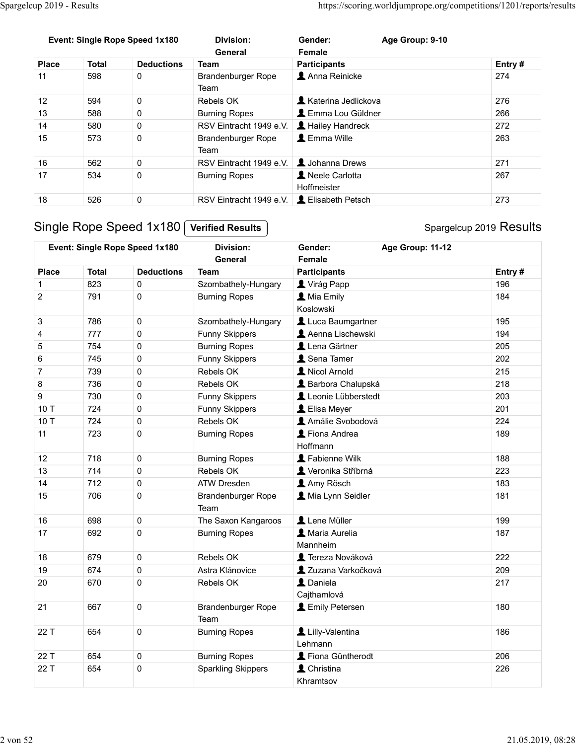| Event: Single Rope Speed 1x180 | | | Division: General | Gender: Female | Age Group: 9-10 |
|---|---|---|---|---|---|
| **Place** | **Total** | **Deductions** | **Team** | **Participants** | **Entry #** |
| 11 | 598 | 0 | Brandenburger Rope Team | Anna Reinicke | 274 |
| 12 | 594 | 0 | Rebels OK | Katerina Jedlickova | 276 |
| 13 | 588 | 0 | Burning Ropes | Emma Lou Güldner | 266 |
| 14 | 580 | 0 | RSV Eintracht 1949 e.V. | Hailey Handreck | 272 |
| 15 | 573 | 0 | Brandenburger Rope Team | Emma Wille | 263 |
| 16 | 562 | 0 | RSV Eintracht 1949 e.V. | Johanna Drews | 271 |
| 17 | 534 | 0 | Burning Ropes | Neele Carlotta Hoffmeister | 267 |
| 18 | 526 | 0 | RSV Eintracht 1949 e.V. | Elisabeth Petsch | 273 |

## Single Rope Speed 1x180 **Verified Results**

Spargelcup 2019 Results

| Event: Single Rope Speed 1x180 | | | Division: General | Gender: Female | Age Group: 11-12 |
|---|---|---|---|---|---|
| **Place** | **Total** | **Deductions** | **Team** | **Participants** | **Entry #** |
| 1 | 823 | 0 | Szombathely-Hungary | Virág Papp | 196 |
| 2 | 791 | 0 | Burning Ropes | Mia Emily Koslowski | 184 |
| 3 | 786 | 0 | Szombathely-Hungary | Luca Baumgartner | 195 |
| 4 | 777 | 0 | Funny Skippers | Aenna Lischewski | 194 |
| 5 | 754 | 0 | Burning Ropes | Lena Gärtner | 205 |
| 6 | 745 | 0 | Funny Skippers | Sena Tamer | 202 |
| 7 | 739 | 0 | Rebels OK | Nicol Arnold | 215 |
| 8 | 736 | 0 | Rebels OK | Barbora Chalupská | 218 |
| 9 | 730 | 0 | Funny Skippers | Leonie Lübberstedt | 203 |
| 10 T | 724 | 0 | Funny Skippers | Elisa Meyer | 201 |
| 10 T | 724 | 0 | Rebels OK | Amálie Svobodová | 224 |
| 11 | 723 | 0 | Burning Ropes | Fiona Andrea Hoffmann | 189 |
| 12 | 718 | 0 | Burning Ropes | Fabienne Wilk | 188 |
| 13 | 714 | 0 | Rebels OK | Veronika Stříbrná | 223 |
| 14 | 712 | 0 | ATW Dresden | Amy Rösch | 183 |
| 15 | 706 | 0 | Brandenburger Rope Team | Mia Lynn Seidler | 181 |
| 16 | 698 | 0 | The Saxon Kangaroos | Lene Müller | 199 |
| 17 | 692 | 0 | Burning Ropes | Maria Aurelia Mannheim | 187 |
| 18 | 679 | 0 | Rebels OK | Tereza Nováková | 222 |
| 19 | 674 | 0 | Astra Klánovice | Zuzana Varkočková | 209 |
| 20 | 670 | 0 | Rebels OK | Daniela Cajthamlová | 217 |
| 21 | 667 | 0 | Brandenburger Rope Team | Emily Petersen | 180 |
| 22 T | 654 | 0 | Burning Ropes | Lilly-Valentina Lehmann | 186 |
| 22 T | 654 | 0 | Burning Ropes | Fiona Güntherodt | 206 |
| 22 T | 654 | 0 | Sparkling Skippers | Christina Khramtsov | 226 |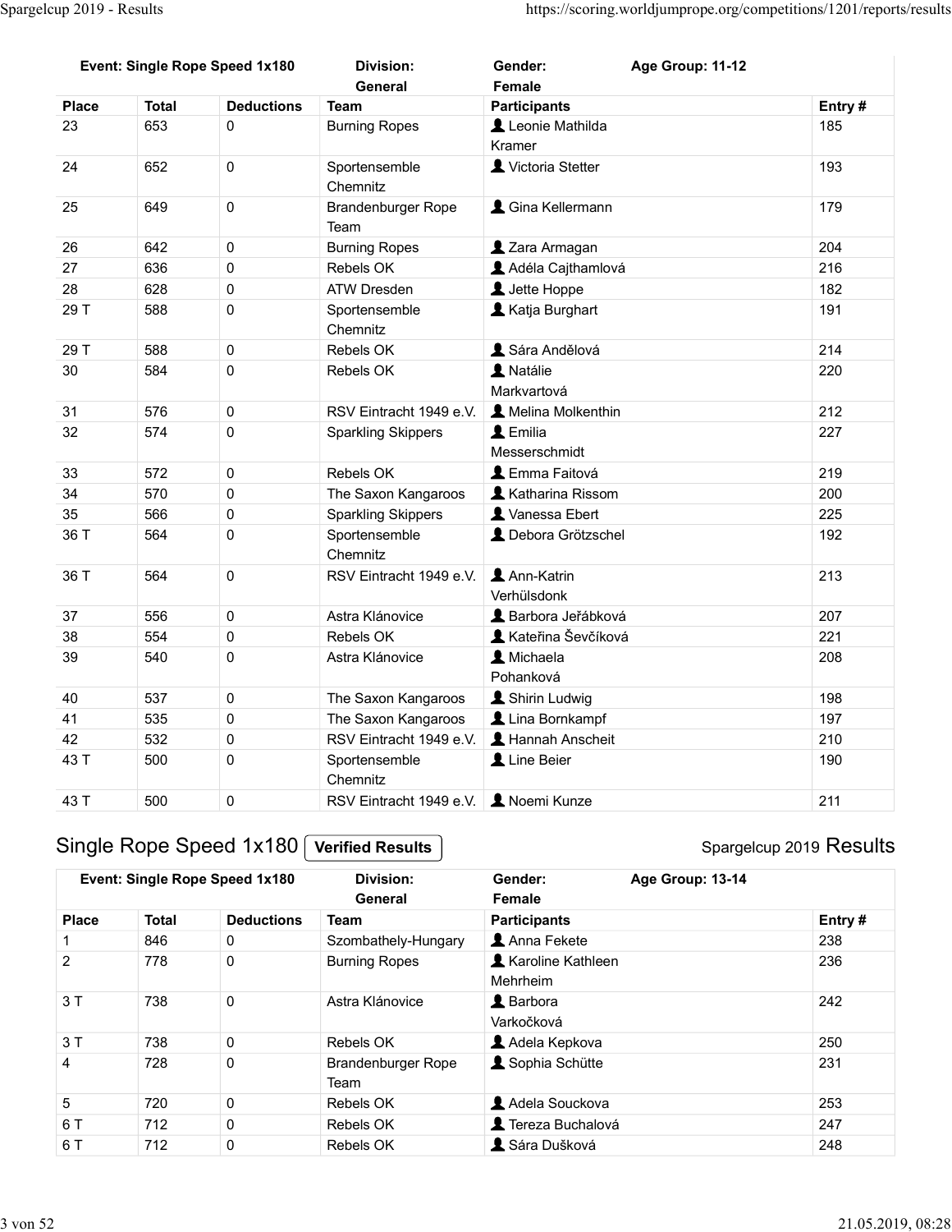| Event: Single Rope Speed 1x180 | | | Division: General | Gender: Female | Age Group: 11-12 |
|---|---|---|---|---|---|
| **Place** | **Total** | **Deductions** | **Team** | **Participants** | **Entry #** |
| 23 | 653 | 0 | Burning Ropes | Leonie Mathilda Kramer | 185 |
| 24 | 652 | 0 | Sportensemble Chemnitz | Victoria Stetter | 193 |
| 25 | 649 | 0 | Brandenburger Rope Team | Gina Kellermann | 179 |
| 26 | 642 | 0 | Burning Ropes | Zara Armagan | 204 |
| 27 | 636 | 0 | Rebels OK | Adéla Cajthamlová | 216 |
| 28 | 628 | 0 | ATW Dresden | Jette Hoppe | 182 |
| 29 T | 588 | 0 | Sportensemble Chemnitz | Katja Burghart | 191 |
| 29 T | 588 | 0 | Rebels OK | Sára Andělová | 214 |
| 30 | 584 | 0 | Rebels OK | Natálie Markvartová | 220 |
| 31 | 576 | 0 | RSV Eintracht 1949 e.V. | Melina Molkenthin | 212 |
| 32 | 574 | 0 | Sparkling Skippers | Emilia Messerschmidt | 227 |
| 33 | 572 | 0 | Rebels OK | Emma Faitová | 219 |
| 34 | 570 | 0 | The Saxon Kangaroos | Katharina Rissom | 200 |
| 35 | 566 | 0 | Sparkling Skippers | Vanessa Ebert | 225 |
| 36 T | 564 | 0 | Sportensemble Chemnitz | Debora Grötzschel | 192 |
| 36 T | 564 | 0 | RSV Eintracht 1949 e.V. | Ann-Katrin Verhülsdonk | 213 |
| 37 | 556 | 0 | Astra Klánovice | Barbora Jeřábková | 207 |
| 38 | 554 | 0 | Rebels OK | Kateřina Ševčíková | 221 |
| 39 | 540 | 0 | Astra Klánovice | Michaela Pohanková | 208 |
| 40 | 537 | 0 | The Saxon Kangaroos | Shirin Ludwig | 198 |
| 41 | 535 | 0 | The Saxon Kangaroos | Lina Bornkampf | 197 |
| 42 | 532 | 0 | RSV Eintracht 1949 e.V. | Hannah Anscheit | 210 |
| 43 T | 500 | 0 | Sportensemble Chemnitz | Line Beier | 190 |
| 43 T | 500 | 0 | RSV Eintracht 1949 e.V. | Noemi Kunze | 211 |

## Single Rope Speed 1x180 Verified Results

Spargelcup 2019 Results

| Event: Single Rope Speed 1x180 | | | Division: General | Gender: Female | Age Group: 13-14 |
|---|---|---|---|---|---|
| **Place** | **Total** | **Deductions** | **Team** | **Participants** | **Entry #** |
| 1 | 846 | 0 | Szombathely-Hungary | Anna Fekete | 238 |
| 2 | 778 | 0 | Burning Ropes | Karoline Kathleen Mehrheim | 236 |
| 3 T | 738 | 0 | Astra Klánovice | Barbora Varkočková | 242 |
| 3 T | 738 | 0 | Rebels OK | Adela Kepkova | 250 |
| 4 | 728 | 0 | Brandenburger Rope Team | Sophia Schütte | 231 |
| 5 | 720 | 0 | Rebels OK | Adela Souckova | 253 |
| 6 T | 712 | 0 | Rebels OK | Tereza Buchalová | 247 |
| 6 T | 712 | 0 | Rebels OK | Sára Dušková | 248 |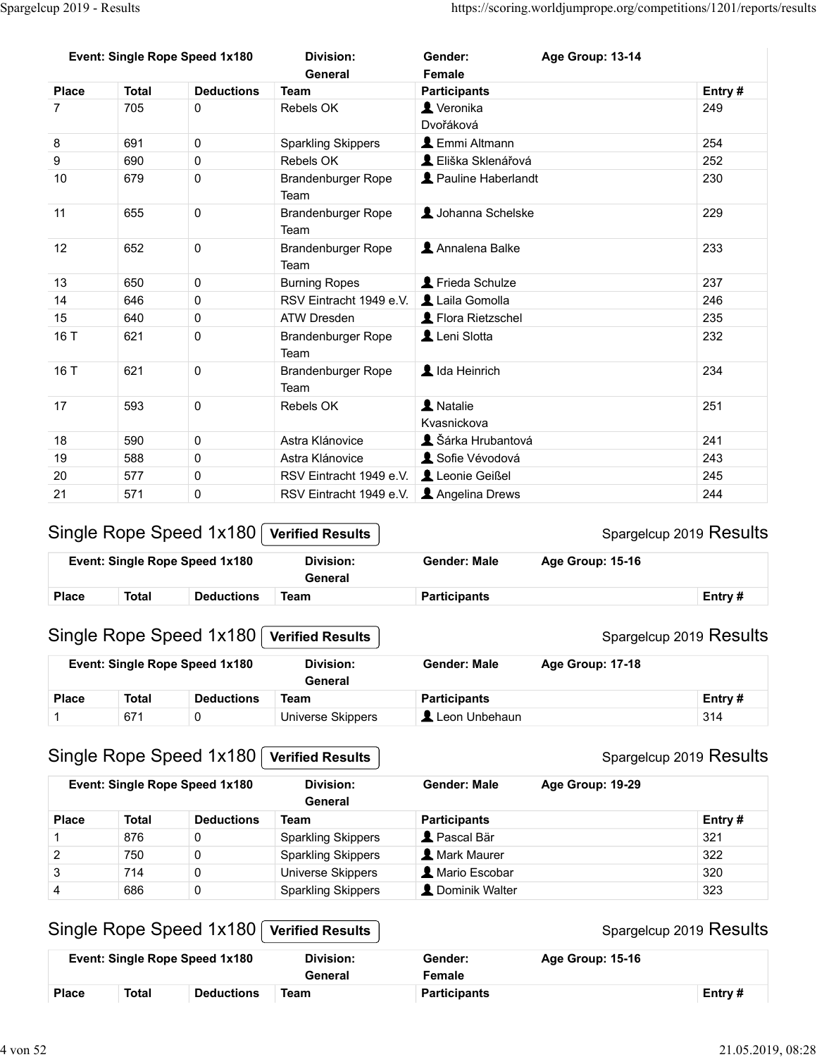| Event: Single Rope Speed 1x180 | | | Division: General | Gender: Female | Age Group: 13-14 |
|---|---|---|---|---|---|
| Place | Total | Deductions | Team | Participants | Entry # |
| 7 | 705 | 0 | Rebels OK | Veronika Dvořáková | 249 |
| 8 | 691 | 0 | Sparkling Skippers | Emmi Altmann | 254 |
| 9 | 690 | 0 | Rebels OK | Eliška Sklenářová | 252 |
| 10 | 679 | 0 | Brandenburger Rope Team | Pauline Haberlandt | 230 |
| 11 | 655 | 0 | Brandenburger Rope Team | Johanna Schelske | 229 |
| 12 | 652 | 0 | Brandenburger Rope Team | Annalena Balke | 233 |
| 13 | 650 | 0 | Burning Ropes | Frieda Schulze | 237 |
| 14 | 646 | 0 | RSV Eintracht 1949 e.V. | Laila Gomolla | 246 |
| 15 | 640 | 0 | ATW Dresden | Flora Rietzschel | 235 |
| 16 T | 621 | 0 | Brandenburger Rope Team | Leni Slotta | 232 |
| 16 T | 621 | 0 | Brandenburger Rope Team | Ida Heinrich | 234 |
| 17 | 593 | 0 | Rebels OK | Natalie Kvasnickova | 251 |
| 18 | 590 | 0 | Astra Klánovice | Šárka Hrubantová | 241 |
| 19 | 588 | 0 | Astra Klánovice | Sofie Vévodová | 243 |
| 20 | 577 | 0 | RSV Eintracht 1949 e.V. | Leonie Geißel | 245 |
| 21 | 571 | 0 | RSV Eintracht 1949 e.V. | Angelina Drews | 244 |

## Single Rope Speed 1x180 Verified Results

Spargelcup 2019 Results

| Event: Single Rope Speed 1x180 | | | Division: General | Gender: Male | Age Group: 15-16 |
|---|---|---|---|---|---|
| Place | Total | Deductions | Team | Participants | Entry # |

## Single Rope Speed 1x180 Verified Results

Spargelcup 2019 Results

| Event: Single Rope Speed 1x180 | | | Division: General | Gender: Male | Age Group: 17-18 |
|---|---|---|---|---|---|
| Place | Total | Deductions | Team | Participants | Entry # |
| 1 | 671 | 0 | Universe Skippers | Leon Unbehaun | 314 |

## Single Rope Speed 1x180 Verified Results

Spargelcup 2019 Results

| Event: Single Rope Speed 1x180 | | | Division: General | Gender: Male | Age Group: 19-29 |
|---|---|---|---|---|---|
| Place | Total | Deductions | Team | Participants | Entry # |
| 1 | 876 | 0 | Sparkling Skippers | Pascal Bär | 321 |
| 2 | 750 | 0 | Sparkling Skippers | Mark Maurer | 322 |
| 3 | 714 | 0 | Universe Skippers | Mario Escobar | 320 |
| 4 | 686 | 0 | Sparkling Skippers | Dominik Walter | 323 |

## Single Rope Speed 1x180 Verified Results

Spargelcup 2019 Results

| Event: Single Rope Speed 1x180 | | | Division: General | Gender: Female | Age Group: 15-16 |
|---|---|---|---|---|---|
| Place | Total | Deductions | Team | Participants | Entry # |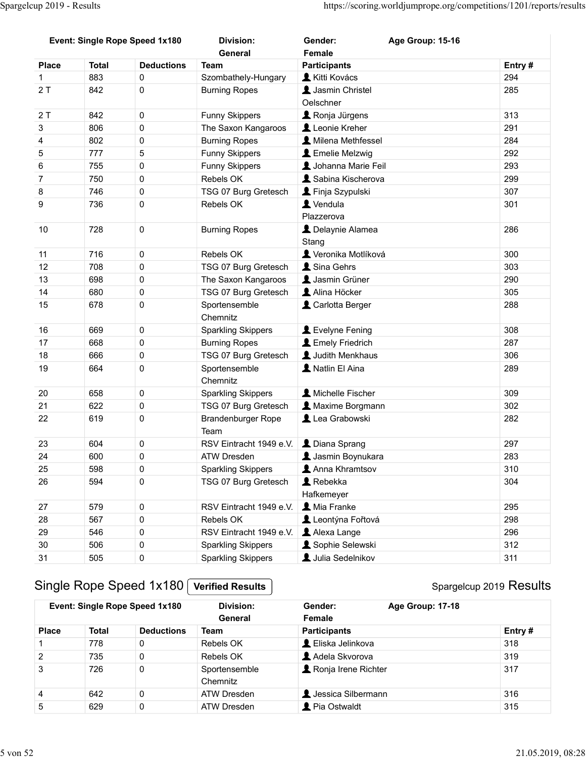| Event: Single Rope Speed 1x180 | | | Division: General | Gender: Female | Age Group: 15-16 |
|---|---|---|---|---|---|
| **Place** | **Total** | **Deductions** | **Team** | **Participants** | **Entry #** |
| 1 | 883 | 0 | Szombathely-Hungary | Kitti Kovács | 294 |
| 2 T | 842 | 0 | Burning Ropes | Jasmin Christel Oelschner | 285 |
| 2 T | 842 | 0 | Funny Skippers | Ronja Jürgens | 313 |
| 3 | 806 | 0 | The Saxon Kangaroos | Leonie Kreher | 291 |
| 4 | 802 | 0 | Burning Ropes | Milena Methfessel | 284 |
| 5 | 777 | 5 | Funny Skippers | Emelie Melzwig | 292 |
| 6 | 755 | 0 | Funny Skippers | Johanna Marie Feil | 293 |
| 7 | 750 | 0 | Rebels OK | Sabina Kischerova | 299 |
| 8 | 746 | 0 | TSG 07 Burg Gretesch | Finja Szypulski | 307 |
| 9 | 736 | 0 | Rebels OK | Vendula Plazzerova | 301 |
| 10 | 728 | 0 | Burning Ropes | Delaynie Alamea Stang | 286 |
| 11 | 716 | 0 | Rebels OK | Veronika Motlíková | 300 |
| 12 | 708 | 0 | TSG 07 Burg Gretesch | Sina Gehrs | 303 |
| 13 | 698 | 0 | The Saxon Kangaroos | Jasmin Grüner | 290 |
| 14 | 680 | 0 | TSG 07 Burg Gretesch | Alina Höcker | 305 |
| 15 | 678 | 0 | Sportensemble Chemnitz | Carlotta Berger | 288 |
| 16 | 669 | 0 | Sparkling Skippers | Evelyne Fening | 308 |
| 17 | 668 | 0 | Burning Ropes | Emely Friedrich | 287 |
| 18 | 666 | 0 | TSG 07 Burg Gretesch | Judith Menkhaus | 306 |
| 19 | 664 | 0 | Sportensemble Chemnitz | Natlin El Aina | 289 |
| 20 | 658 | 0 | Sparkling Skippers | Michelle Fischer | 309 |
| 21 | 622 | 0 | TSG 07 Burg Gretesch | Maxime Borgmann | 302 |
| 22 | 619 | 0 | Brandenburger Rope Team | Lea Grabowski | 282 |
| 23 | 604 | 0 | RSV Eintracht 1949 e.V. | Diana Sprang | 297 |
| 24 | 600 | 0 | ATW Dresden | Jasmin Boynukara | 283 |
| 25 | 598 | 0 | Sparkling Skippers | Anna Khramtsov | 310 |
| 26 | 594 | 0 | TSG 07 Burg Gretesch | Rebekka Hafkemeyer | 304 |
| 27 | 579 | 0 | RSV Eintracht 1949 e.V. | Mia Franke | 295 |
| 28 | 567 | 0 | Rebels OK | Leontýna Fořtová | 298 |
| 29 | 546 | 0 | RSV Eintracht 1949 e.V. | Alexa Lange | 296 |
| 30 | 506 | 0 | Sparkling Skippers | Sophie Selewski | 312 |
| 31 | 505 | 0 | Sparkling Skippers | Julia Sedelnikov | 311 |

## Single Rope Speed 1x180 **Verified Results**

Spargelcup 2019 Results

| Event: Single Rope Speed 1x180 | | | Division: General | Gender: Female | Age Group: 17-18 |
|---|---|---|---|---|---|
| **Place** | **Total** | **Deductions** | **Team** | **Participants** | **Entry #** |
| 1 | 778 | 0 | Rebels OK | Eliska Jelinkova | 318 |
| 2 | 735 | 0 | Rebels OK | Adela Skvorova | 319 |
| 3 | 726 | 0 | Sportensemble Chemnitz | Ronja Irene Richter | 317 |
| 4 | 642 | 0 | ATW Dresden | Jessica Silbermann | 316 |
| 5 | 629 | 0 | ATW Dresden | Pia Ostwaldt | 315 |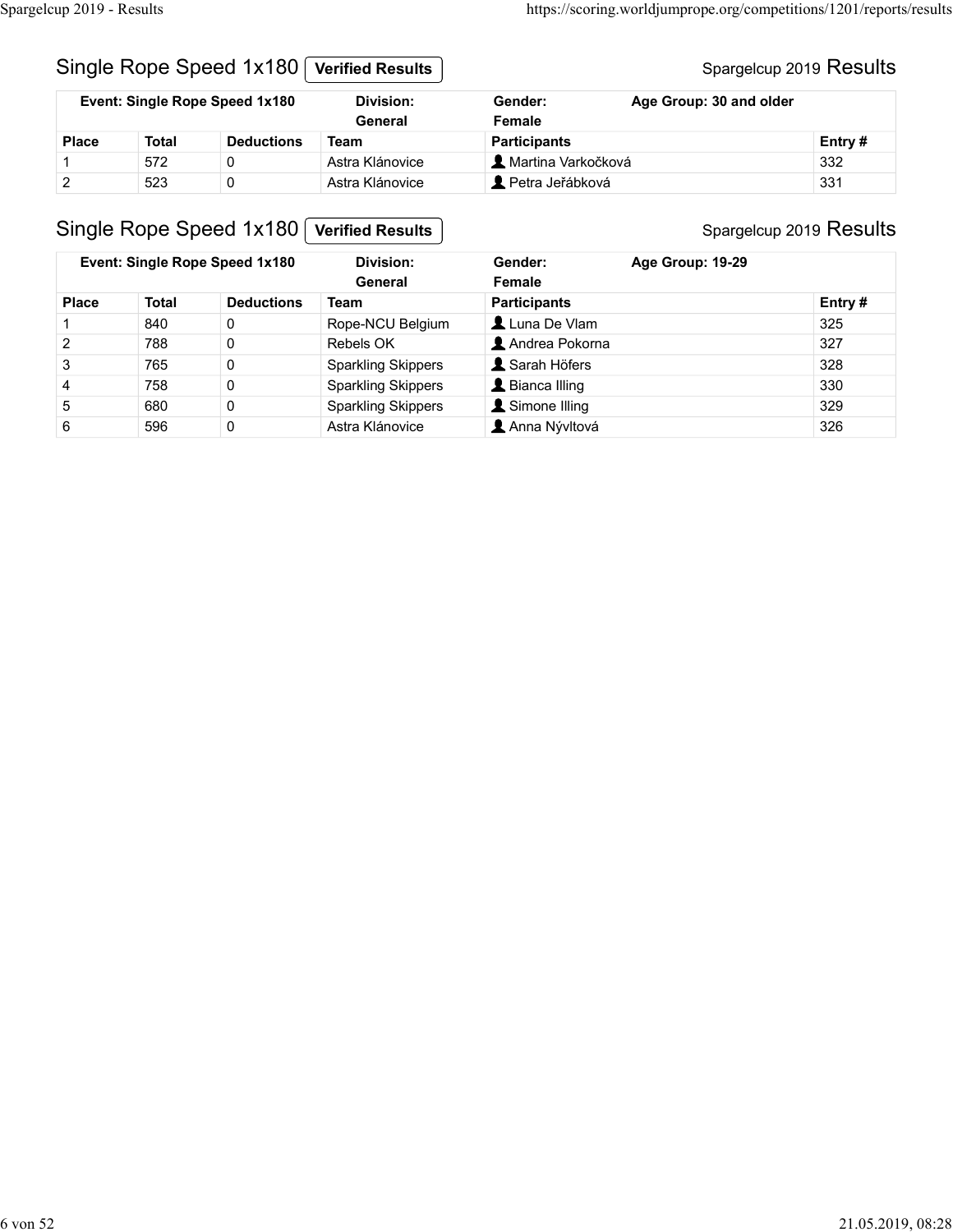## Single Rope Speed 1x180 **Verified Results**

Spargelcup 2019 Results

| Event: Single Rope Speed 1x180 | | | Division: General | Gender: Female | Age Group: 30 and older |
|---|---|---|---|---|---|
| **Place** | **Total** | **Deductions** | **Team** | **Participants** | **Entry #** |
| 1 | 572 | 0 | Astra Klánovice | Martina Varkočková | 332 |
| 2 | 523 | 0 | Astra Klánovice | Petra Jeřábková | 331 |

## Single Rope Speed 1x180 **Verified Results**

Spargelcup 2019 Results

| Event: Single Rope Speed 1x180 | | | Division: General | Gender: Female | Age Group: 19-29 |
|---|---|---|---|---|---|
| **Place** | **Total** | **Deductions** | **Team** | **Participants** | **Entry #** |
| 1 | 840 | 0 | Rope-NCU Belgium | Luna De Vlam | 325 |
| 2 | 788 | 0 | Rebels OK | Andrea Pokorna | 327 |
| 3 | 765 | 0 | Sparkling Skippers | Sarah Höfers | 328 |
| 4 | 758 | 0 | Sparkling Skippers | Bianca Illing | 330 |
| 5 | 680 | 0 | Sparkling Skippers | Simone Illing | 329 |
| 6 | 596 | 0 | Astra Klánovice | Anna Nývltová | 326 |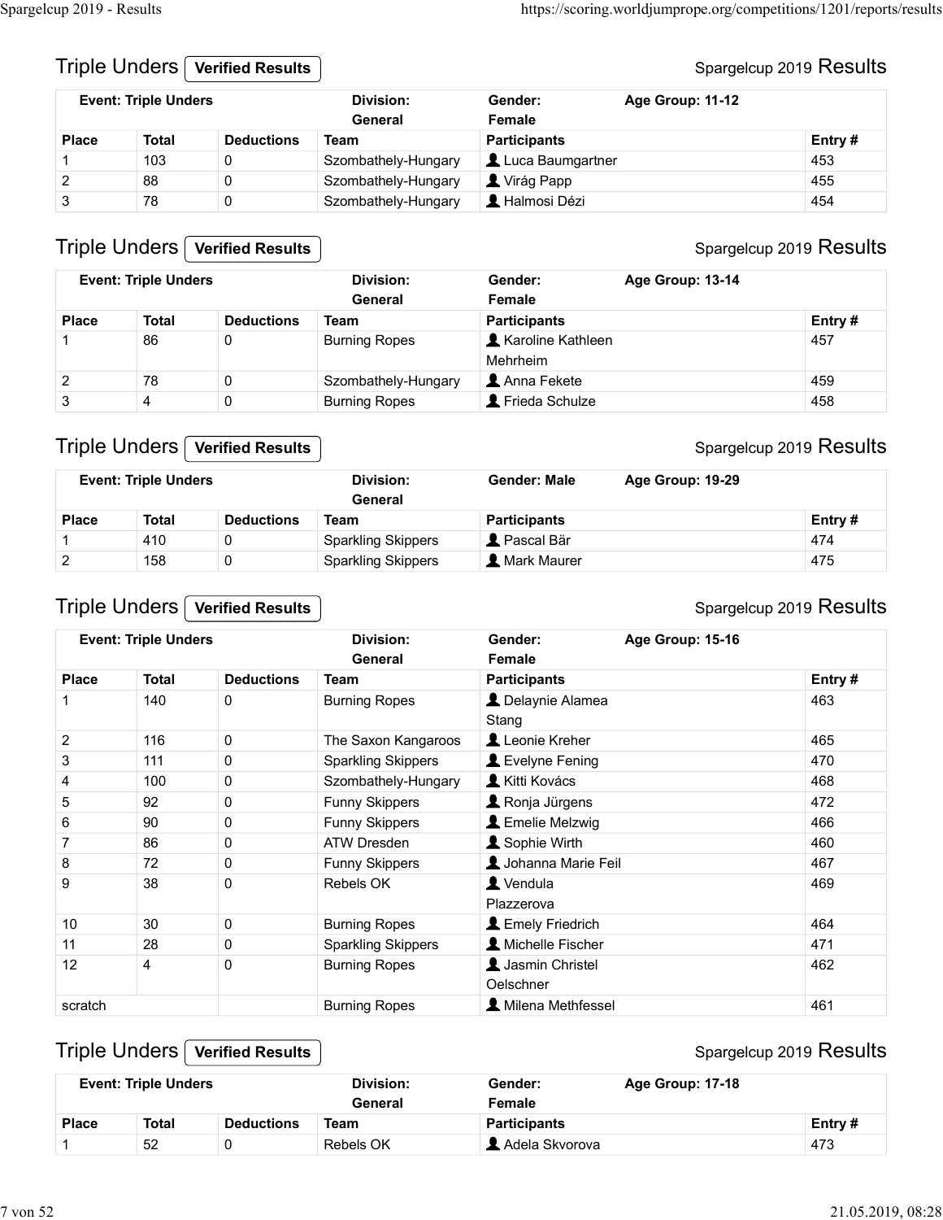## Triple Units Verified Results

Spargelcup 2019 Results

| Event: Triple Unders | | | Division: General | Gender: Female | Age Group: 11-12 |
|---|---|---|---|---|---|
| **Place** | **Total** | **Deductions** | **Team** | **Participants** | **Entry #** |
| 1 | 103 | 0 | Szombathely-Hungary | Luca Baumgartner | 453 |
| 2 | 88 | 0 | Szombathely-Hungary | Virág Papp | 455 |
| 3 | 78 | 0 | Szombathely-Hungary | Halmosi Dézi | 454 |

## Triple Unders Verified Results

Spargelcup 2019 Results

| Event: Triple Unders | | | Division: General | Gender: Female | Age Group: 13-14 |
|---|---|---|---|---|---|
| **Place** | **Total** | **Deductions** | **Team** | **Participants** | **Entry #** |
| 1 | 86 | 0 | Burning Ropes | Karoline Kathleen Mehrheim | 457 |
| 2 | 78 | 0 | Szombathely-Hungary | Anna Fekete | 459 |
| 3 | 4 | 0 | Burning Ropes | Frieda Schulze | 458 |

## Triple Unders Verified Results

Spargelcup 2019 Results

| Event: Triple Unders | | | Division: General | Gender: Male | Age Group: 19-29 |
|---|---|---|---|---|---|
| **Place** | **Total** | **Deductions** | **Team** | **Participants** | **Entry #** |
| 1 | 410 | 0 | Sparkling Skippers | Pascal Bär | 474 |
| 2 | 158 | 0 | Sparkling Skippers | Mark Maurer | 475 |

## Triple Unders Verified Results

Spargelcup 2019 Results

| Event: Triple Unders | | | Division: General | Gender: Female | Age Group: 15-16 |
|---|---|---|---|---|---|
| **Place** | **Total** | **Deductions** | **Team** | **Participants** | **Entry #** |
| 1 | 140 | 0 | Burning Ropes | Delaynie Alamea Stang | 463 |
| 2 | 116 | 0 | The Saxon Kangaroos | Leonie Kreher | 465 |
| 3 | 111 | 0 | Sparkling Skippers | Evelyne Fening | 470 |
| 4 | 100 | 0 | Szombathely-Hungary | Kitti Kovács | 468 |
| 5 | 92 | 0 | Funny Skippers | Ronja Jürgens | 472 |
| 6 | 90 | 0 | Funny Skippers | Emelie Melzwig | 466 |
| 7 | 86 | 0 | ATW Dresden | Sophie Wirth | 460 |
| 8 | 72 | 0 | Funny Skippers | Johanna Marie Feil | 467 |
| 9 | 38 | 0 | Rebels OK | Vendula Plazzerova | 469 |
| 10 | 30 | 0 | Burning Ropes | Emely Friedrich | 464 |
| 11 | 28 | 0 | Sparkling Skippers | Michelle Fischer | 471 |
| 12 | 4 | 0 | Burning Ropes | Jasmin Christel Oelschner | 462 |
| scratch | | | Burning Ropes | Milena Methfessel | 461 |

## Triple Unders Verified Results

Spargelcup 2019 Results

| Event: Triple Unders | | | Division: General | Gender: Female | Age Group: 17-18 |
|---|---|---|---|---|---|
| **Place** | **Total** | **Deductions** | **Team** | **Participants** | **Entry #** |
| 1 | 52 | 0 | Rebels OK | Adela Skvorova | 473 |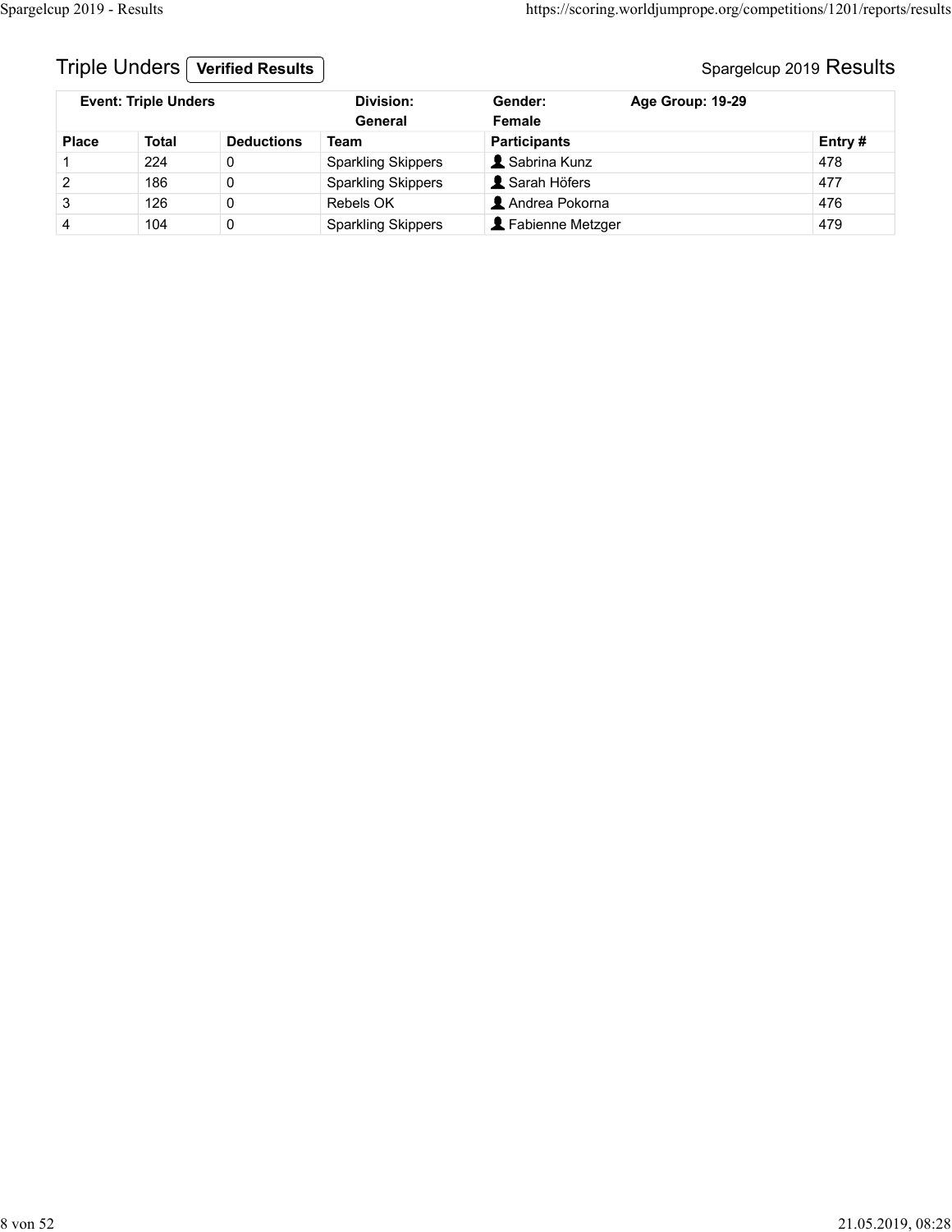## Triple Unders **Verified Results**

Spargelcup 2019 Results

| **Event: Triple Unders** | | | **Division: General** | **Gender: Female** | **Age Group: 19-29** |
|---|---|---|---|---|---|
| **Place** | **Total** | **Deductions** | **Team** | **Participants** | **Entry #** |
| 1 | 224 | 0 | Sparkling Skippers | Sabrina Kunz | 478 |
| 2 | 186 | 0 | Sparkling Skippers | Sarah Höfers | 477 |
| 3 | 126 | 0 | Rebels OK | Andrea Pokorna | 476 |
| 4 | 104 | 0 | Sparkling Skippers | Fabienne Metzger | 479 |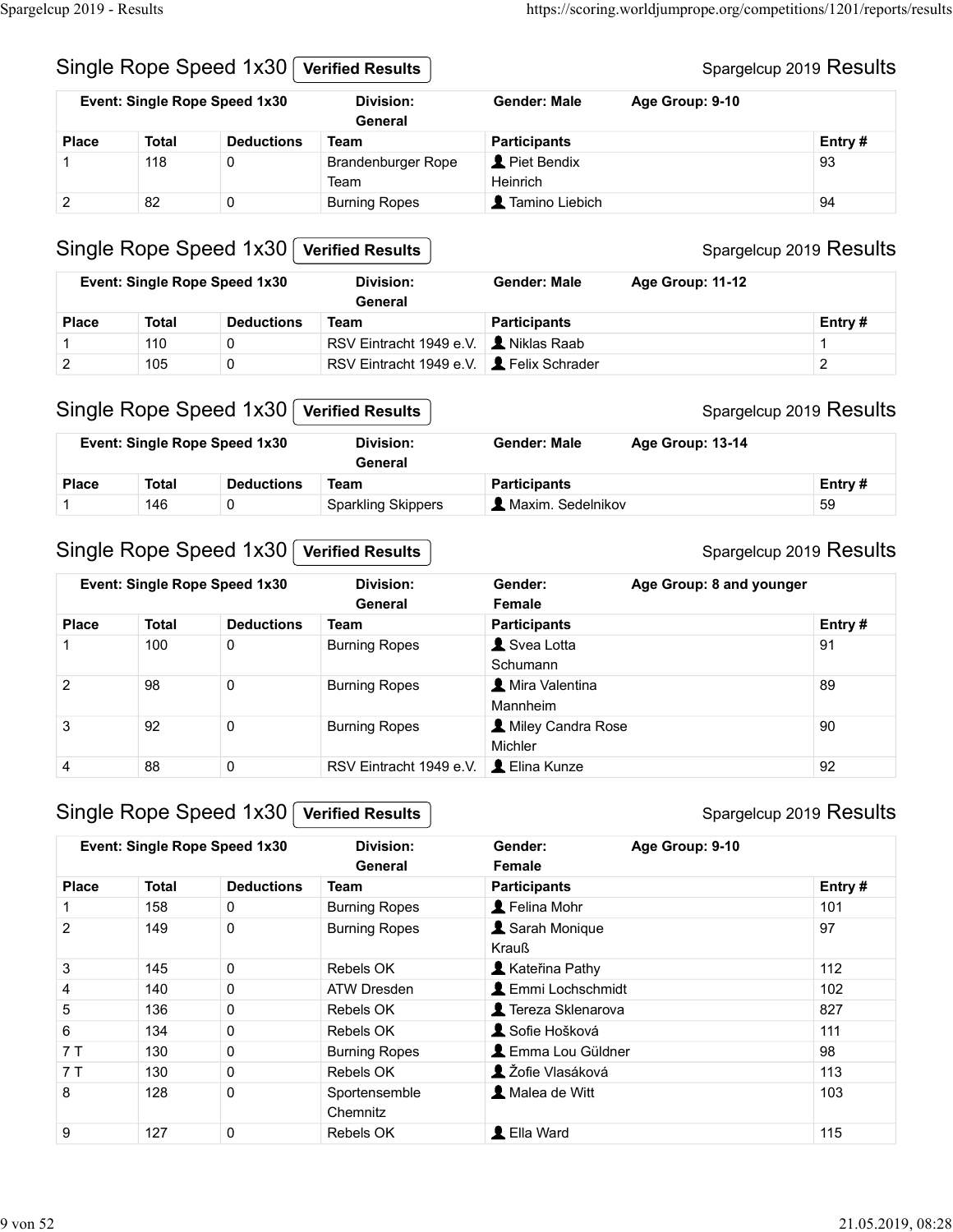## Single Rope Speed 1x30 Verified Results

Spargelcup 2019 Results

| Event: Single Rope Speed 1x30 | | | Division: General | Gender: Male | Age Group: 9-10 |
|---|---|---|---|---|---|
| **Place** | **Total** | **Deductions** | **Team** | **Participants** | **Entry #** |
| 1 | 118 | 0 | Brandenburger Rope Team | Piet Bendix Heinrich | 93 |
| 2 | 82 | 0 | Burning Ropes | Tamino Liebich | 94 |

## Single Rope Speed 1x30 Verified Results

Spargelcup 2019 Results

| Event: Single Rope Speed 1x30 | | | Division: General | Gender: Male | Age Group: 11-12 |
|---|---|---|---|---|---|
| **Place** | **Total** | **Deductions** | **Team** | **Participants** | **Entry #** |
| 1 | 110 | 0 | RSV Eintracht 1949 e.V. | Niklas Raab | 1 |
| 2 | 105 | 0 | RSV Eintracht 1949 e.V. | Felix Schrader | 2 |

## Single Rope Speed 1x30 Verified Results

Spargelcup 2019 Results

| Event: Single Rope Speed 1x30 | | | Division: General | Gender: Male | Age Group: 13-14 |
|---|---|---|---|---|---|
| **Place** | **Total** | **Deductions** | **Team** | **Participants** | **Entry #** |
| 1 | 146 | 0 | Sparkling Skippers | Maxim. Sedelnikov | 59 |

## Single Rope Speed 1x30 Verified Results

Spargelcup 2019 Results

| Event: Single Rope Speed 1x30 | | | Division: General | Gender: Female | Age Group: 8 and younger |
|---|---|---|---|---|---|
| **Place** | **Total** | **Deductions** | **Team** | **Participants** | **Entry #** |
| 1 | 100 | 0 | Burning Ropes | Svea Lotta Schumann | 91 |
| 2 | 98 | 0 | Burning Ropes | Mira Valentina Mannheim | 89 |
| 3 | 92 | 0 | Burning Ropes | Miley Candra Rose Michler | 90 |
| 4 | 88 | 0 | RSV Eintracht 1949 e.V. | Elina Kunze | 92 |

## Single Rope Speed 1x30 Verified Results

Spargelcup 2019 Results

| Event: Single Rope Speed 1x30 | | | Division: General | Gender: Female | Age Group: 9-10 |
|---|---|---|---|---|---|
| **Place** | **Total** | **Deductions** | **Team** | **Participants** | **Entry #** |
| 1 | 158 | 0 | Burning Ropes | Felina Mohr | 101 |
| 2 | 149 | 0 | Burning Ropes | Sarah Monique Krauß | 97 |
| 3 | 145 | 0 | Rebels OK | Kateřina Pathy | 112 |
| 4 | 140 | 0 | ATW Dresden | Emmi Lochschmidt | 102 |
| 5 | 136 | 0 | Rebels OK | Tereza Sklenarova | 827 |
| 6 | 134 | 0 | Rebels OK | Sofie Hošková | 111 |
| 7 T | 130 | 0 | Burning Ropes | Emma Lou Güldner | 98 |
| 7 T | 130 | 0 | Rebels OK | Žofie Vlasáková | 113 |
| 8 | 128 | 0 | Sportensemble Chemnitz | Malea de Witt | 103 |
| 9 | 127 | 0 | Rebels OK | Ella Ward | 115 |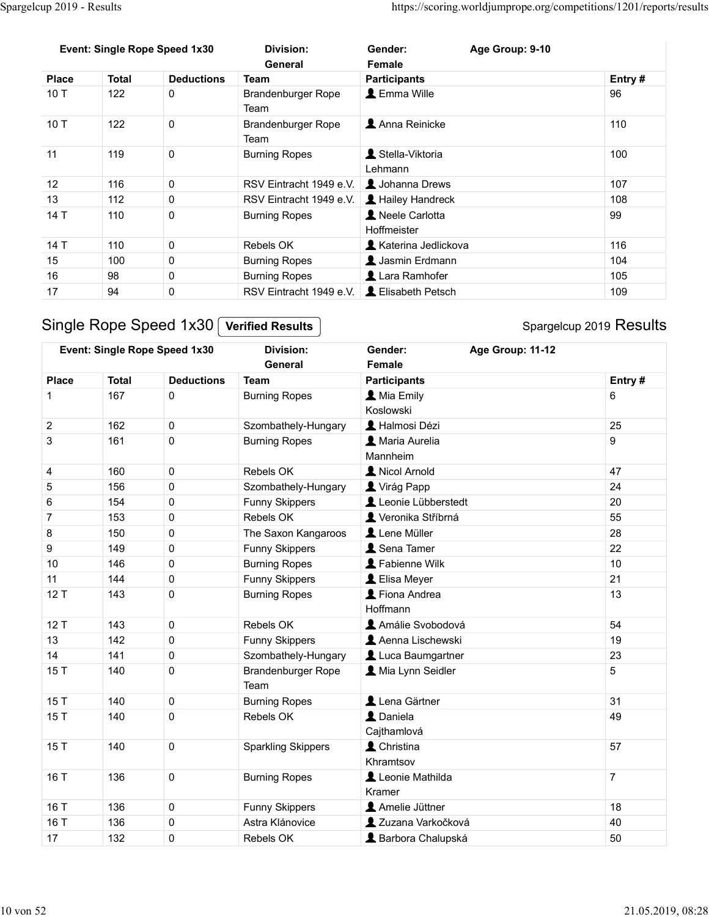| Event: Single Rope Speed 1x30 | | | Division: General | Gender: Female | Age Group: 9-10 |
|---|---|---|---|---|---|
| **Place** | **Total** | **Deductions** | **Team** | **Participants** | **Entry #** |
| 10 T | 122 | 0 | Brandenburger Rope Team | Emma Wille | 96 |
| 10 T | 122 | 0 | Brandenburger Rope Team | Anna Reinicke | 110 |
| 11 | 119 | 0 | Burning Ropes | Stella-Viktoria Lehmann | 100 |
| 12 | 116 | 0 | RSV Eintracht 1949 e.V. | Johanna Drews | 107 |
| 13 | 112 | 0 | RSV Eintracht 1949 e.V. | Hailey Handreck | 108 |
| 14 T | 110 | 0 | Burning Ropes | Neele Carlotta Hoffmeister | 99 |
| 14 T | 110 | 0 | Rebels OK | Katerina Jedlickova | 116 |
| 15 | 100 | 0 | Burning Ropes | Jasmin Erdmann | 104 |
| 16 | 98 | 0 | Burning Ropes | Lara Ramhofer | 105 |
| 17 | 94 | 0 | RSV Eintracht 1949 e.V. | Elisabeth Petsch | 109 |

## Single Rope Speed 1x30 **Verified Results**

Spargelcup 2019 Results

| Event: Single Rope Speed 1x30 | | | Division: General | Gender: Female | Age Group: 11-12 |
|---|---|---|---|---|---|
| **Place** | **Total** | **Deductions** | **Team** | **Participants** | **Entry #** |
| 1 | 167 | 0 | Burning Ropes | Mia Emily Koslowski | 6 |
| 2 | 162 | 0 | Szombathely-Hungary | Halmosi Dézi | 25 |
| 3 | 161 | 0 | Burning Ropes | Maria Aurelia Mannheim | 9 |
| 4 | 160 | 0 | Rebels OK | Nicol Arnold | 47 |
| 5 | 156 | 0 | Szombathely-Hungary | Virág Papp | 24 |
| 6 | 154 | 0 | Funny Skippers | Leonie Lübberstedt | 20 |
| 7 | 153 | 0 | Rebels OK | Veronika Stříbrná | 55 |
| 8 | 150 | 0 | The Saxon Kangaroos | Lene Müller | 28 |
| 9 | 149 | 0 | Funny Skippers | Sena Tamer | 22 |
| 10 | 146 | 0 | Burning Ropes | Fabienne Wilk | 10 |
| 11 | 144 | 0 | Funny Skippers | Elisa Meyer | 21 |
| 12 T | 143 | 0 | Burning Ropes | Fiona Andrea Hoffmann | 13 |
| 12 T | 143 | 0 | Rebels OK | Amálie Svobodová | 54 |
| 13 | 142 | 0 | Funny Skippers | Aenna Lischewski | 19 |
| 14 | 141 | 0 | Szombathely-Hungary | Luca Baumgartner | 23 |
| 15 T | 140 | 0 | Brandenburger Rope Team | Mia Lynn Seidler | 5 |
| 15 T | 140 | 0 | Burning Ropes | Lena Gärtner | 31 |
| 15 T | 140 | 0 | Rebels OK | Daniela Cajthamlová | 49 |
| 15 T | 140 | 0 | Sparkling Skippers | Christina Khramtsov | 57 |
| 16 T | 136 | 0 | Burning Ropes | Leonie Mathilda Kramer | 7 |
| 16 T | 136 | 0 | Funny Skippers | Amelie Jüttner | 18 |
| 16 T | 136 | 0 | Astra Klánovice | Zuzana Varkočková | 40 |
| 17 | 132 | 0 | Rebels OK | Barbora Chalupská | 50 |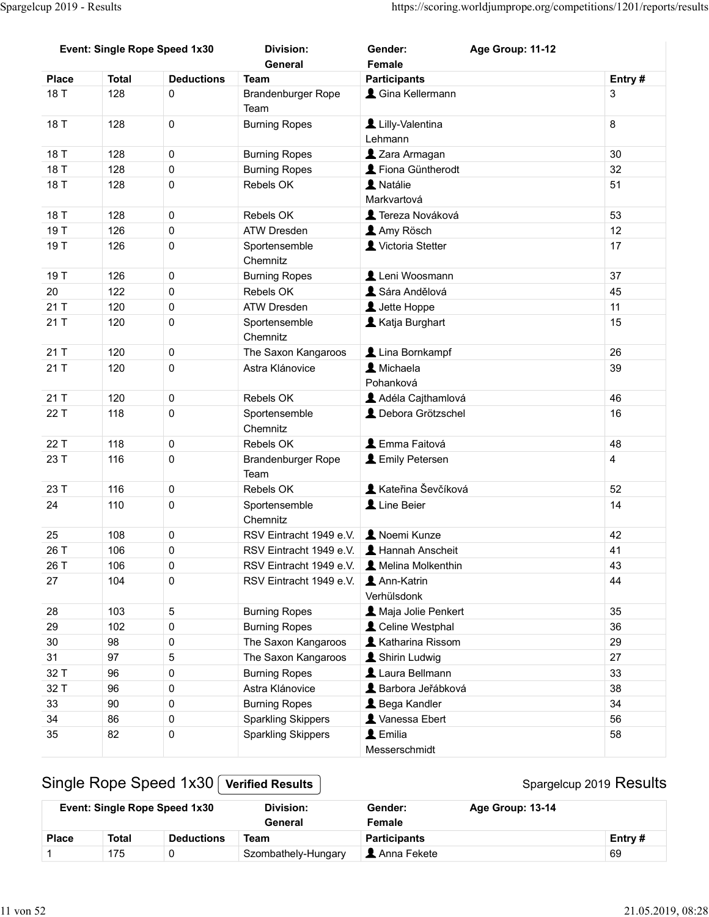| Event: Single Rope Speed 1x30 | | | Division: General | Gender: Female | Age Group: 11-12 |
|---|---|---|---|---|---|
| **Place** | **Total** | **Deductions** | **Team** | **Participants** | **Entry #** |
| 18 T | 128 | 0 | Brandenburger Rope Team | Gina Kellermann | 3 |
| 18 T | 128 | 0 | Burning Ropes | Lilly-Valentina Lehmann | 8 |
| 18 T | 128 | 0 | Burning Ropes | Zara Armagan | 30 |
| 18 T | 128 | 0 | Burning Ropes | Fiona Güntherodt | 32 |
| 18 T | 128 | 0 | Rebels OK | Natálie Markvartová | 51 |
| 18 T | 128 | 0 | Rebels OK | Tereza Nováková | 53 |
| 19 T | 126 | 0 | ATW Dresden | Amy Rösch | 12 |
| 19 T | 126 | 0 | Sportensemble Chemnitz | Victoria Stetter | 17 |
| 19 T | 126 | 0 | Burning Ropes | Leni Woosmann | 37 |
| 20 | 122 | 0 | Rebels OK | Sára Andělová | 45 |
| 21 T | 120 | 0 | ATW Dresden | Jette Hoppe | 11 |
| 21 T | 120 | 0 | Sportensemble Chemnitz | Katja Burghart | 15 |
| 21 T | 120 | 0 | The Saxon Kangaroos | Lina Bornkampf | 26 |
| 21 T | 120 | 0 | Astra Klánovice | Michaela Pohanková | 39 |
| 21 T | 120 | 0 | Rebels OK | Adéla Cajthamlová | 46 |
| 22 T | 118 | 0 | Sportensemble Chemnitz | Debora Grötzschel | 16 |
| 22 T | 118 | 0 | Rebels OK | Emma Faitová | 48 |
| 23 T | 116 | 0 | Brandenburger Rope Team | Emily Petersen | 4 |
| 23 T | 116 | 0 | Rebels OK | Kateřina Ševčíková | 52 |
| 24 | 110 | 0 | Sportensemble Chemnitz | Line Beier | 14 |
| 25 | 108 | 0 | RSV Eintracht 1949 e.V. | Noemi Kunze | 42 |
| 26 T | 106 | 0 | RSV Eintracht 1949 e.V. | Hannah Anscheit | 41 |
| 26 T | 106 | 0 | RSV Eintracht 1949 e.V. | Melina Molkenthin | 43 |
| 27 | 104 | 0 | RSV Eintracht 1949 e.V. | Ann-Katrin Verhülsdonk | 44 |
| 28 | 103 | 5 | Burning Ropes | Maja Jolie Penkert | 35 |
| 29 | 102 | 0 | Burning Ropes | Celine Westphal | 36 |
| 30 | 98 | 0 | The Saxon Kangaroos | Katharina Rissom | 29 |
| 31 | 97 | 5 | The Saxon Kangaroos | Shirin Ludwig | 27 |
| 32 T | 96 | 0 | Burning Ropes | Laura Bellmann | 33 |
| 32 T | 96 | 0 | Astra Klánovice | Barbora Jeřábková | 38 |
| 33 | 90 | 0 | Burning Ropes | Bega Kandler | 34 |
| 34 | 86 | 0 | Sparkling Skippers | Vanessa Ebert | 56 |
| 35 | 82 | 0 | Sparkling Skippers | Emilia Messerschmidt | 58 |

## Single Rope Speed 1x30 Verified Results

Spargelcup 2019 Results

| Event: Single Rope Speed 1x30 | | | Division: General | Gender: Female | Age Group: 13-14 |
|---|---|---|---|---|---|
| **Place** | **Total** | **Deductions** | **Team** | **Participants** | **Entry #** |
| 1 | 175 | 0 | Szombathely-Hungary | Anna Fekete | 69 |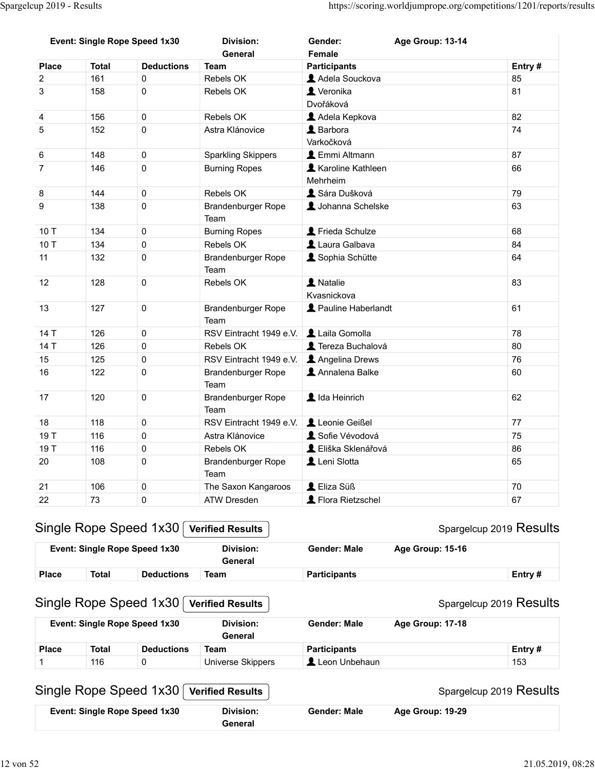| Event: Single Rope Speed 1x30 | | | Division: General | Gender: Female | Age Group: 13-14 |
|---|---|---|---|---|---|
| **Place** | **Total** | **Deductions** | **Team** | **Participants** | **Entry #** |
| 2 | 161 | 0 | Rebels OK | Adela Souckova | 85 |
| 3 | 158 | 0 | Rebels OK | Veronika Dvořáková | 81 |
| 4 | 156 | 0 | Rebels OK | Adela Kepkova | 82 |
| 5 | 152 | 0 | Astra Klánovice | Barbora Varkočková | 74 |
| 6 | 148 | 0 | Sparkling Skippers | Emmi Altmann | 87 |
| 7 | 146 | 0 | Burning Ropes | Karoline Kathleen Mehrheim | 66 |
| 8 | 144 | 0 | Rebels OK | Sára Dušková | 79 |
| 9 | 138 | 0 | Brandenburger Rope Team | Johanna Schelske | 63 |
| 10 T | 134 | 0 | Burning Ropes | Frieda Schulze | 68 |
| 10 T | 134 | 0 | Rebels OK | Laura Galbava | 84 |
| 11 | 132 | 0 | Brandenburger Rope Team | Sophia Schütte | 64 |
| 12 | 128 | 0 | Rebels OK | Natalie Kvasnickova | 83 |
| 13 | 127 | 0 | Brandenburger Rope Team | Pauline Haberlandt | 61 |
| 14 T | 126 | 0 | RSV Eintracht 1949 e.V. | Laila Gomolla | 78 |
| 14 T | 126 | 0 | Rebels OK | Tereza Buchalová | 80 |
| 15 | 125 | 0 | RSV Eintracht 1949 e.V. | Angelina Drews | 76 |
| 16 | 122 | 0 | Brandenburger Rope Team | Annalena Balke | 60 |
| 17 | 120 | 0 | Brandenburger Rope Team | Ida Heinrich | 62 |
| 18 | 118 | 0 | RSV Eintracht 1949 e.V. | Leonie Geißel | 77 |
| 19 T | 116 | 0 | Astra Klánovice | Sofie Vévodová | 75 |
| 19 T | 116 | 0 | Rebels OK | Eliška Sklenářová | 86 |
| 20 | 108 | 0 | Brandenburger Rope Team | Leni Slotta | 65 |
| 21 | 106 | 0 | The Saxon Kangaroos | Eliza Süß | 70 |
| 22 | 73 | 0 | ATW Dresden | Flora Rietzschel | 67 |

## Single Rope Speed 1x30 Verified Results

Spargelcup 2019 Results

| Event: Single Rope Speed 1x30 | | | Division: General | Gender: Male | Age Group: 15-16 |
|---|---|---|---|---|---|
| **Place** | **Total** | **Deductions** | **Team** | **Participants** | **Entry #** |

## Single Rope Speed 1x30 Verified Results

Spargelcup 2019 Results

| Event: Single Rope Speed 1x30 | | | Division: General | Gender: Male | Age Group: 17-18 |
|---|---|---|---|---|---|
| **Place** | **Total** | **Deductions** | **Team** | **Participants** | **Entry #** |
| 1 | 116 | 0 | Universe Skippers | Leon Unbehaun | 153 |

## Single Rope Speed 1x30 Verified Results

Spargelcup 2019 Results

| Event: Single Rope Speed 1x30 | | | Division: General | Gender: Male | Age Group: 19-29 |
|---|---|---|---|---|---|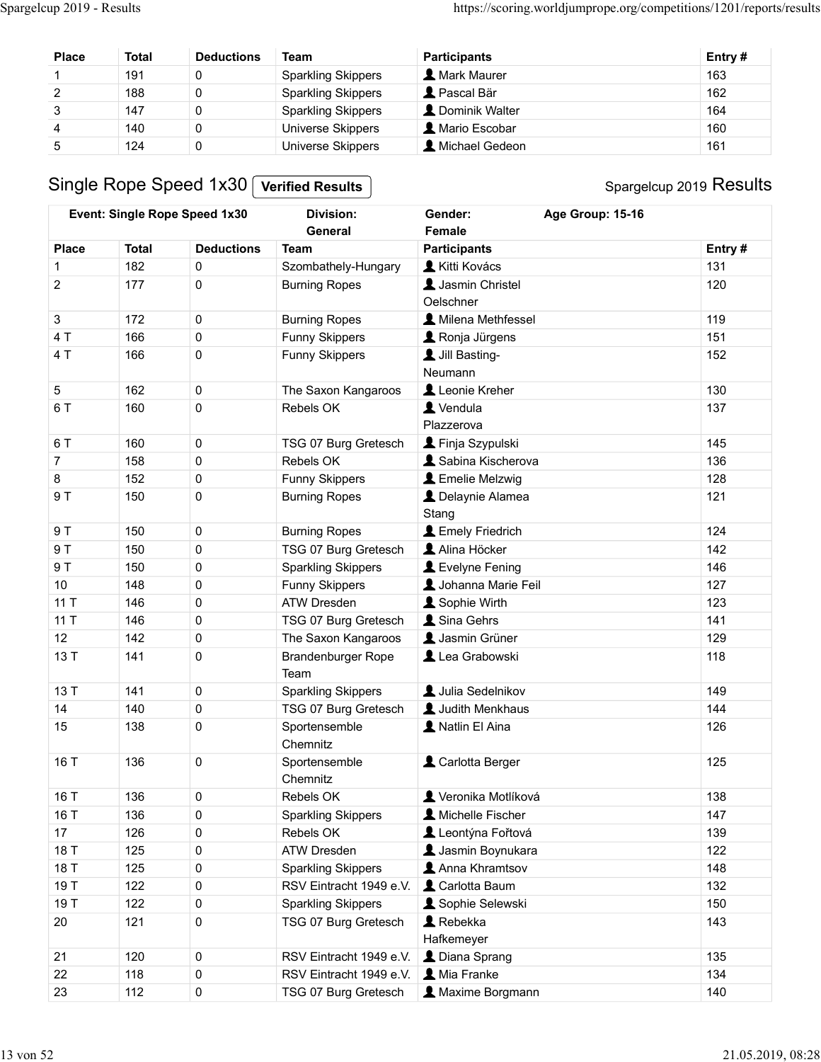| Place | Total | Deductions | Team | Participants | Entry # |
|---|---|---|---|---|---|
| 1 | 191 | 0 | Sparkling Skippers | Mark Maurer | 163 |
| 2 | 188 | 0 | Sparkling Skippers | Pascal Bär | 162 |
| 3 | 147 | 0 | Sparkling Skippers | Dominik Walter | 164 |
| 4 | 140 | 0 | Universe Skippers | Mario Escobar | 160 |
| 5 | 124 | 0 | Universe Skippers | Michael Gedeon | 161 |

## Single Rope Speed 1x30 Verified Results

Spargelcup 2019 Results

| Event: Single Rope Speed 1x30 | | | Division: General | Gender: Female | Age Group: 15-16 |
|---|---|---|---|---|---|
| **Place** | **Total** | **Deductions** | **Team** | **Participants** | **Entry #** |
| 1 | 182 | 0 | Szombathely-Hungary | Kitti Kovács | 131 |
| 2 | 177 | 0 | Burning Ropes | Jasmin Christel Oelschner | 120 |
| 3 | 172 | 0 | Burning Ropes | Milena Methfessel | 119 |
| 4 T | 166 | 0 | Funny Skippers | Ronja Jürgens | 151 |
| 4 T | 166 | 0 | Funny Skippers | Jill Basting-Neumann | 152 |
| 5 | 162 | 0 | The Saxon Kangaroos | Leonie Kreher | 130 |
| 6 T | 160 | 0 | Rebels OK | Vendula Plazzerova | 137 |
| 6 T | 160 | 0 | TSG 07 Burg Gretesch | Finja Szypulski | 145 |
| 7 | 158 | 0 | Rebels OK | Sabina Kischerova | 136 |
| 8 | 152 | 0 | Funny Skippers | Emelie Melzwig | 128 |
| 9 T | 150 | 0 | Burning Ropes | Delaynie Alamea Stang | 121 |
| 9 T | 150 | 0 | Burning Ropes | Emely Friedrich | 124 |
| 9 T | 150 | 0 | TSG 07 Burg Gretesch | Alina Höcker | 142 |
| 9 T | 150 | 0 | Sparkling Skippers | Evelyne Fening | 146 |
| 10 | 148 | 0 | Funny Skippers | Johanna Marie Feil | 127 |
| 11 T | 146 | 0 | ATW Dresden | Sophie Wirth | 123 |
| 11 T | 146 | 0 | TSG 07 Burg Gretesch | Sina Gehrs | 141 |
| 12 | 142 | 0 | The Saxon Kangaroos | Jasmin Grüner | 129 |
| 13 T | 141 | 0 | Brandenburger Rope Team | Lea Grabowski | 118 |
| 13 T | 141 | 0 | Sparkling Skippers | Julia Sedelnikov | 149 |
| 14 | 140 | 0 | TSG 07 Burg Gretesch | Judith Menkhaus | 144 |
| 15 | 138 | 0 | Sportensemble Chemnitz | Natlin El Aina | 126 |
| 16 T | 136 | 0 | Sportensemble Chemnitz | Carlotta Berger | 125 |
| 16 T | 136 | 0 | Rebels OK | Veronika Motlíková | 138 |
| 16 T | 136 | 0 | Sparkling Skippers | Michelle Fischer | 147 |
| 17 | 126 | 0 | Rebels OK | Leontýna Fořtová | 139 |
| 18 T | 125 | 0 | ATW Dresden | Jasmin Boynukara | 122 |
| 18 T | 125 | 0 | Sparkling Skippers | Anna Khramtsov | 148 |
| 19 T | 122 | 0 | RSV Eintracht 1949 e.V. | Carlotta Baum | 132 |
| 19 T | 122 | 0 | Sparkling Skippers | Sophie Selewski | 150 |
| 20 | 121 | 0 | TSG 07 Burg Gretesch | Rebekka Hafkemeyer | 143 |
| 21 | 120 | 0 | RSV Eintracht 1949 e.V. | Diana Sprang | 135 |
| 22 | 118 | 0 | RSV Eintracht 1949 e.V. | Mia Franke | 134 |
| 23 | 112 | 0 | TSG 07 Burg Gretesch | Maxime Borgmann | 140 |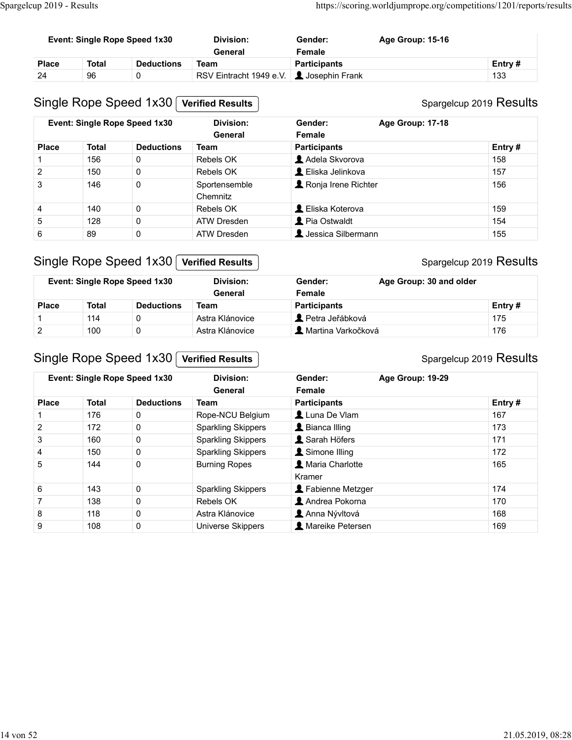| Event: Single Rope Speed 1x30 | | | Division: General | Gender: Female | Age Group: 15-16 |
|---|---|---|---|---|---|
| **Place** | **Total** | **Deductions** | **Team** | **Participants** | **Entry #** |
| 24 | 96 | 0 | RSV Eintracht 1949 e.V. | Josephin Frank | 133 |

## Single Rope Speed 1x30 **Verified Results**

Spargelcup 2019 Results

| Event: Single Rope Speed 1x30 | | | Division: General | Gender: Female | Age Group: 17-18 |
|---|---|---|---|---|---|
| **Place** | **Total** | **Deductions** | **Team** | **Participants** | **Entry #** |
| 1 | 156 | 0 | Rebels OK | Adela Skvorova | 158 |
| 2 | 150 | 0 | Rebels OK | Eliska Jelinkova | 157 |
| 3 | 146 | 0 | Sportensemble Chemnitz | Ronja Irene Richter | 156 |
| 4 | 140 | 0 | Rebels OK | Eliska Koterova | 159 |
| 5 | 128 | 0 | ATW Dresden | Pia Ostwaldt | 154 |
| 6 | 89 | 0 | ATW Dresden | Jessica Silbermann | 155 |

## Single Rope Speed 1x30 **Verified Results**

Spargelcup 2019 Results

| Event: Single Rope Speed 1x30 | | | Division: General | Gender: Female | Age Group: 30 and older |
|---|---|---|---|---|---|
| **Place** | **Total** | **Deductions** | **Team** | **Participants** | **Entry #** |
| 1 | 114 | 0 | Astra Klánovice | Petra Jeřábková | 175 |
| 2 | 100 | 0 | Astra Klánovice | Martina Varkočková | 176 |

## Single Rope Speed 1x30 **Verified Results**

Spargelcup 2019 Results

| Event: Single Rope Speed 1x30 | | | Division: General | Gender: Female | Age Group: 19-29 |
|---|---|---|---|---|---|
| **Place** | **Total** | **Deductions** | **Team** | **Participants** | **Entry #** |
| 1 | 176 | 0 | Rope-NCU Belgium | Luna De Vlam | 167 |
| 2 | 172 | 0 | Sparkling Skippers | Bianca Illing | 173 |
| 3 | 160 | 0 | Sparkling Skippers | Sarah Höfers | 171 |
| 4 | 150 | 0 | Sparkling Skippers | Simone Illing | 172 |
| 5 | 144 | 0 | Burning Ropes | Maria Charlotte Kramer | 165 |
| 6 | 143 | 0 | Sparkling Skippers | Fabienne Metzger | 174 |
| 7 | 138 | 0 | Rebels OK | Andrea Pokorna | 170 |
| 8 | 118 | 0 | Astra Klánovice | Anna Nývltová | 168 |
| 9 | 108 | 0 | Universe Skippers | Mareike Petersen | 169 |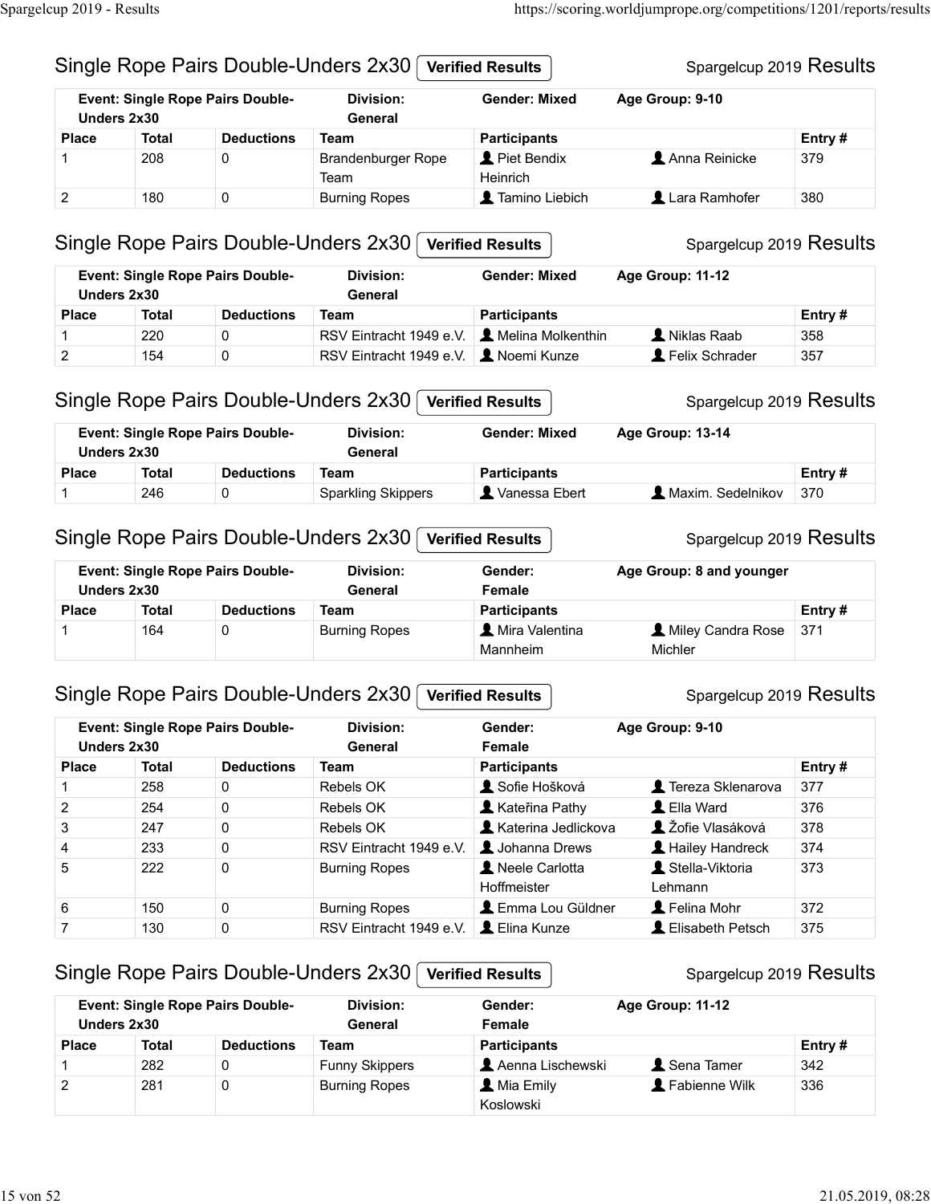## Single Rope Pairs Double-Unders 2x30 Verified Results

Spargelcup 2019 Results

| Event: Single Rope Pairs Double-Unders 2x30 | | | Division: General | Gender: Mixed | Age Group: 9-10 | |
|---|---|---|---|---|---|---|
| **Place** | **Total** | **Deductions** | **Team** | **Participants** | | **Entry #** |
| 1 | 208 | 0 | Brandenburger Rope Team | Piet Bendix Heinrich | Anna Reinicke | 379 |
| 2 | 180 | 0 | Burning Ropes | Tamino Liebich | Lara Ramhofer | 380 |

## Single Rope Pairs Double-Unders 2x30 Verified Results

Spargelcup 2019 Results

| Event: Single Rope Pairs Double-Unders 2x30 | | | Division: General | Gender: Mixed | Age Group: 11-12 | |
|---|---|---|---|---|---|---|
| **Place** | **Total** | **Deductions** | **Team** | **Participants** | | **Entry #** |
| 1 | 220 | 0 | RSV Eintracht 1949 e.V. | Melina Molkenthin | Niklas Raab | 358 |
| 2 | 154 | 0 | RSV Eintracht 1949 e.V. | Noemi Kunze | Felix Schrader | 357 |

## Single Rope Pairs Double-Unders 2x30 Verified Results

Spargelcup 2019 Results

| Event: Single Rope Pairs Double-Unders 2x30 | | | Division: General | Gender: Mixed | Age Group: 13-14 | |
|---|---|---|---|---|---|---|
| **Place** | **Total** | **Deductions** | **Team** | **Participants** | | **Entry #** |
| 1 | 246 | 0 | Sparkling Skippers | Vanessa Ebert | Maxim. Sedelnikov | 370 |

## Single Rope Pairs Double-Unders 2x30 Verified Results

Spargelcup 2019 Results

| Event: Single Rope Pairs Double-Unders 2x30 | | | Division: General | Gender: Female | Age Group: 8 and younger | |
|---|---|---|---|---|---|---|
| **Place** | **Total** | **Deductions** | **Team** | **Participants** | | **Entry #** |
| 1 | 164 | 0 | Burning Ropes | Mira Valentina Mannheim | Miley Candra Rose Michler | 371 |

## Single Rope Pairs Double-Unders 2x30 Verified Results

Spargelcup 2019 Results

| Event: Single Rope Pairs Double-Unders 2x30 | | | Division: General | Gender: Female | Age Group: 9-10 | |
|---|---|---|---|---|---|---|
| **Place** | **Total** | **Deductions** | **Team** | **Participants** | | **Entry #** |
| 1 | 258 | 0 | Rebels OK | Sofie Hošková | Tereza Sklenarova | 377 |
| 2 | 254 | 0 | Rebels OK | Kateřina Pathy | Ella Ward | 376 |
| 3 | 247 | 0 | Rebels OK | Katerina Jedlickova | Žofie Vlasáková | 378 |
| 4 | 233 | 0 | RSV Eintracht 1949 e.V. | Johanna Drews | Hailey Handreck | 374 |
| 5 | 222 | 0 | Burning Ropes | Neele Carlotta Hoffmeister | Stella-Viktoria Lehmann | 373 |
| 6 | 150 | 0 | Burning Ropes | Emma Lou Güldner | Felina Mohr | 372 |
| 7 | 130 | 0 | RSV Eintracht 1949 e.V. | Elina Kunze | Elisabeth Petsch | 375 |

## Single Rope Pairs Double-Unders 2x30 Verified Results

Spargelcup 2019 Results

| Event: Single Rope Pairs Double-Unders 2x30 | | | Division: General | Gender: Female | Age Group: 11-12 | |
|---|---|---|---|---|---|---|
| **Place** | **Total** | **Deductions** | **Team** | **Participants** | | **Entry #** |
| 1 | 282 | 0 | Funny Skippers | Aenna Lischewski | Sena Tamer | 342 |
| 2 | 281 | 0 | Burning Ropes | Mia Emily Koslowski | Fabienne Wilk | 336 |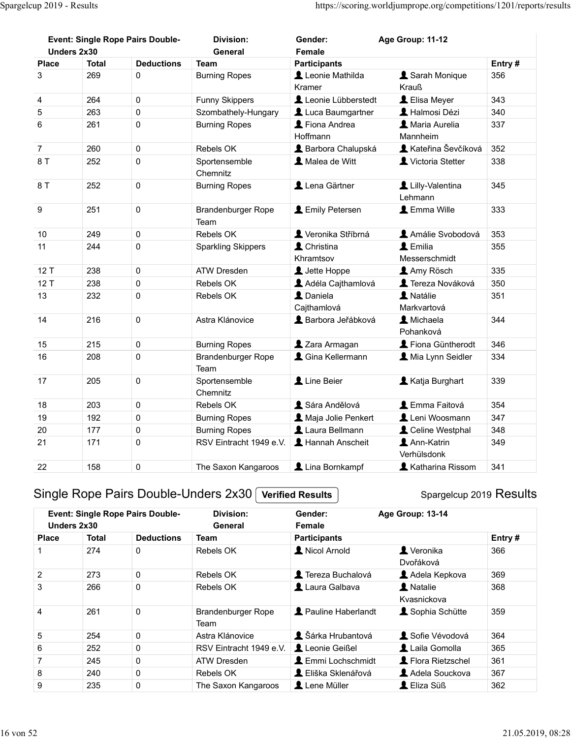| Event: Single Rope Pairs Double-Unders 2x30 | | | Division: General | Gender: Female | Age Group: 11-12 | |
|---|---|---|---|---|---|---|
| **Place** | **Total** | **Deductions** | **Team** | **Participants** | | **Entry #** |
| 3 | 269 | 0 | Burning Ropes | Leonie Mathilda Kramer | Sarah Monique Krauß | 356 |
| 4 | 264 | 0 | Funny Skippers | Leonie Lübberstedt | Elisa Meyer | 343 |
| 5 | 263 | 0 | Szombathely-Hungary | Luca Baumgartner | Halmosi Dézi | 340 |
| 6 | 261 | 0 | Burning Ropes | Fiona Andrea Hoffmann | Maria Aurelia Mannheim | 337 |
| 7 | 260 | 0 | Rebels OK | Barbora Chalupská | Kateřina Ševčíková | 352 |
| 8 T | 252 | 0 | Sportensemble Chemnitz | Malea de Witt | Victoria Stetter | 338 |
| 8 T | 252 | 0 | Burning Ropes | Lena Gärtner | Lilly-Valentina Lehmann | 345 |
| 9 | 251 | 0 | Brandenburger Rope Team | Emily Petersen | Emma Wille | 333 |
| 10 | 249 | 0 | Rebels OK | Veronika Stříbrná | Amálie Svobodová | 353 |
| 11 | 244 | 0 | Sparkling Skippers | Christina Khramtsov | Emilia Messerschmidt | 355 |
| 12 T | 238 | 0 | ATW Dresden | Jette Hoppe | Amy Rösch | 335 |
| 12 T | 238 | 0 | Rebels OK | Adéla Cajthamlová | Tereza Nováková | 350 |
| 13 | 232 | 0 | Rebels OK | Daniela Cajthamlová | Natálie Markvartová | 351 |
| 14 | 216 | 0 | Astra Klánovice | Barbora Jeřábková | Michaela Pohanková | 344 |
| 15 | 215 | 0 | Burning Ropes | Zara Armagan | Fiona Güntherodt | 346 |
| 16 | 208 | 0 | Brandenburger Rope Team | Gina Kellermann | Mia Lynn Seidler | 334 |
| 17 | 205 | 0 | Sportensemble Chemnitz | Line Beier | Katja Burghart | 339 |
| 18 | 203 | 0 | Rebels OK | Sára Andělová | Emma Faitová | 354 |
| 19 | 192 | 0 | Burning Ropes | Maja Jolie Penkert | Leni Woosmann | 347 |
| 20 | 177 | 0 | Burning Ropes | Laura Bellmann | Celine Westphal | 348 |
| 21 | 171 | 0 | RSV Eintracht 1949 e.V. | Hannah Anscheit | Ann-Katrin Verhülsdonk | 349 |
| 22 | 158 | 0 | The Saxon Kangaroos | Lina Bornkampf | Katharina Rissom | 341 |

## Single Rope Pairs Double-Unders 2x30 Verified Results

Spargelcup 2019 Results

| Event: Single Rope Pairs Double-Unders 2x30 | | | Division: General | Gender: Female | Age Group: 13-14 | |
|---|---|---|---|---|---|---|
| **Place** | **Total** | **Deductions** | **Team** | **Participants** | | **Entry #** |
| 1 | 274 | 0 | Rebels OK | Nicol Arnold | Veronika Dvořáková | 366 |
| 2 | 273 | 0 | Rebels OK | Tereza Buchalová | Adela Kepkova | 369 |
| 3 | 266 | 0 | Rebels OK | Laura Galbava | Natalie Kvasnickova | 368 |
| 4 | 261 | 0 | Brandenburger Rope Team | Pauline Haberlandt | Sophia Schütte | 359 |
| 5 | 254 | 0 | Astra Klánovice | Šárka Hrubantová | Sofie Vévodová | 364 |
| 6 | 252 | 0 | RSV Eintracht 1949 e.V. | Leonie Geißel | Laila Gomolla | 365 |
| 7 | 245 | 0 | ATW Dresden | Emmi Lochschmidt | Flora Rietzschel | 361 |
| 8 | 240 | 0 | Rebels OK | Eliška Sklenářová | Adela Souckova | 367 |
| 9 | 235 | 0 | The Saxon Kangaroos | Lene Müller | Eliza Süß | 362 |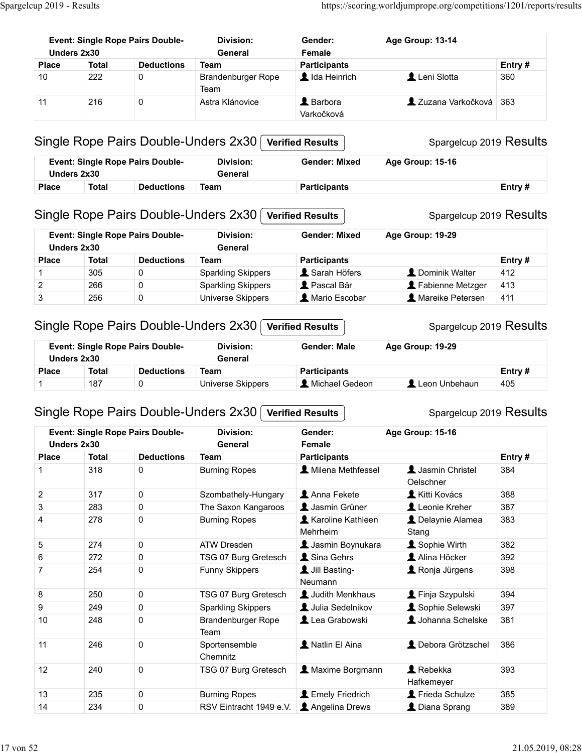| Event: Single Rope Pairs Double-Unders 2x30 | | | Division: General | Gender: Female | Age Group: 13-14 | |
|---|---|---|---|---|---|---|
| Place | Total | Deductions | Team | Participants | | Entry # |
| 10 | 222 | 0 | Brandenburger Rope Team | Ida Heinrich | Leni Slotta | 360 |
| 11 | 216 | 0 | Astra Klánovice | Barbora Varkočková | Zuzana Varkočková | 363 |

## Single Rope Pairs Double-Unders 2x30 **Verified Results**

Spargelcup 2019 Results

| Event: Single Rope Pairs Double-Unders 2x30 | | | Division: General | Gender: Mixed | Age Group: 15-16 | |
|---|---|---|---|---|---|---|
| Place | Total | Deductions | Team | Participants | | Entry # |

## Single Rope Pairs Double-Unders 2x30 **Verified Results**

Spargelcup 2019 Results

| Event: Single Rope Pairs Double-Unders 2x30 | | | Division: General | Gender: Mixed | Age Group: 19-29 | |
|---|---|---|---|---|---|---|
| Place | Total | Deductions | Team | Participants | | Entry # |
| 1 | 305 | 0 | Sparkling Skippers | Sarah Höfers | Dominik Walter | 412 |
| 2 | 266 | 0 | Sparkling Skippers | Pascal Bär | Fabienne Metzger | 413 |
| 3 | 256 | 0 | Universe Skippers | Mario Escobar | Mareike Petersen | 411 |

## Single Rope Pairs Double-Unders 2x30 **Verified Results**

Spargelcup 2019 Results

| Event: Single Rope Pairs Double-Unders 2x30 | | | Division: General | Gender: Male | Age Group: 19-29 | |
|---|---|---|---|---|---|---|
| Place | Total | Deductions | Team | Participants | | Entry # |
| 1 | 187 | 0 | Universe Skippers | Michael Gedeon | Leon Unbehaun | 405 |

## Single Rope Pairs Double-Unders 2x30 **Verified Results**

Spargelcup 2019 Results

| Event: Single Rope Pairs Double-Unders 2x30 | | | Division: General | Gender: Female | Age Group: 15-16 | |
|---|---|---|---|---|---|---|
| Place | Total | Deductions | Team | Participants | | Entry # |
| 1 | 318 | 0 | Burning Ropes | Milena Methfessel | Jasmin Christel Oelschner | 384 |
| 2 | 317 | 0 | Szombathely-Hungary | Anna Fekete | Kitti Kovács | 388 |
| 3 | 283 | 0 | The Saxon Kangaroos | Jasmin Grüner | Leonie Kreher | 387 |
| 4 | 278 | 0 | Burning Ropes | Karoline Kathleen Mehrheim | Delaynie Alamea Stang | 383 |
| 5 | 274 | 0 | ATW Dresden | Jasmin Boynukara | Sophie Wirth | 382 |
| 6 | 272 | 0 | TSG 07 Burg Gretesch | Sina Gehrs | Alina Höcker | 392 |
| 7 | 254 | 0 | Funny Skippers | Jill Basting-Neumann | Ronja Jürgens | 398 |
| 8 | 250 | 0 | TSG 07 Burg Gretesch | Judith Menkhaus | Finja Szypulski | 394 |
| 9 | 249 | 0 | Sparkling Skippers | Julia Sedelnikov | Sophie Selewski | 397 |
| 10 | 248 | 0 | Brandenburger Rope Team | Lea Grabowski | Johanna Schelske | 381 |
| 11 | 246 | 0 | Sportensemble Chemnitz | Natlin El Aina | Debora Grötzschel | 386 |
| 12 | 240 | 0 | TSG 07 Burg Gretesch | Maxime Borgmann | Rebekka Hafkemeyer | 393 |
| 13 | 235 | 0 | Burning Ropes | Emely Friedrich | Frieda Schulze | 385 |
| 14 | 234 | 0 | RSV Eintracht 1949 e.V. | Angelina Drews | Diana Sprang | 389 |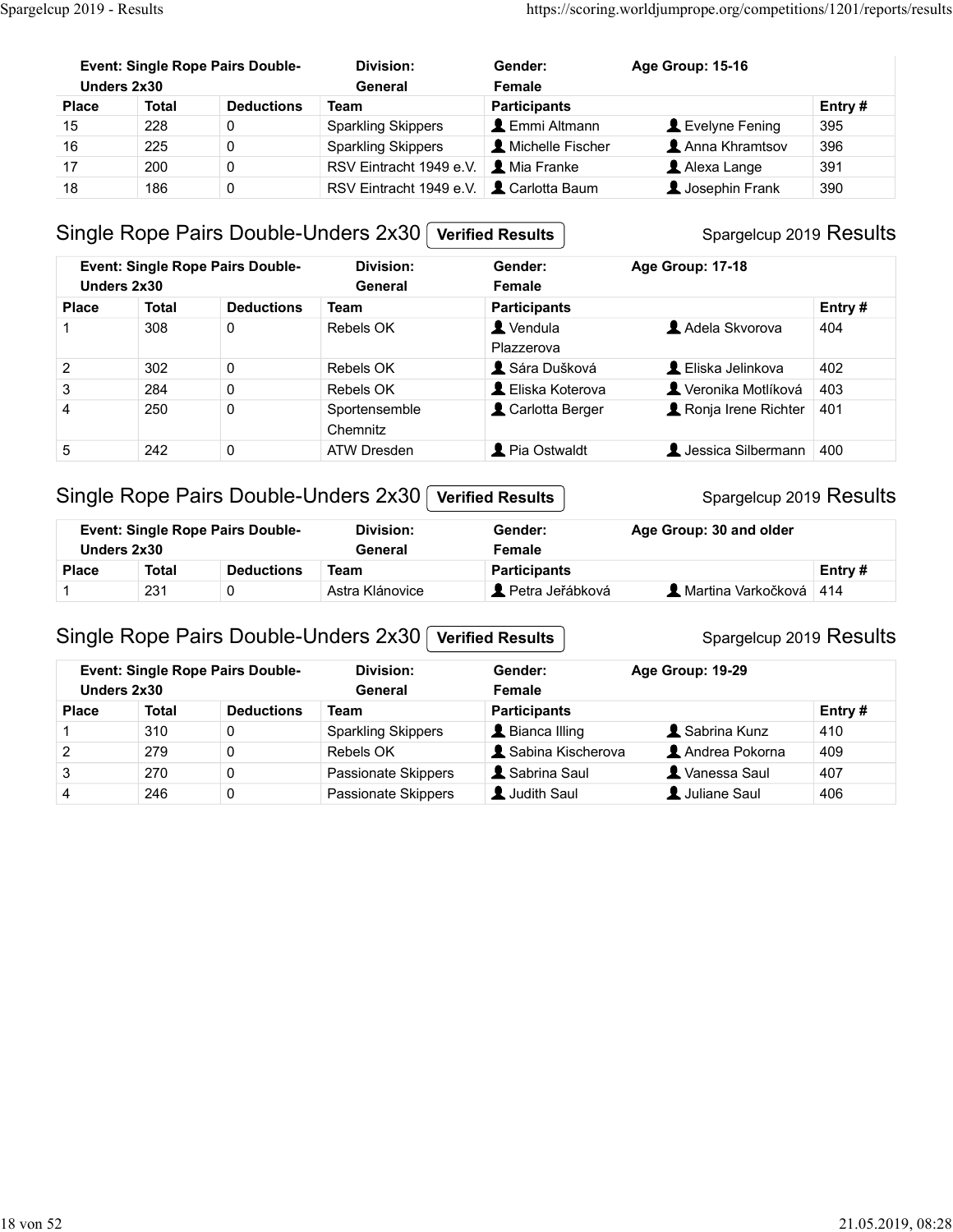| Event: Single Rope Pairs Double-Unders 2x30 | | | Division: General | Gender: Female | Age Group: 15-16 | |
|---|---|---|---|---|---|---|
| Place | Total | Deductions | Team | Participants | | Entry # |
| 15 | 228 | 0 | Sparkling Skippers | Emmi Altmann | Evelyne Fening | 395 |
| 16 | 225 | 0 | Sparkling Skippers | Michelle Fischer | Anna Khramtsov | 396 |
| 17 | 200 | 0 | RSV Eintracht 1949 e.V. | Mia Franke | Alexa Lange | 391 |
| 18 | 186 | 0 | RSV Eintracht 1949 e.V. | Carlotta Baum | Josephin Frank | 390 |

## Single Rope Pairs Double-Unders 2x30 Verified Results

Spargelcup 2019 Results

| Event: Single Rope Pairs Double-Unders 2x30 | | | Division: General | Gender: Female | Age Group: 17-18 | |
|---|---|---|---|---|---|---|
| Place | Total | Deductions | Team | Participants | | Entry # |
| 1 | 308 | 0 | Rebels OK | Vendula Plazzerova | Adela Skvorova | 404 |
| 2 | 302 | 0 | Rebels OK | Sára Dušková | Eliska Jelinkova | 402 |
| 3 | 284 | 0 | Rebels OK | Eliska Koterova | Veronika Motlíková | 403 |
| 4 | 250 | 0 | Sportensemble Chemnitz | Carlotta Berger | Ronja Irene Richter | 401 |
| 5 | 242 | 0 | ATW Dresden | Pia Ostwaldt | Jessica Silbermann | 400 |

## Single Rope Pairs Double-Unders 2x30 Verified Results

Spargelcup 2019 Results

| Event: Single Rope Pairs Double-Unders 2x30 | | | Division: General | Gender: Female | Age Group: 30 and older | |
|---|---|---|---|---|---|---|
| Place | Total | Deductions | Team | Participants | | Entry # |
| 1 | 231 | 0 | Astra Klánovice | Petra Jeřábková | Martina Varkočková | 414 |

## Single Rope Pairs Double-Unders 2x30 Verified Results

Spargelcup 2019 Results

| Event: Single Rope Pairs Double-Unders 2x30 | | | Division: General | Gender: Female | Age Group: 19-29 | |
|---|---|---|---|---|---|---|
| Place | Total | Deductions | Team | Participants | | Entry # |
| 1 | 310 | 0 | Sparkling Skippers | Bianca Illing | Sabrina Kunz | 410 |
| 2 | 279 | 0 | Rebels OK | Sabina Kischerova | Andrea Pokorna | 409 |
| 3 | 270 | 0 | Passionate Skippers | Sabrina Saul | Vanessa Saul | 407 |
| 4 | 246 | 0 | Passionate Skippers | Judith Saul | Juliane Saul | 406 |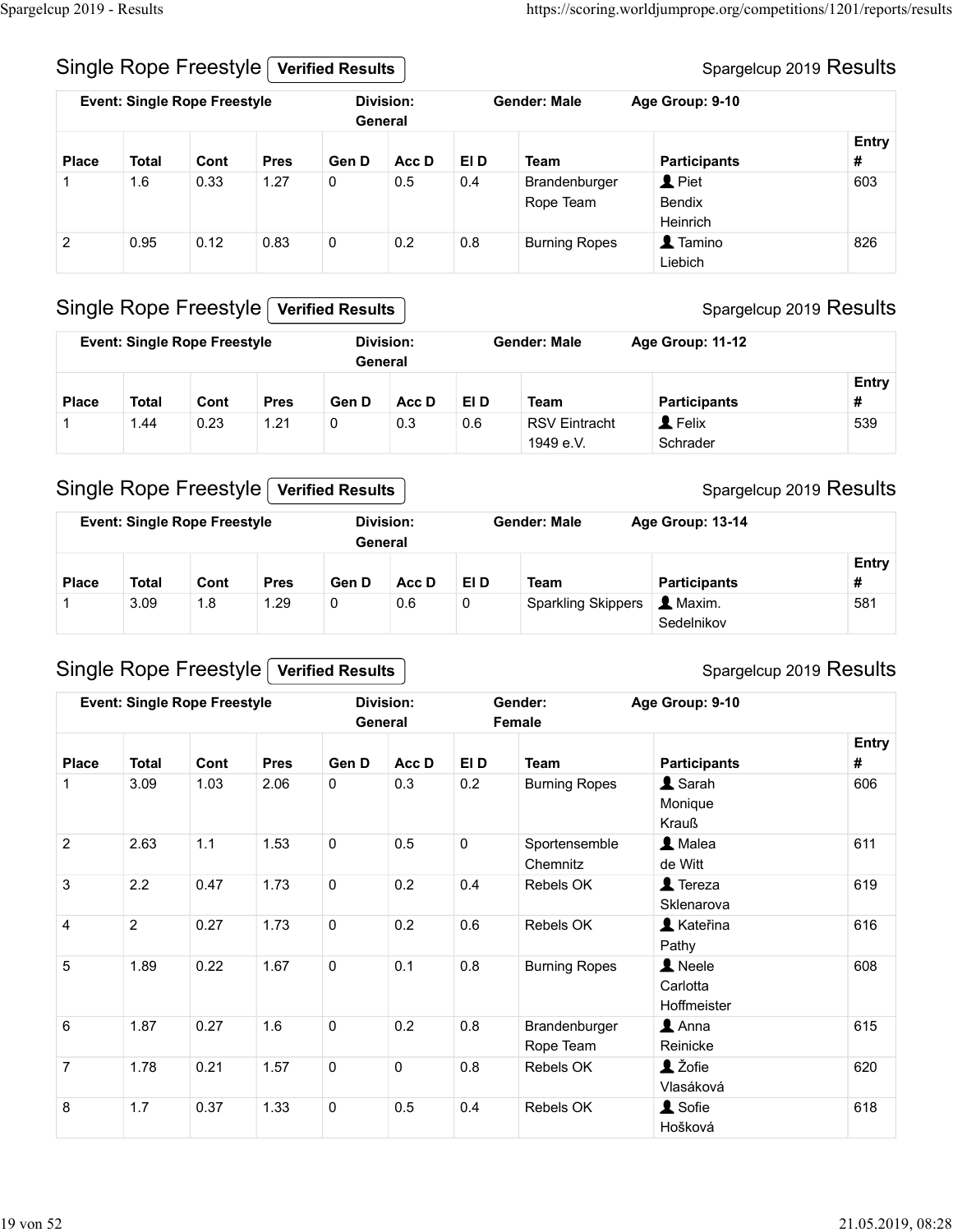## Single Rope Freestyle **Verified Results**

Spargelcup 2019 Results

| Event: Single Rope Freestyle | | | Division: General | | | Gender: Male | Age Group: 9-10 | |
|---|---|---|---|---|---|---|---|---|
| **Place** | **Total** | **Cont** | **Pres** | **Gen D** | **Acc D** | **El D** | **Team** | **Participants** | **Entry #** |
| 1 | 1.6 | 0.33 | 1.27 | 0 | 0.5 | 0.4 | Brandenburger Rope Team | Piet Bendix Heinrich | 603 |
| 2 | 0.95 | 0.12 | 0.83 | 0 | 0.2 | 0.8 | Burning Ropes | Tamino Liebich | 826 |

## Single Rope Freestyle **Verified Results**

Spargelcup 2019 Results

**Event: Single Rope Freestyle** | **Division: General** | **Gender: Male** | **Age Group: 11-12**

| Place | Total | Cont | Pres | Gen D | Acc D | El D | Team | Participants | Entry # |
|---|---|---|---|---|---|---|---|---|---|
| 1 | 1.44 | 0.23 | 1.21 | 0 | 0.3 | 0.6 | RSV Eintracht 1949 e.V. | Felix Schrader | 539 |

## Single Rope Freestyle **Verified Results**

Spargelcup 2019 Results

**Event: Single Rope Freestyle** | **Division: General** | **Gender: Male** | **Age Group: 13-14**

| Place | Total | Cont | Pres | Gen D | Acc D | El D | Team | Participants | Entry # |
|---|---|---|---|---|---|---|---|---|---|
| 1 | 3.09 | 1.8 | 1.29 | 0 | 0.6 | 0 | Sparkling Skippers | Maxim. Sedelnikov | 581 |

## Single Rope Freestyle **Verified Results**

Spargelcup 2019 Results

**Event: Single Rope Freestyle** | **Division: General** | **Gender: Female** | **Age Group: 9-10**

| Place | Total | Cont | Pres | Gen D | Acc D | El D | Team | Participants | Entry # |
|---|---|---|---|---|---|---|---|---|---|
| 1 | 3.09 | 1.03 | 2.06 | 0 | 0.3 | 0.2 | Burning Ropes | Sarah Monique Krauß | 606 |
| 2 | 2.63 | 1.1 | 1.53 | 0 | 0.5 | 0 | Sportensemble Chemnitz | Malea de Witt | 611 |
| 3 | 2.2 | 0.47 | 1.73 | 0 | 0.2 | 0.4 | Rebels OK | Tereza Sklenarova | 619 |
| 4 | 2 | 0.27 | 1.73 | 0 | 0.2 | 0.6 | Rebels OK | Kateřina Pathy | 616 |
| 5 | 1.89 | 0.22 | 1.67 | 0 | 0.1 | 0.8 | Burning Ropes | Neele Carlotta Hoffmeister | 608 |
| 6 | 1.87 | 0.27 | 1.6 | 0 | 0.2 | 0.8 | Brandenburger Rope Team | Anna Reinicke | 615 |
| 7 | 1.78 | 0.21 | 1.57 | 0 | 0 | 0.8 | Rebels OK | Žofie Vlasáková | 620 |
| 8 | 1.7 | 0.37 | 1.33 | 0 | 0.5 | 0.4 | Rebels OK | Sofie Hošková | 618 |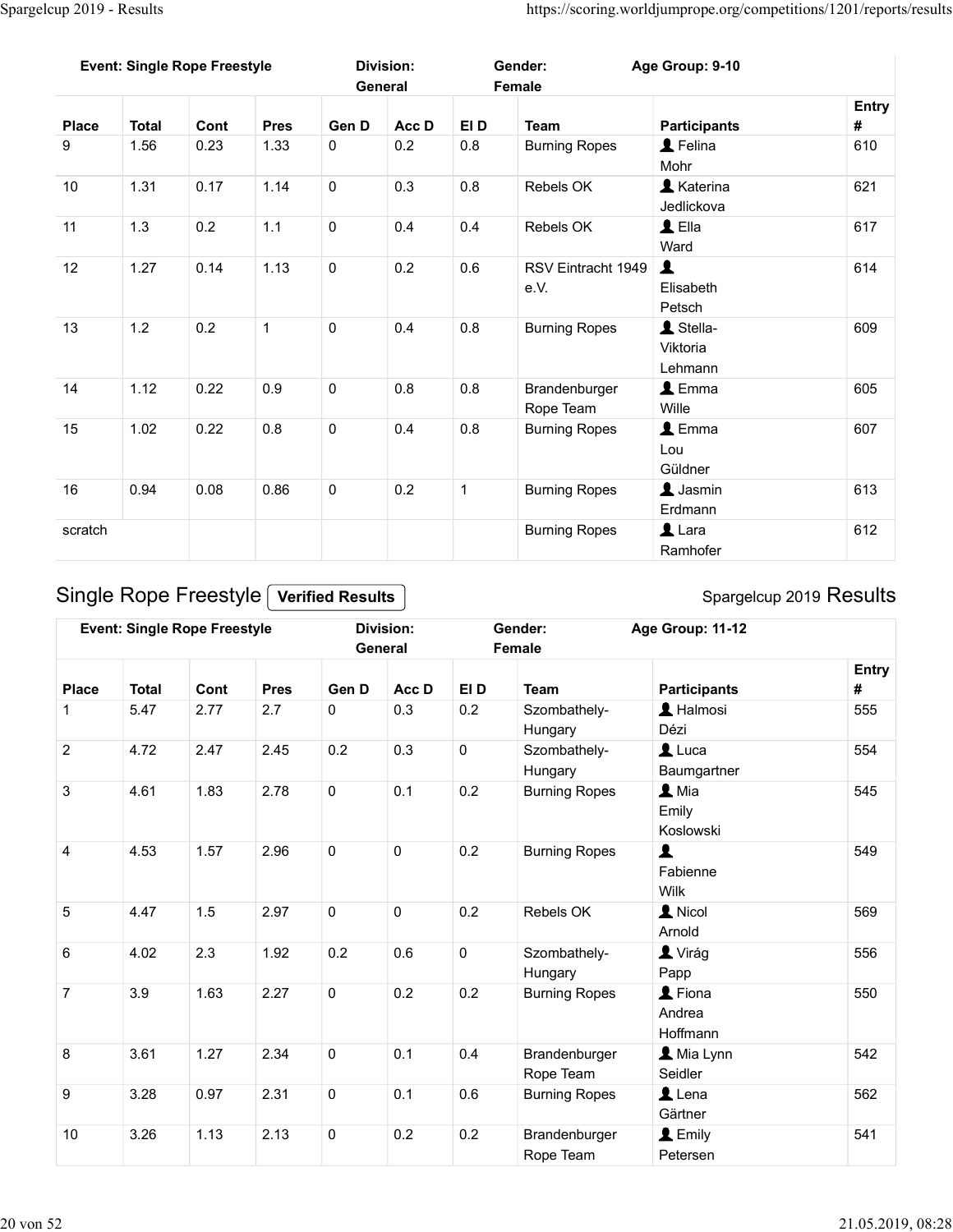| Event: Single Rope Freestyle | | | | Division: General | | | Gender: Female | Age Group: 9-10 | |
|---|---|---|---|---|---|---|---|---|---|
| Place | Total | Cont | Pres | Gen D | Acc D | El D | Team | Participants | Entry # |
| 9 | 1.56 | 0.23 | 1.33 | 0 | 0.2 | 0.8 | Burning Ropes | Felina Mohr | 610 |
| 10 | 1.31 | 0.17 | 1.14 | 0 | 0.3 | 0.8 | Rebels OK | Katerina Jedlickova | 621 |
| 11 | 1.3 | 0.2 | 1.1 | 0 | 0.4 | 0.4 | Rebels OK | Ella Ward | 617 |
| 12 | 1.27 | 0.14 | 1.13 | 0 | 0.2 | 0.6 | RSV Eintracht 1949 e.V. | Elisabeth Petsch | 614 |
| 13 | 1.2 | 0.2 | 1 | 0 | 0.4 | 0.8 | Burning Ropes | Stella-Viktoria Lehmann | 609 |
| 14 | 1.12 | 0.22 | 0.9 | 0 | 0.8 | 0.8 | Brandenburger Rope Team | Emma Wille | 605 |
| 15 | 1.02 | 0.22 | 0.8 | 0 | 0.4 | 0.8 | Burning Ropes | Emma Lou Güldner | 607 |
| 16 | 0.94 | 0.08 | 0.86 | 0 | 0.2 | 1 | Burning Ropes | Jasmin Erdmann | 613 |
| scratch | | | | | | | Burning Ropes | Lara Ramhofer | 612 |

## Single Rope Freestyle **Verified Results**

Spargelcup 2019 Results

| Event: Single Rope Freestyle | | | | Division: General | | | Gender: Female | Age Group: 11-12 | |
|---|---|---|---|---|---|---|---|---|---|
| Place | Total | Cont | Pres | Gen D | Acc D | El D | Team | Participants | Entry # |
| 1 | 5.47 | 2.77 | 2.7 | 0 | 0.3 | 0.2 | Szombathely-Hungary | Halmosi Dézi | 555 |
| 2 | 4.72 | 2.47 | 2.45 | 0.2 | 0.3 | 0 | Szombathely-Hungary | Luca Baumgartner | 554 |
| 3 | 4.61 | 1.83 | 2.78 | 0 | 0.1 | 0.2 | Burning Ropes | Mia Emily Koslowski | 545 |
| 4 | 4.53 | 1.57 | 2.96 | 0 | 0 | 0.2 | Burning Ropes | Fabienne Wilk | 549 |
| 5 | 4.47 | 1.5 | 2.97 | 0 | 0 | 0.2 | Rebels OK | Nicol Arnold | 569 |
| 6 | 4.02 | 2.3 | 1.92 | 0.2 | 0.6 | 0 | Szombathely-Hungary | Virág Papp | 556 |
| 7 | 3.9 | 1.63 | 2.27 | 0 | 0.2 | 0.2 | Burning Ropes | Fiona Andrea Hoffmann | 550 |
| 8 | 3.61 | 1.27 | 2.34 | 0 | 0.1 | 0.4 | Brandenburger Rope Team | Mia Lynn Seidler | 542 |
| 9 | 3.28 | 0.97 | 2.31 | 0 | 0.1 | 0.6 | Burning Ropes | Lena Gärtner | 562 |
| 10 | 3.26 | 1.13 | 2.13 | 0 | 0.2 | 0.2 | Brandenburger Rope Team | Emily Petersen | 541 |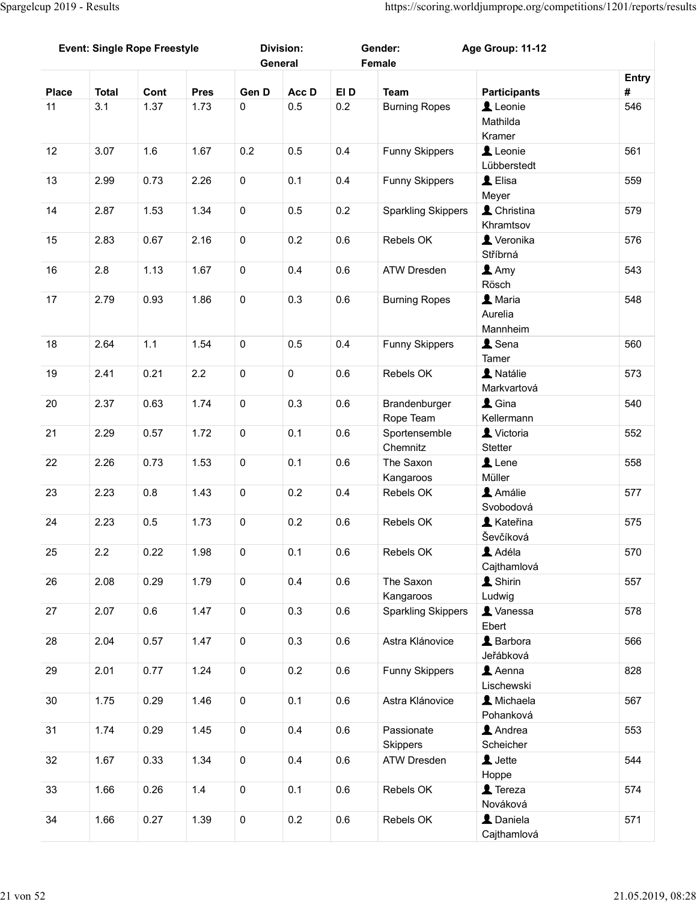| Event: Single Rope Freestyle | | | | Division: General | | Gender: Female | | Age Group: 11-12 | |
|---|---|---|---|---|---|---|---|---|---|
| Place | Total | Cont | Pres | Gen D | Acc D | El D | Team | Participants | Entry # |
| 11 | 3.1 | 1.37 | 1.73 | 0 | 0.5 | 0.2 | Burning Ropes | Leonie Mathilda Kramer | 546 |
| 12 | 3.07 | 1.6 | 1.67 | 0.2 | 0.5 | 0.4 | Funny Skippers | Leonie Lübberstedt | 561 |
| 13 | 2.99 | 0.73 | 2.26 | 0 | 0.1 | 0.4 | Funny Skippers | Elisa Meyer | 559 |
| 14 | 2.87 | 1.53 | 1.34 | 0 | 0.5 | 0.2 | Sparkling Skippers | Christina Khramtsov | 579 |
| 15 | 2.83 | 0.67 | 2.16 | 0 | 0.2 | 0.6 | Rebels OK | Veronika Stříbrná | 576 |
| 16 | 2.8 | 1.13 | 1.67 | 0 | 0.4 | 0.6 | ATW Dresden | Amy Rösch | 543 |
| 17 | 2.79 | 0.93 | 1.86 | 0 | 0.3 | 0.6 | Burning Ropes | Maria Aurelia Mannheim | 548 |
| 18 | 2.64 | 1.1 | 1.54 | 0 | 0.5 | 0.4 | Funny Skippers | Sena Tamer | 560 |
| 19 | 2.41 | 0.21 | 2.2 | 0 | 0 | 0.6 | Rebels OK | Natálie Markvartová | 573 |
| 20 | 2.37 | 0.63 | 1.74 | 0 | 0.3 | 0.6 | Brandenburger Rope Team | Gina Kellermann | 540 |
| 21 | 2.29 | 0.57 | 1.72 | 0 | 0.1 | 0.6 | Sportensemble Chemnitz | Victoria Stetter | 552 |
| 22 | 2.26 | 0.73 | 1.53 | 0 | 0.1 | 0.6 | The Saxon Kangaroos | Lene Müller | 558 |
| 23 | 2.23 | 0.8 | 1.43 | 0 | 0.2 | 0.4 | Rebels OK | Amálie Svobodová | 577 |
| 24 | 2.23 | 0.5 | 1.73 | 0 | 0.2 | 0.6 | Rebels OK | Kateřina Ševčíková | 575 |
| 25 | 2.2 | 0.22 | 1.98 | 0 | 0.1 | 0.6 | Rebels OK | Adéla Cajthamlová | 570 |
| 26 | 2.08 | 0.29 | 1.79 | 0 | 0.4 | 0.6 | The Saxon Kangaroos | Shirin Ludwig | 557 |
| 27 | 2.07 | 0.6 | 1.47 | 0 | 0.3 | 0.6 | Sparkling Skippers | Vanessa Ebert | 578 |
| 28 | 2.04 | 0.57 | 1.47 | 0 | 0.3 | 0.6 | Astra Klánovice | Barbora Jeřábková | 566 |
| 29 | 2.01 | 0.77 | 1.24 | 0 | 0.2 | 0.6 | Funny Skippers | Aenna Lischewski | 828 |
| 30 | 1.75 | 0.29 | 1.46 | 0 | 0.1 | 0.6 | Astra Klánovice | Michaela Pohanková | 567 |
| 31 | 1.74 | 0.29 | 1.45 | 0 | 0.4 | 0.6 | Passionate Skippers | Andrea Scheicher | 553 |
| 32 | 1.67 | 0.33 | 1.34 | 0 | 0.4 | 0.6 | ATW Dresden | Jette Hoppe | 544 |
| 33 | 1.66 | 0.26 | 1.4 | 0 | 0.1 | 0.6 | Rebels OK | Tereza Nováková | 574 |
| 34 | 1.66 | 0.27 | 1.39 | 0 | 0.2 | 0.6 | Rebels OK | Daniela Cajthamlová | 571 |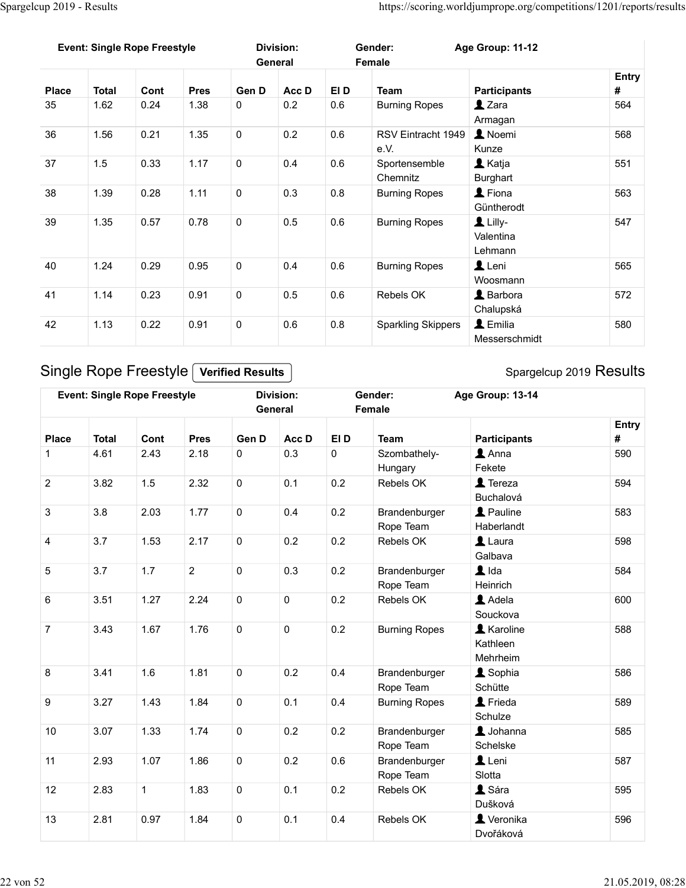| Event: Single Rope Freestyle | | | | Division: General | | | Gender: Female | Age Group: 11-12 | |
|---|---|---|---|---|---|---|---|---|---|
| **Place** | **Total** | **Cont** | **Pres** | **Gen D** | **Acc D** | **El D** | **Team** | **Participants** | **Entry #** |
| 35 | 1.62 | 0.24 | 1.38 | 0 | 0.2 | 0.6 | Burning Ropes | Zara Armagan | 564 |
| 36 | 1.56 | 0.21 | 1.35 | 0 | 0.2 | 0.6 | RSV Eintracht 1949 e.V. | Noemi Kunze | 568 |
| 37 | 1.5 | 0.33 | 1.17 | 0 | 0.4 | 0.6 | Sportensemble Chemnitz | Katja Burghart | 551 |
| 38 | 1.39 | 0.28 | 1.11 | 0 | 0.3 | 0.8 | Burning Ropes | Fiona Güntherodt | 563 |
| 39 | 1.35 | 0.57 | 0.78 | 0 | 0.5 | 0.6 | Burning Ropes | Lilly-Valentina Lehmann | 547 |
| 40 | 1.24 | 0.29 | 0.95 | 0 | 0.4 | 0.6 | Burning Ropes | Leni Woosmann | 565 |
| 41 | 1.14 | 0.23 | 0.91 | 0 | 0.5 | 0.6 | Rebels OK | Barbora Chalupská | 572 |
| 42 | 1.13 | 0.22 | 0.91 | 0 | 0.6 | 0.8 | Sparkling Skippers | Emilia Messerschmidt | 580 |

## Single Rope Freestyle Verified Results

Spargelcup 2019 Results

| Event: Single Rope Freestyle | | | | Division: General | | | Gender: Female | Age Group: 13-14 | |
|---|---|---|---|---|---|---|---|---|---|
| **Place** | **Total** | **Cont** | **Pres** | **Gen D** | **Acc D** | **El D** | **Team** | **Participants** | **Entry #** |
| 1 | 4.61 | 2.43 | 2.18 | 0 | 0.3 | 0 | Szombathely-Hungary | Anna Fekete | 590 |
| 2 | 3.82 | 1.5 | 2.32 | 0 | 0.1 | 0.2 | Rebels OK | Tereza Buchalová | 594 |
| 3 | 3.8 | 2.03 | 1.77 | 0 | 0.4 | 0.2 | Brandenburger Rope Team | Pauline Haberlandt | 583 |
| 4 | 3.7 | 1.53 | 2.17 | 0 | 0.2 | 0.2 | Rebels OK | Laura Galbava | 598 |
| 5 | 3.7 | 1.7 | 2 | 0 | 0.3 | 0.2 | Brandenburger Rope Team | Ida Heinrich | 584 |
| 6 | 3.51 | 1.27 | 2.24 | 0 | 0 | 0.2 | Rebels OK | Adela Souckova | 600 |
| 7 | 3.43 | 1.67 | 1.76 | 0 | 0 | 0.2 | Burning Ropes | Karoline Kathleen Mehrheim | 588 |
| 8 | 3.41 | 1.6 | 1.81 | 0 | 0.2 | 0.4 | Brandenburger Rope Team | Sophia Schütte | 586 |
| 9 | 3.27 | 1.43 | 1.84 | 0 | 0.1 | 0.4 | Burning Ropes | Frieda Schulze | 589 |
| 10 | 3.07 | 1.33 | 1.74 | 0 | 0.2 | 0.2 | Brandenburger Rope Team | Johanna Schelske | 585 |
| 11 | 2.93 | 1.07 | 1.86 | 0 | 0.2 | 0.6 | Brandenburger Rope Team | Leni Slotta | 587 |
| 12 | 2.83 | 1 | 1.83 | 0 | 0.1 | 0.2 | Rebels OK | Sára Dušková | 595 |
| 13 | 2.81 | 0.97 | 1.84 | 0 | 0.1 | 0.4 | Rebels OK | Veronika Dvořáková | 596 |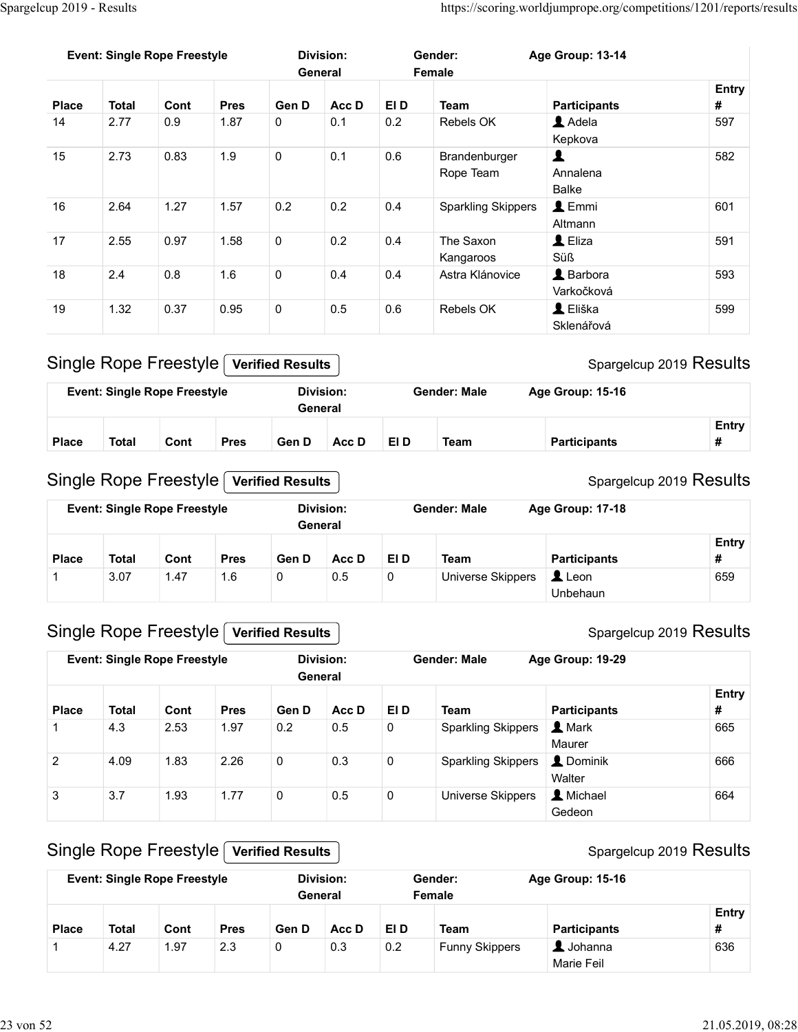| Event: Single Rope Freestyle | | | | Division: General | | Gender: Female | | Age Group: 13-14 | |
|---|---|---|---|---|---|---|---|---|---|
| **Place** | **Total** | **Cont** | **Pres** | **Gen D** | **Acc D** | **El D** | **Team** | **Participants** | **Entry #** |
| 14 | 2.77 | 0.9 | 1.87 | 0 | 0.1 | 0.2 | Rebels OK | Adela Kepkova | 597 |
| 15 | 2.73 | 0.83 | 1.9 | 0 | 0.1 | 0.6 | Brandenburger Rope Team | Annalena Balke | 582 |
| 16 | 2.64 | 1.27 | 1.57 | 0.2 | 0.2 | 0.4 | Sparkling Skippers | Emmi Altmann | 601 |
| 17 | 2.55 | 0.97 | 1.58 | 0 | 0.2 | 0.4 | The Saxon Kangaroos | Eliza Süß | 591 |
| 18 | 2.4 | 0.8 | 1.6 | 0 | 0.4 | 0.4 | Astra Klánovice | Barbora Varkočková | 593 |
| 19 | 1.32 | 0.37 | 0.95 | 0 | 0.5 | 0.6 | Rebels OK | Eliška Sklenářová | 599 |

## Single Rope Freestyle **Verified Results**

Spargelcup 2019 Results

| Event: Single Rope Freestyle | | | | Division: General | | Gender: Male | | Age Group: 15-16 | |
|---|---|---|---|---|---|---|---|---|---|
| **Place** | **Total** | **Cont** | **Pres** | **Gen D** | **Acc D** | **El D** | **Team** | **Participants** | **Entry #** |

## Single Rope Freestyle **Verified Results**

Spargelcup 2019 Results

| Event: Single Rope Freestyle | | | | Division: General | | Gender: Male | | Age Group: 17-18 | |
|---|---|---|---|---|---|---|---|---|---|
| **Place** | **Total** | **Cont** | **Pres** | **Gen D** | **Acc D** | **El D** | **Team** | **Participants** | **Entry #** |
| 1 | 3.07 | 1.47 | 1.6 | 0 | 0.5 | 0 | Universe Skippers | Leon Unbehaun | 659 |

## Single Rope Freestyle **Verified Results**

Spargelcup 2019 Results

| Event: Single Rope Freestyle | | | | Division: General | | Gender: Male | | Age Group: 19-29 | |
|---|---|---|---|---|---|---|---|---|---|
| **Place** | **Total** | **Cont** | **Pres** | **Gen D** | **Acc D** | **El D** | **Team** | **Participants** | **Entry #** |
| 1 | 4.3 | 2.53 | 1.97 | 0.2 | 0.5 | 0 | Sparkling Skippers | Mark Maurer | 665 |
| 2 | 4.09 | 1.83 | 2.26 | 0 | 0.3 | 0 | Sparkling Skippers | Dominik Walter | 666 |
| 3 | 3.7 | 1.93 | 1.77 | 0 | 0.5 | 0 | Universe Skippers | Michael Gedeon | 664 |

## Single Rope Freestyle **Verified Results**

Spargelcup 2019 Results

| Event: Single Rope Freestyle | | | | Division: General | | Gender: Female | | Age Group: 15-16 | |
|---|---|---|---|---|---|---|---|---|---|
| **Place** | **Total** | **Cont** | **Pres** | **Gen D** | **Acc D** | **El D** | **Team** | **Participants** | **Entry #** |
| 1 | 4.27 | 1.97 | 2.3 | 0 | 0.3 | 0.2 | Funny Skippers | Johanna Marie Feil | 636 |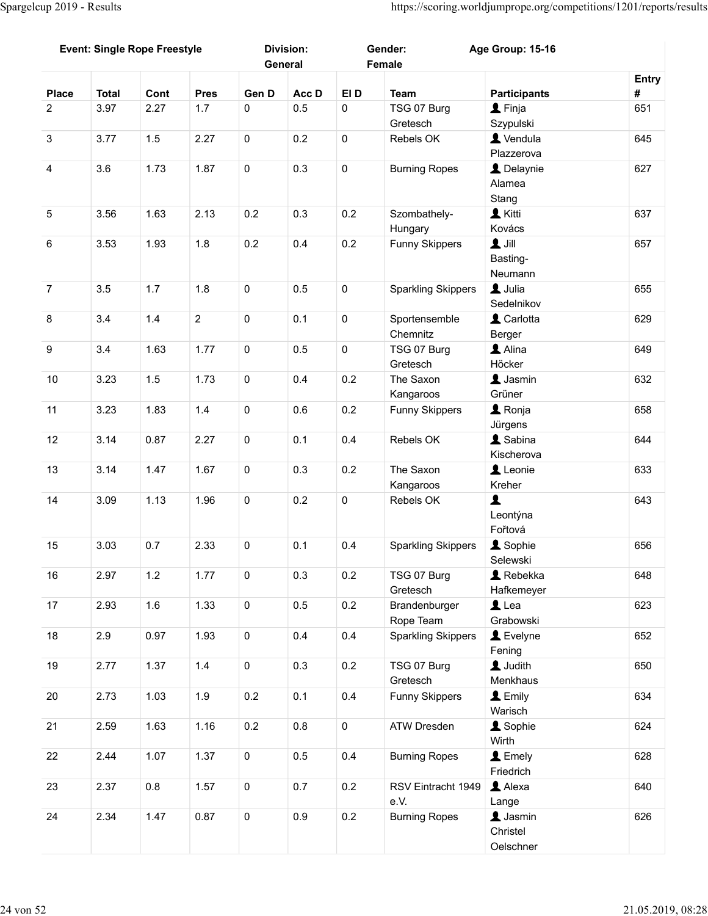| Event: Single Rope Freestyle | | | | Division: General | | | Gender: Female | Age Group: 15-16 | |
|---|---|---|---|---|---|---|---|---|---|
| **Place** | **Total** | **Cont** | **Pres** | **Gen D** | **Acc D** | **El D** | **Team** | **Participants** | **Entry #** |
| 2 | 3.97 | 2.27 | 1.7 | 0 | 0.5 | 0 | TSG 07 Burg Gretesch | Finja Szypulski | 651 |
| 3 | 3.77 | 1.5 | 2.27 | 0 | 0.2 | 0 | Rebels OK | Vendula Plazzerova | 645 |
| 4 | 3.6 | 1.73 | 1.87 | 0 | 0.3 | 0 | Burning Ropes | Delaynie Alamea Stang | 627 |
| 5 | 3.56 | 1.63 | 2.13 | 0.2 | 0.3 | 0.2 | Szombathely-Hungary | Kitti Kovács | 637 |
| 6 | 3.53 | 1.93 | 1.8 | 0.2 | 0.4 | 0.2 | Funny Skippers | Jill Basting-Neumann | 657 |
| 7 | 3.5 | 1.7 | 1.8 | 0 | 0.5 | 0 | Sparkling Skippers | Julia Sedelnikov | 655 |
| 8 | 3.4 | 1.4 | 2 | 0 | 0.1 | 0 | Sportensemble Chemnitz | Carlotta Berger | 629 |
| 9 | 3.4 | 1.63 | 1.77 | 0 | 0.5 | 0 | TSG 07 Burg Gretesch | Alina Höcker | 649 |
| 10 | 3.23 | 1.5 | 1.73 | 0 | 0.4 | 0.2 | The Saxon Kangaroos | Jasmin Grüner | 632 |
| 11 | 3.23 | 1.83 | 1.4 | 0 | 0.6 | 0.2 | Funny Skippers | Ronja Jürgens | 658 |
| 12 | 3.14 | 0.87 | 2.27 | 0 | 0.1 | 0.4 | Rebels OK | Sabina Kischerova | 644 |
| 13 | 3.14 | 1.47 | 1.67 | 0 | 0.3 | 0.2 | The Saxon Kangaroos | Leonie Kreher | 633 |
| 14 | 3.09 | 1.13 | 1.96 | 0 | 0.2 | 0 | Rebels OK | Leontýna Fořtová | 643 |
| 15 | 3.03 | 0.7 | 2.33 | 0 | 0.1 | 0.4 | Sparkling Skippers | Sophie Selewski | 656 |
| 16 | 2.97 | 1.2 | 1.77 | 0 | 0.3 | 0.2 | TSG 07 Burg Gretesch | Rebekka Hafkemeyer | 648 |
| 17 | 2.93 | 1.6 | 1.33 | 0 | 0.5 | 0.2 | Brandenburger Rope Team | Lea Grabowski | 623 |
| 18 | 2.9 | 0.97 | 1.93 | 0 | 0.4 | 0.4 | Sparkling Skippers | Evelyne Fening | 652 |
| 19 | 2.77 | 1.37 | 1.4 | 0 | 0.3 | 0.2 | TSG 07 Burg Gretesch | Judith Menkhaus | 650 |
| 20 | 2.73 | 1.03 | 1.9 | 0.2 | 0.1 | 0.4 | Funny Skippers | Emily Warisch | 634 |
| 21 | 2.59 | 1.63 | 1.16 | 0.2 | 0.8 | 0 | ATW Dresden | Sophie Wirth | 624 |
| 22 | 2.44 | 1.07 | 1.37 | 0 | 0.5 | 0.4 | Burning Ropes | Emely Friedrich | 628 |
| 23 | 2.37 | 0.8 | 1.57 | 0 | 0.7 | 0.2 | RSV Eintracht 1949 e.V. | Alexa Lange | 640 |
| 24 | 2.34 | 1.47 | 0.87 | 0 | 0.9 | 0.2 | Burning Ropes | Jasmin Christel Oelschner | 626 |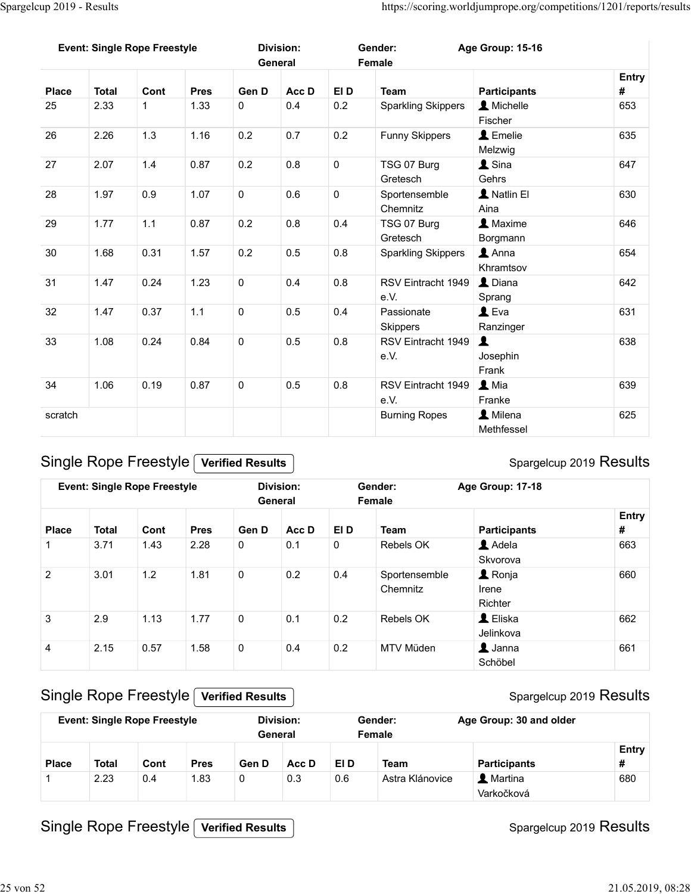| Event: Single Rope Freestyle | | | | Division: General | | Gender: Female | | Age Group: 15-16 | |
|---|---|---|---|---|---|---|---|---|---|
| Place | Total | Cont | Pres | Gen D | Acc D | El D | Team | Participants | Entry # |
| 25 | 2.33 | 1 | 1.33 | 0 | 0.4 | 0.2 | Sparkling Skippers | Michelle Fischer | 653 |
| 26 | 2.26 | 1.3 | 1.16 | 0.2 | 0.7 | 0.2 | Funny Skippers | Emelie Melzwig | 635 |
| 27 | 2.07 | 1.4 | 0.87 | 0.2 | 0.8 | 0 | TSG 07 Burg Gretesch | Sina Gehrs | 647 |
| 28 | 1.97 | 0.9 | 1.07 | 0 | 0.6 | 0 | Sportensemble Chemnitz | Natlin El Aina | 630 |
| 29 | 1.77 | 1.1 | 0.87 | 0.2 | 0.8 | 0.4 | TSG 07 Burg Gretesch | Maxime Borgmann | 646 |
| 30 | 1.68 | 0.31 | 1.57 | 0.2 | 0.5 | 0.8 | Sparkling Skippers | Anna Khramtsov | 654 |
| 31 | 1.47 | 0.24 | 1.23 | 0 | 0.4 | 0.8 | RSV Eintracht 1949 e.V. | Diana Sprang | 642 |
| 32 | 1.47 | 0.37 | 1.1 | 0 | 0.5 | 0.4 | Passionate Skippers | Eva Ranzinger | 631 |
| 33 | 1.08 | 0.24 | 0.84 | 0 | 0.5 | 0.8 | RSV Eintracht 1949 e.V. | Josephin Frank | 638 |
| 34 | 1.06 | 0.19 | 0.87 | 0 | 0.5 | 0.8 | RSV Eintracht 1949 e.V. | Mia Franke | 639 |
| scratch | | | | | | | Burning Ropes | Milena Methfessel | 625 |

## Single Rope Freestyle Verified Results

Spargelcup 2019 Results

| Event: Single Rope Freestyle | | | | Division: General | | Gender: Female | | Age Group: 17-18 | |
|---|---|---|---|---|---|---|---|---|---|
| Place | Total | Cont | Pres | Gen D | Acc D | El D | Team | Participants | Entry # |
| 1 | 3.71 | 1.43 | 2.28 | 0 | 0.1 | 0 | Rebels OK | Adela Skvorova | 663 |
| 2 | 3.01 | 1.2 | 1.81 | 0 | 0.2 | 0.4 | Sportensemble Chemnitz | Ronja Irene Richter | 660 |
| 3 | 2.9 | 1.13 | 1.77 | 0 | 0.1 | 0.2 | Rebels OK | Eliska Jelinkova | 662 |
| 4 | 2.15 | 0.57 | 1.58 | 0 | 0.4 | 0.2 | MTV Müden | Janna Schöbel | 661 |

## Single Rope Freestyle Verified Results

Spargelcup 2019 Results

| Event: Single Rope Freestyle | | | | Division: General | | Gender: Female | | Age Group: 30 and older | |
|---|---|---|---|---|---|---|---|---|---|
| Place | Total | Cont | Pres | Gen D | Acc D | El D | Team | Participants | Entry # |
| 1 | 2.23 | 0.4 | 1.83 | 0 | 0.3 | 0.6 | Astra Klánovice | Martina Varkočková | 680 |

## Single Rope Freestyle Verified Results

Spargelcup 2019 Results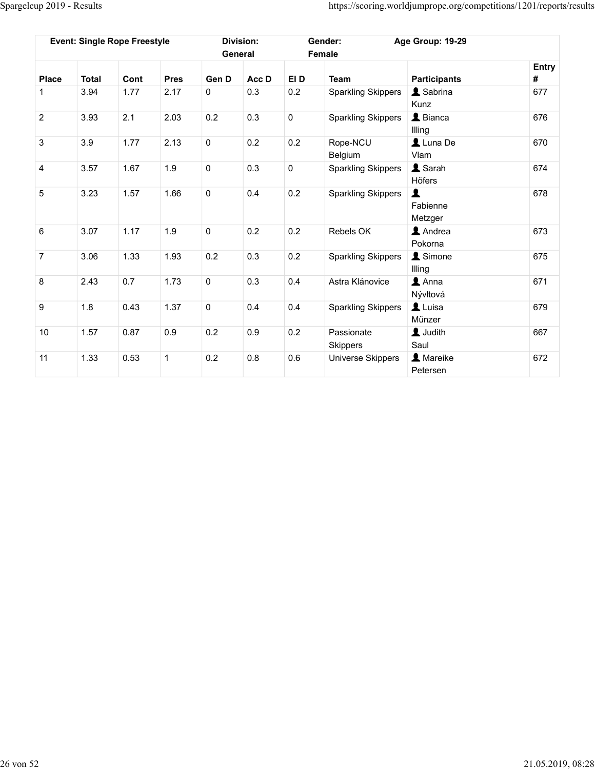| Event: Single Rope Freestyle | | | | Division: General | | Gender: Female | | Age Group: 19-29 | |
|---|---|---|---|---|---|---|---|---|---|
| Place | Total | Cont | Pres | Gen D | Acc D | El D | Team | Participants | Entry # |
| 1 | 3.94 | 1.77 | 2.17 | 0 | 0.3 | 0.2 | Sparkling Skippers | Sabrina Kunz | 677 |
| 2 | 3.93 | 2.1 | 2.03 | 0.2 | 0.3 | 0 | Sparkling Skippers | Bianca Illing | 676 |
| 3 | 3.9 | 1.77 | 2.13 | 0 | 0.2 | 0.2 | Rope-NCU Belgium | Luna De Vlam | 670 |
| 4 | 3.57 | 1.67 | 1.9 | 0 | 0.3 | 0 | Sparkling Skippers | Sarah Höfers | 674 |
| 5 | 3.23 | 1.57 | 1.66 | 0 | 0.4 | 0.2 | Sparkling Skippers | Fabienne Metzger | 678 |
| 6 | 3.07 | 1.17 | 1.9 | 0 | 0.2 | 0.2 | Rebels OK | Andrea Pokorna | 673 |
| 7 | 3.06 | 1.33 | 1.93 | 0.2 | 0.3 | 0.2 | Sparkling Skippers | Simone Illing | 675 |
| 8 | 2.43 | 0.7 | 1.73 | 0 | 0.3 | 0.4 | Astra Klánovice | Anna Nývltová | 671 |
| 9 | 1.8 | 0.43 | 1.37 | 0 | 0.4 | 0.4 | Sparkling Skippers | Luisa Münzer | 679 |
| 10 | 1.57 | 0.87 | 0.9 | 0.2 | 0.9 | 0.2 | Passionate Skippers | Judith Saul | 667 |
| 11 | 1.33 | 0.53 | 1 | 0.2 | 0.8 | 0.6 | Universe Skippers | Mareike Petersen | 672 |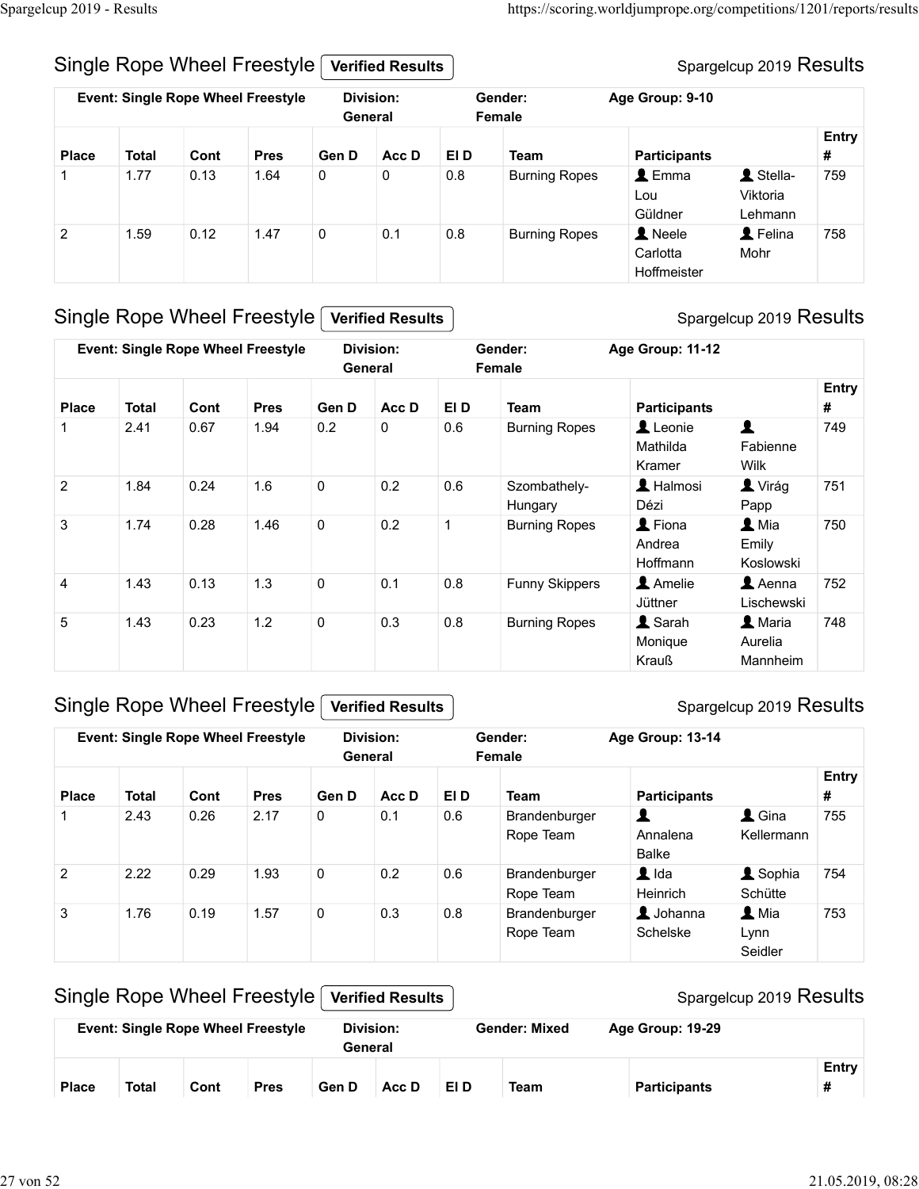## Single Rope Wheel Freestyle **Verified Results**

Spargelcup 2019 Results

| **Event: Single Rope Wheel Freestyle** | | | | **Division: General** | | | **Gender: Female** | **Age Group: 9-10** | | |
|---|---|---|---|---|---|---|---|---|---|---|
| **Place** | **Total** | **Cont** | **Pres** | **Gen D** | **Acc D** | **El D** | **Team** | **Participants** | | **Entry #** |
| 1 | 1.77 | 0.13 | 1.64 | 0 | 0 | 0.8 | Burning Ropes | Emma Lou Güldner | Stella-Viktoria Lehmann | 759 |
| 2 | 1.59 | 0.12 | 1.47 | 0 | 0.1 | 0.8 | Burning Ropes | Neele Carlotta Hoffmeister | Felina Mohr | 758 |

## Single Rope Wheel Freestyle **Verified Results**

Spargelcup 2019 Results

| **Event: Single Rope Wheel Freestyle** | | | | **Division: General** | | | **Gender: Female** | **Age Group: 11-12** | | |
|---|---|---|---|---|---|---|---|---|---|---|
| **Place** | **Total** | **Cont** | **Pres** | **Gen D** | **Acc D** | **El D** | **Team** | **Participants** | | **Entry #** |
| 1 | 2.41 | 0.67 | 1.94 | 0.2 | 0 | 0.6 | Burning Ropes | Leonie Mathilda Kramer | Fabienne Wilk | 749 |
| 2 | 1.84 | 0.24 | 1.6 | 0 | 0.2 | 0.6 | Szombathely-Hungary | Halmosi Dézi | Virág Papp | 751 |
| 3 | 1.74 | 0.28 | 1.46 | 0 | 0.2 | 1 | Burning Ropes | Fiona Andrea Hoffmann | Mia Emily Koslowski | 750 |
| 4 | 1.43 | 0.13 | 1.3 | 0 | 0.1 | 0.8 | Funny Skippers | Amelie Jüttner | Aenna Lischewski | 752 |
| 5 | 1.43 | 0.23 | 1.2 | 0 | 0.3 | 0.8 | Burning Ropes | Sarah Monique Krauß | Maria Aurelia Mannheim | 748 |

## Single Rope Wheel Freestyle **Verified Results**

Spargelcup 2019 Results

| **Event: Single Rope Wheel Freestyle** | | | | **Division: General** | | | **Gender: Female** | **Age Group: 13-14** | | |
|---|---|---|---|---|---|---|---|---|---|---|
| **Place** | **Total** | **Cont** | **Pres** | **Gen D** | **Acc D** | **El D** | **Team** | **Participants** | | **Entry #** |
| 1 | 2.43 | 0.26 | 2.17 | 0 | 0.1 | 0.6 | Brandenburger Rope Team | Annalena Balke | Gina Kellermann | 755 |
| 2 | 2.22 | 0.29 | 1.93 | 0 | 0.2 | 0.6 | Brandenburger Rope Team | Ida Heinrich | Sophia Schütte | 754 |
| 3 | 1.76 | 0.19 | 1.57 | 0 | 0.3 | 0.8 | Brandenburger Rope Team | Johanna Schelske | Mia Lynn Seidler | 753 |

## Single Rope Wheel Freestyle **Verified Results**

Spargelcup 2019 Results

| **Event: Single Rope Wheel Freestyle** | | | | **Division: General** | | | **Gender: Mixed** | **Age Group: 19-29** | | |
|---|---|---|---|---|---|---|---|---|---|---|
| **Place** | **Total** | **Cont** | **Pres** | **Gen D** | **Acc D** | **El D** | **Team** | **Participants** | | **Entry #** |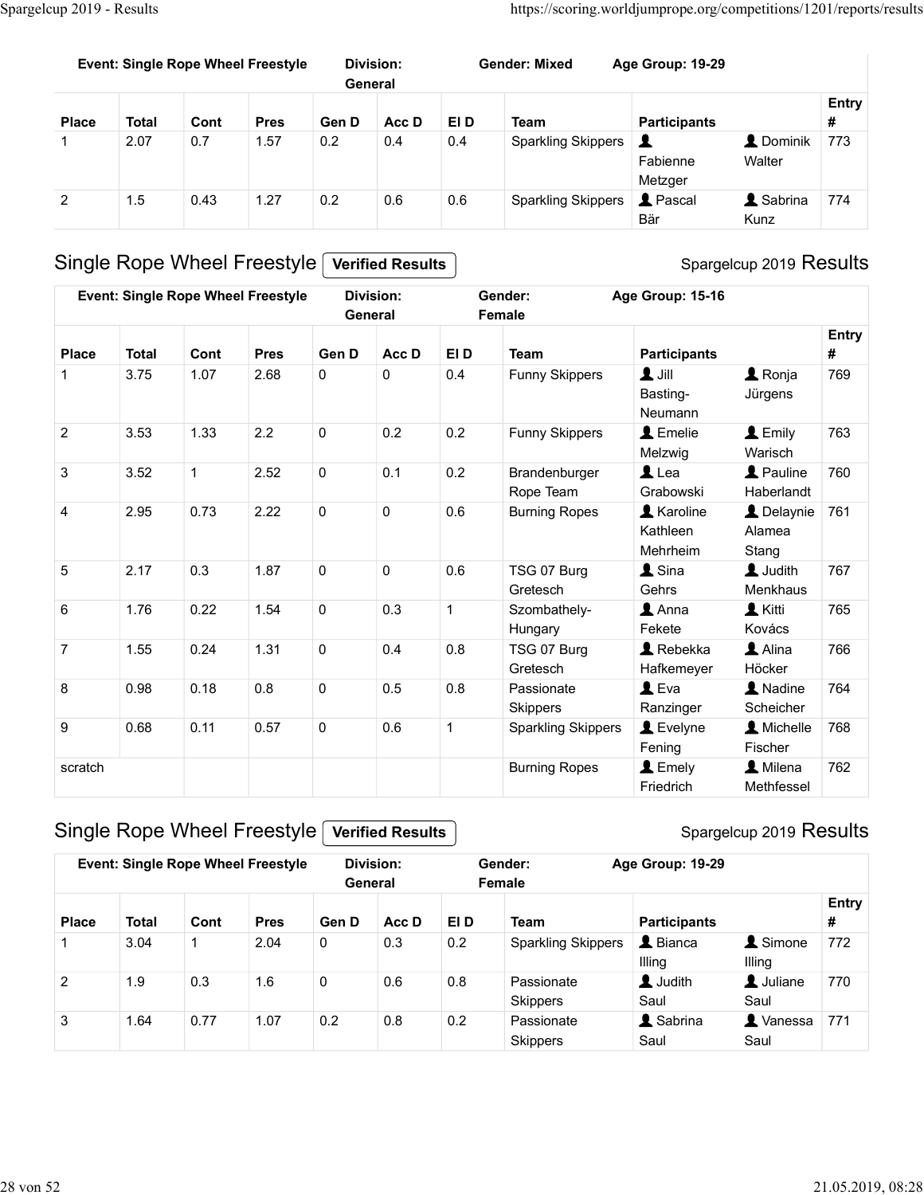| Event: Single Rope Wheel Freestyle | | | | Division: General | | | Gender: Mixed | Age Group: 19-29 | | |
|---|---|---|---|---|---|---|---|---|---|---|
| Place | Total | Cont | Pres | Gen D | Acc D | El D | Team | Participants | | Entry # |
| 1 | 2.07 | 0.7 | 1.57 | 0.2 | 0.4 | 0.4 | Sparkling Skippers | Fabienne Metzger | Dominik Walter | 773 |
| 2 | 1.5 | 0.43 | 1.27 | 0.2 | 0.6 | 0.6 | Sparkling Skippers | Pascal Bär | Sabrina Kunz | 774 |

## Single Rope Wheel Freestyle **Verified Results**

Spargelcup 2019 Results

| Event: Single Rope Wheel Freestyle | | | | Division: General | | | Gender: Female | Age Group: 15-16 | | |
|---|---|---|---|---|---|---|---|---|---|---|
| Place | Total | Cont | Pres | Gen D | Acc D | El D | Team | Participants | | Entry # |
| 1 | 3.75 | 1.07 | 2.68 | 0 | 0 | 0.4 | Funny Skippers | Jill Basting-Neumann | Ronja Jürgens | 769 |
| 2 | 3.53 | 1.33 | 2.2 | 0 | 0.2 | 0.2 | Funny Skippers | Emelie Melzwig | Emily Warisch | 763 |
| 3 | 3.52 | 1 | 2.52 | 0 | 0.1 | 0.2 | Brandenburger Rope Team | Lea Grabowski | Pauline Haberlandt | 760 |
| 4 | 2.95 | 0.73 | 2.22 | 0 | 0 | 0.6 | Burning Ropes | Karoline Kathleen Mehrheim | Delaynie Alamea Stang | 761 |
| 5 | 2.17 | 0.3 | 1.87 | 0 | 0 | 0.6 | TSG 07 Burg Gretesch | Sina Gehrs | Judith Menkhaus | 767 |
| 6 | 1.76 | 0.22 | 1.54 | 0 | 0.3 | 1 | Szombathely-Hungary | Anna Fekete | Kitti Kovács | 765 |
| 7 | 1.55 | 0.24 | 1.31 | 0 | 0.4 | 0.8 | TSG 07 Burg Gretesch | Rebekka Hafkemeyer | Alina Höcker | 766 |
| 8 | 0.98 | 0.18 | 0.8 | 0 | 0.5 | 0.8 | Passionate Skippers | Eva Ranzinger | Nadine Scheicher | 764 |
| 9 | 0.68 | 0.11 | 0.57 | 0 | 0.6 | 1 | Sparkling Skippers | Evelyne Fening | Michelle Fischer | 768 |
| scratch | | | | | | | Burning Ropes | Emely Friedrich | Milena Methfessel | 762 |

## Single Rope Wheel Freestyle **Verified Results**

Spargelcup 2019 Results

| Event: Single Rope Wheel Freestyle | | | | Division: General | | | Gender: Female | Age Group: 19-29 | | |
|---|---|---|---|---|---|---|---|---|---|---|
| Place | Total | Cont | Pres | Gen D | Acc D | El D | Team | Participants | | Entry # |
| 1 | 3.04 | 1 | 2.04 | 0 | 0.3 | 0.2 | Sparkling Skippers | Bianca Illing | Simone Illing | 772 |
| 2 | 1.9 | 0.3 | 1.6 | 0 | 0.6 | 0.8 | Passionate Skippers | Judith Saul | Juliane Saul | 770 |
| 3 | 1.64 | 0.77 | 1.07 | 0.2 | 0.8 | 0.2 | Passionate Skippers | Sabrina Saul | Vanessa Saul | 771 |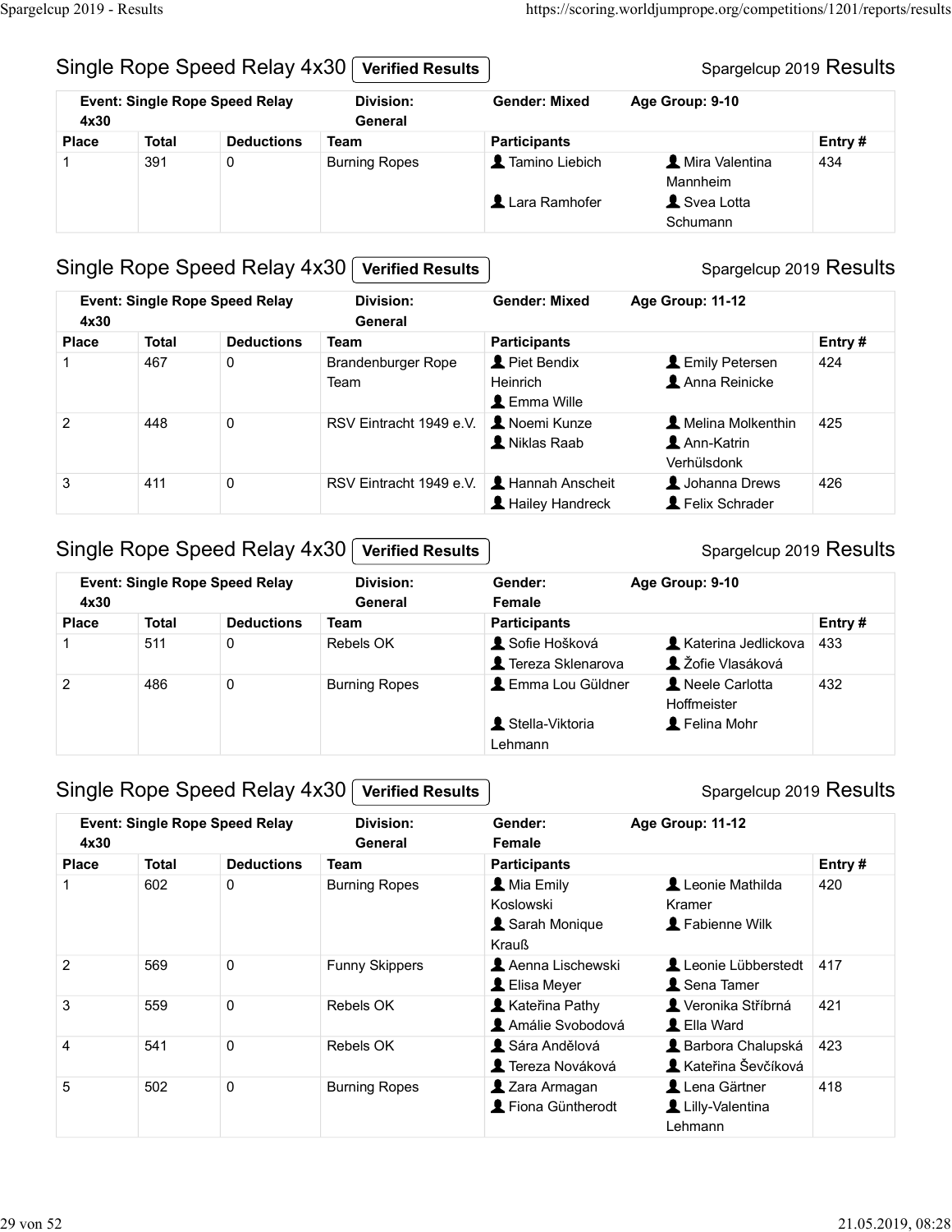## Single Rope Speed Relay 4x30 Verified Results

Spargelcup 2019 Results

| Event: Single Rope Speed Relay 4x30 | | Division: General | Gender: Mixed | Age Group: 9-10 | |
|---|---|---|---|---|---|
| **Place** | **Total** | **Deductions** | **Team** | **Participants** | **Entry #** |
| 1 | 391 | 0 | Burning Ropes | Tamino Liebich, Mira Valentina Mannheim, Lara Ramhofer, Svea Lotta Schumann | 434 |

## Single Rope Speed Relay 4x30 Verified Results

Spargelcup 2019 Results

| Event: Single Rope Speed Relay 4x30 | | Division: General | Gender: Mixed | Age Group: 11-12 | |
|---|---|---|---|---|---|
| **Place** | **Total** | **Deductions** | **Team** | **Participants** | **Entry #** |
| 1 | 467 | 0 | Brandenburger Rope Team | Piet Bendix Heinrich, Emily Petersen, Anna Reinicke, Emma Wille | 424 |
| 2 | 448 | 0 | RSV Eintracht 1949 e.V. | Noemi Kunze, Melina Molkenthin, Niklas Raab, Ann-Katrin Verhülsdonk | 425 |
| 3 | 411 | 0 | RSV Eintracht 1949 e.V. | Hannah Anscheit, Johanna Drews, Hailey Handreck, Felix Schrader | 426 |

## Single Rope Speed Relay 4x30 Verified Results

Spargelcup 2019 Results

| Event: Single Rope Speed Relay 4x30 | | Division: General | Gender: Female | Age Group: 9-10 | |
|---|---|---|---|---|---|
| **Place** | **Total** | **Deductions** | **Team** | **Participants** | **Entry #** |
| 1 | 511 | 0 | Rebels OK | Sofie Hošková, Katerina Jedlickova, Tereza Sklenarova, Žofie Vlasáková | 433 |
| 2 | 486 | 0 | Burning Ropes | Emma Lou Güldner, Neele Carlotta Hoffmeister, Stella-Viktoria Lehmann, Felina Mohr | 432 |

## Single Rope Speed Relay 4x30 Verified Results

Spargelcup 2019 Results

| Event: Single Rope Speed Relay 4x30 | | Division: General | Gender: Female | Age Group: 11-12 | |
|---|---|---|---|---|---|
| **Place** | **Total** | **Deductions** | **Team** | **Participants** | **Entry #** |
| 1 | 602 | 0 | Burning Ropes | Mia Emily Koslowski, Leonie Mathilda Kramer, Sarah Monique Krauß, Fabienne Wilk | 420 |
| 2 | 569 | 0 | Funny Skippers | Aenna Lischewski, Leonie Lübberstedt, Elisa Meyer, Sena Tamer | 417 |
| 3 | 559 | 0 | Rebels OK | Kateřina Pathy, Veronika Stříbrná, Amálie Svobodová, Ella Ward | 421 |
| 4 | 541 | 0 | Rebels OK | Sára Andělová, Barbora Chalupská, Tereza Nováková, Kateřina Ševčíková | 423 |
| 5 | 502 | 0 | Burning Ropes | Zara Armagan, Lena Gärtner, Fiona Güntherodt, Lilly-Valentina Lehmann | 418 |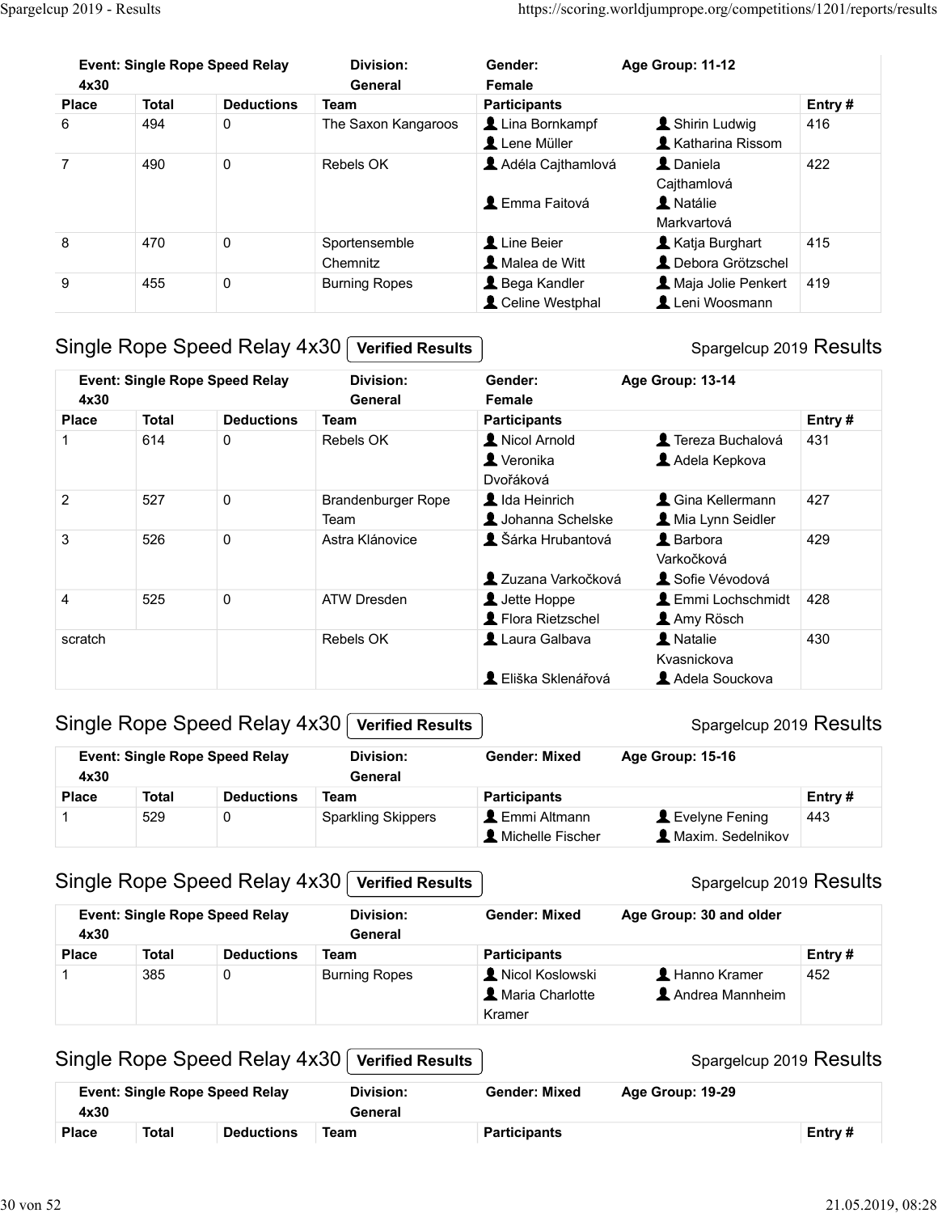| Event: Single Rope Speed Relay 4x30 | | | Division: General | Gender: Female | Age Group: 11-12 | |
|---|---|---|---|---|---|---|
| Place | Total | Deductions | Team | Participants | | Entry # |
| 6 | 494 | 0 | The Saxon Kangaroos | Lina Bornkampf<br>Lene Müller | Shirin Ludwig<br>Katharina Rissom | 416 |
| 7 | 490 | 0 | Rebels OK | Adéla Cajthamlová<br>Emma Faitová | Daniela Cajthamlová<br>Natálie Markvartová | 422 |
| 8 | 470 | 0 | Sportensemble Chemnitz | Line Beier<br>Malea de Witt | Katja Burghart<br>Debora Grötzschel | 415 |
| 9 | 455 | 0 | Burning Ropes | Bega Kandler<br>Celine Westphal | Maja Jolie Penkert<br>Leni Woosmann | 419 |

## Single Rope Speed Relay 4x30 Verified Results

Spargelcup 2019 Results

| Event: Single Rope Speed Relay 4x30 | | | Division: General | Gender: Female | Age Group: 13-14 | |
|---|---|---|---|---|---|---|
| Place | Total | Deductions | Team | Participants | | Entry # |
| 1 | 614 | 0 | Rebels OK | Nicol Arnold<br>Veronika Dvořáková | Tereza Buchalová<br>Adela Kepkova | 431 |
| 2 | 527 | 0 | Brandenburger Rope Team | Ida Heinrich<br>Johanna Schelske | Gina Kellermann<br>Mia Lynn Seidler | 427 |
| 3 | 526 | 0 | Astra Klánovice | Šárka Hrubantová<br>Zuzana Varkočková | Barbora Varkočková<br>Sofie Vévodová | 429 |
| 4 | 525 | 0 | ATW Dresden | Jette Hoppe<br>Flora Rietzschel | Emmi Lochschmidt<br>Amy Rösch | 428 |
| scratch | | | Rebels OK | Laura Galbava<br>Eliška Sklenářová | Natalie Kvasnickova<br>Adela Souckova | 430 |

## Single Rope Speed Relay 4x30 Verified Results

Spargelcup 2019 Results

| Event: Single Rope Speed Relay 4x30 | | | Division: General | Gender: Mixed | Age Group: 15-16 | |
|---|---|---|---|---|---|---|
| Place | Total | Deductions | Team | Participants | | Entry # |
| 1 | 529 | 0 | Sparkling Skippers | Emmi Altmann<br>Michelle Fischer | Evelyne Fening<br>Maxim. Sedelnikov | 443 |

## Single Rope Speed Relay 4x30 Verified Results

Spargelcup 2019 Results

| Event: Single Rope Speed Relay 4x30 | | | Division: General | Gender: Mixed | Age Group: 30 and older | |
|---|---|---|---|---|---|---|
| Place | Total | Deductions | Team | Participants | | Entry # |
| 1 | 385 | 0 | Burning Ropes | Nicol Koslowski<br>Maria Charlotte Kramer | Hanno Kramer<br>Andrea Mannheim | 452 |

## Single Rope Speed Relay 4x30 Verified Results

Spargelcup 2019 Results

| Event: Single Rope Speed Relay 4x30 | | | Division: General | Gender: Mixed | Age Group: 19-29 | |
|---|---|---|---|---|---|---|
| Place | Total | Deductions | Team | Participants | | Entry # |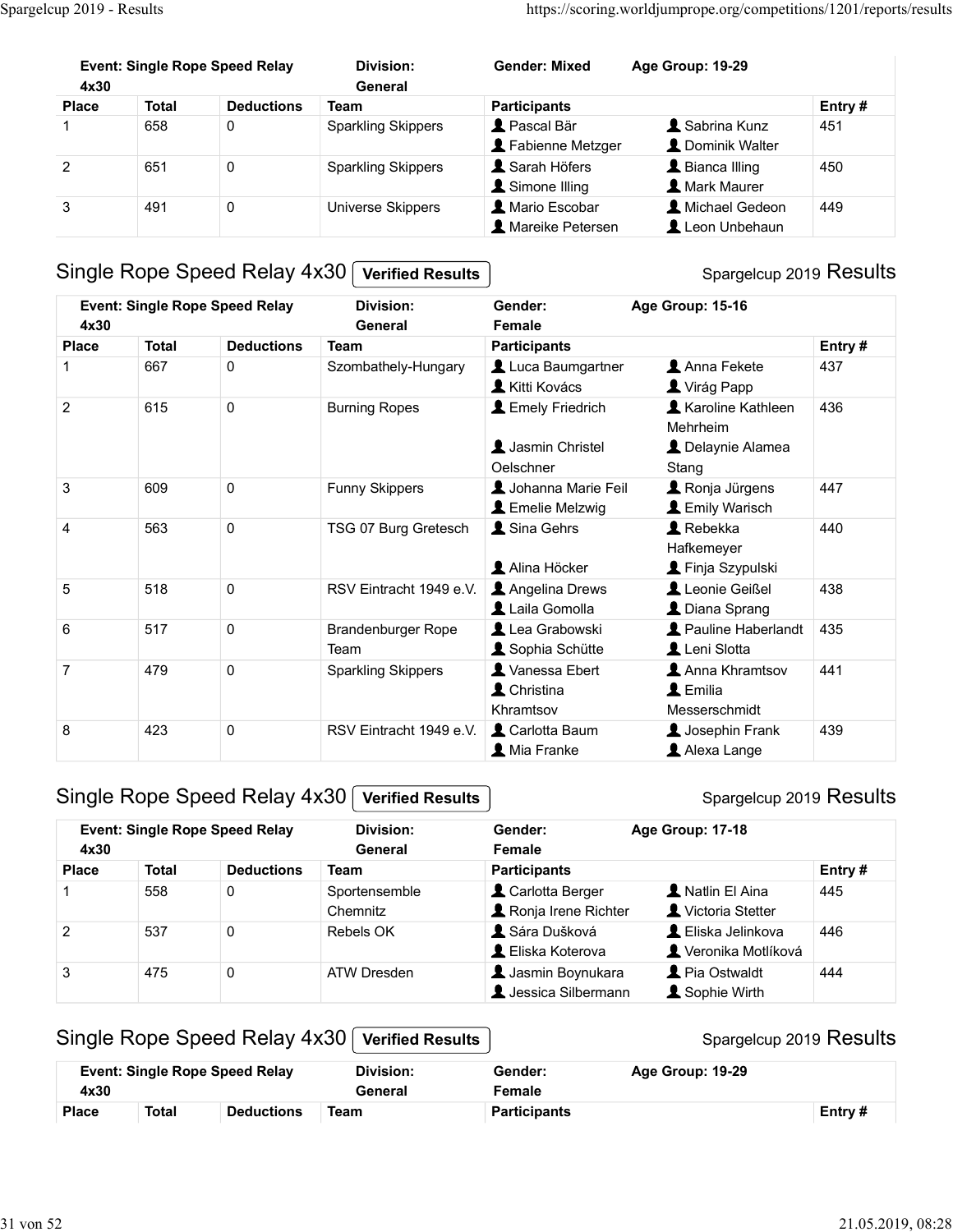| Event: Single Rope Speed Relay 4x30 | | | Division: General | Gender: Mixed | Age Group: 19-29 | |
|---|---|---|---|---|---|---|
| **Place** | **Total** | **Deductions** | **Team** | **Participants** | | **Entry #** |
| 1 | 658 | 0 | Sparkling Skippers | Pascal Bär<br>Fabienne Metzger | Sabrina Kunz<br>Dominik Walter | 451 |
| 2 | 651 | 0 | Sparkling Skippers | Sarah Höfers<br>Simone Illing | Bianca Illing<br>Mark Maurer | 450 |
| 3 | 491 | 0 | Universe Skippers | Mario Escobar<br>Mareike Petersen | Michael Gedeon<br>Leon Unbehaun | 449 |

## Single Rope Speed Relay 4x30 Verified Results

Spargelcup 2019 Results

| Event: Single Rope Speed Relay 4x30 | | | Division: General | Gender: Female | Age Group: 15-16 | |
|---|---|---|---|---|---|---|
| **Place** | **Total** | **Deductions** | **Team** | **Participants** | | **Entry #** |
| 1 | 667 | 0 | Szombathely-Hungary | Luca Baumgartner<br>Kitti Kovács | Anna Fekete<br>Virág Papp | 437 |
| 2 | 615 | 0 | Burning Ropes | Emely Friedrich<br>Jasmin Christel Oelschner | Karoline Kathleen Mehrheim<br>Delaynie Alamea Stang | 436 |
| 3 | 609 | 0 | Funny Skippers | Johanna Marie Feil<br>Emelie Melzwig | Ronja Jürgens<br>Emily Warisch | 447 |
| 4 | 563 | 0 | TSG 07 Burg Gretesch | Sina Gehrs<br>Alina Höcker | Rebekka Hafkemeyer<br>Finja Szypulski | 440 |
| 5 | 518 | 0 | RSV Eintracht 1949 e.V. | Angelina Drews<br>Laila Gomolla | Leonie Geißel<br>Diana Sprang | 438 |
| 6 | 517 | 0 | Brandenburger Rope Team | Lea Grabowski<br>Sophia Schütte | Pauline Haberlandt<br>Leni Slotta | 435 |
| 7 | 479 | 0 | Sparkling Skippers | Vanessa Ebert<br>Christina Khramtsov | Anna Khramtsov<br>Emilia Messerschmidt | 441 |
| 8 | 423 | 0 | RSV Eintracht 1949 e.V. | Carlotta Baum<br>Mia Franke | Josephin Frank<br>Alexa Lange | 439 |

## Single Rope Speed Relay 4x30 Verified Results

Spargelcup 2019 Results

| Event: Single Rope Speed Relay 4x30 | | | Division: General | Gender: Female | Age Group: 17-18 | |
|---|---|---|---|---|---|---|
| **Place** | **Total** | **Deductions** | **Team** | **Participants** | | **Entry #** |
| 1 | 558 | 0 | Sportensemble Chemnitz | Carlotta Berger<br>Ronja Irene Richter | Natlin El Aina<br>Victoria Stetter | 445 |
| 2 | 537 | 0 | Rebels OK | Sára Dušková<br>Eliska Koterova | Eliska Jelinkova<br>Veronika Motlíková | 446 |
| 3 | 475 | 0 | ATW Dresden | Jasmin Boynukara<br>Jessica Silbermann | Pia Ostwaldt<br>Sophie Wirth | 444 |

## Single Rope Speed Relay 4x30 Verified Results

Spargelcup 2019 Results

| Event: Single Rope Speed Relay 4x30 | | | Division: General | Gender: Female | Age Group: 19-29 | |
|---|---|---|---|---|---|---|
| **Place** | **Total** | **Deductions** | **Team** | **Participants** | | **Entry #** |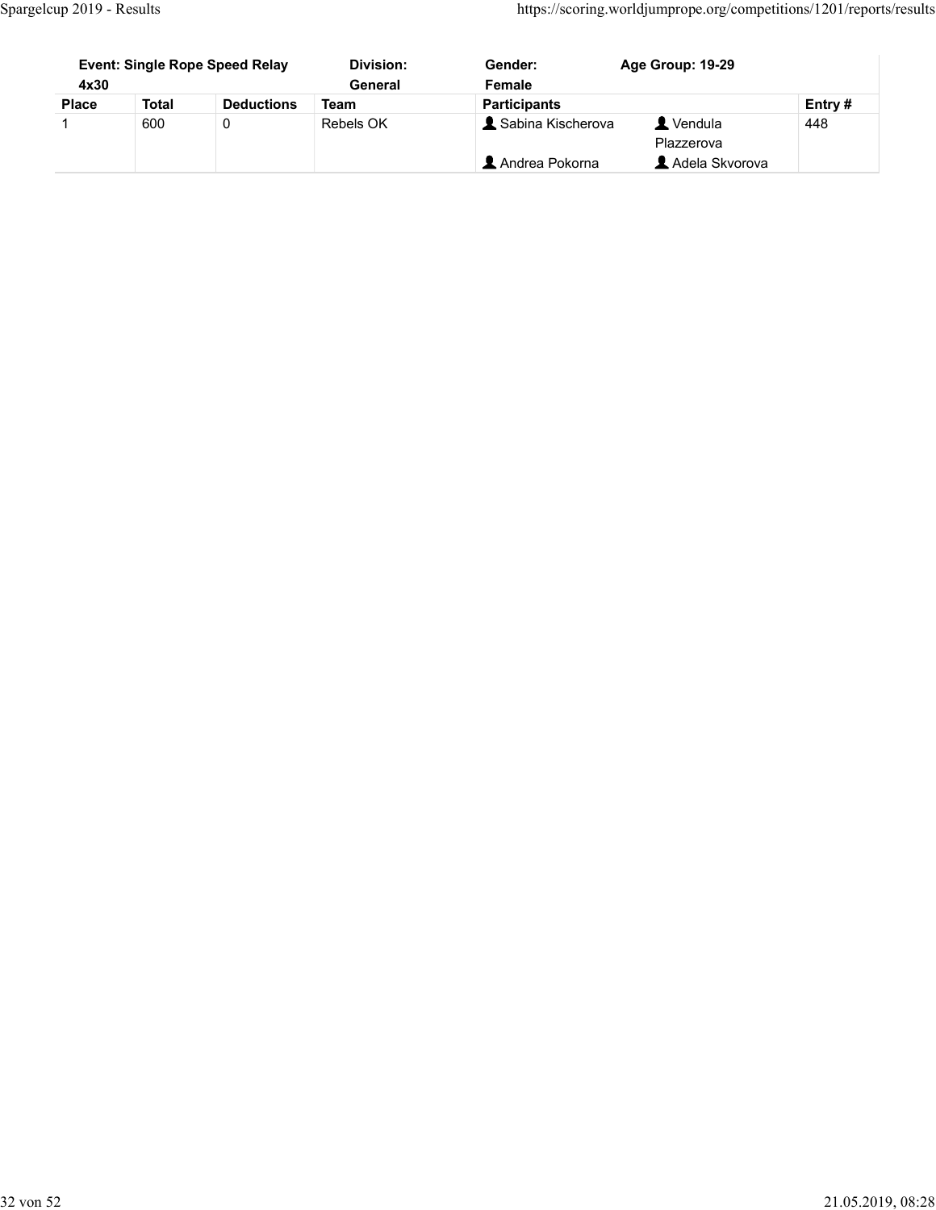| Event: Single Rope Speed Relay 4x30 | | | Division: General | Gender: Female | Age Group: 19-29 | |
|---|---|---|---|---|---|---|
| **Place** | **Total** | **Deductions** | **Team** | **Participants** | | **Entry #** |
| 1 | 600 | 0 | Rebels OK | Sabina Kischerova | Vendula Plazzerova | 448 |
| | | | | Andrea Pokorna | Adela Skvorova | |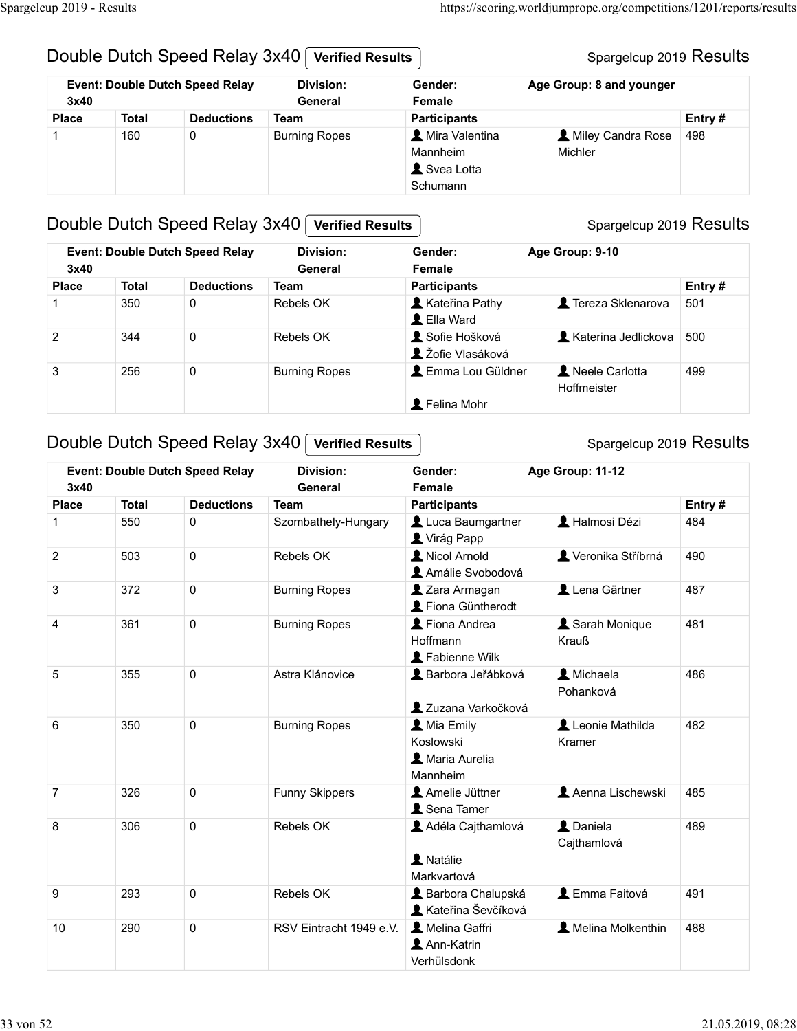## Double Dutch Speed Relay 3x40 **Verified Results**

Spargelcup 2019 Results

| Event: Double Dutch Speed Relay 3x40 | | Division: General | Gender: Female | Age Group: 8 and younger | |
|---|---|---|---|---|---|
| **Place** | **Total** | **Deductions** | **Team** | **Participants** | **Entry #** |
| 1 | 160 | 0 | Burning Ropes | Mira Valentina Mannheim, Miley Candra Rose Michler, Svea Lotta Schumann | 498 |

## Double Dutch Speed Relay 3x40 **Verified Results**

Spargelcup 2019 Results

| Event: Double Dutch Speed Relay 3x40 | | Division: General | Gender: Female | Age Group: 9-10 | |
|---|---|---|---|---|---|
| **Place** | **Total** | **Deductions** | **Team** | **Participants** | **Entry #** |
| 1 | 350 | 0 | Rebels OK | Kateřina Pathy, Tereza Sklenarova, Ella Ward | 501 |
| 2 | 344 | 0 | Rebels OK | Sofie Hošková, Katerina Jedlickova, Žofie Vlasáková | 500 |
| 3 | 256 | 0 | Burning Ropes | Emma Lou Güldner, Neele Carlotta Hoffmeister, Felina Mohr | 499 |

## Double Dutch Speed Relay 3x40 **Verified Results**

Spargelcup 2019 Results

| Event: Double Dutch Speed Relay 3x40 | | Division: General | Gender: Female | Age Group: 11-12 | |
|---|---|---|---|---|---|
| **Place** | **Total** | **Deductions** | **Team** | **Participants** | **Entry #** |
| 1 | 550 | 0 | Szombathely-Hungary | Luca Baumgartner, Halmosi Dézi, Virág Papp | 484 |
| 2 | 503 | 0 | Rebels OK | Nicol Arnold, Veronika Stříbrná, Amálie Svobodová | 490 |
| 3 | 372 | 0 | Burning Ropes | Zara Armagan, Lena Gärtner, Fiona Güntherodt | 487 |
| 4 | 361 | 0 | Burning Ropes | Fiona Andrea Hoffmann, Sarah Monique Krauß, Fabienne Wilk | 481 |
| 5 | 355 | 0 | Astra Klánovice | Barbora Jeřábková, Michaela Pohanková, Zuzana Varkočková | 486 |
| 6 | 350 | 0 | Burning Ropes | Mia Emily Koslowski, Leonie Mathilda Kramer, Maria Aurelia Mannheim | 482 |
| 7 | 326 | 0 | Funny Skippers | Amelie Jüttner, Aenna Lischewski, Sena Tamer | 485 |
| 8 | 306 | 0 | Rebels OK | Adéla Cajthamlová, Daniela Cajthamlová, Natálie Markvartová | 489 |
| 9 | 293 | 0 | Rebels OK | Barbora Chalupská, Emma Faitová, Kateřina Ševčíková | 491 |
| 10 | 290 | 0 | RSV Eintracht 1949 e.V. | Melina Gaffri, Melina Molkenthin, Ann-Katrin Verhülsdonk | 488 |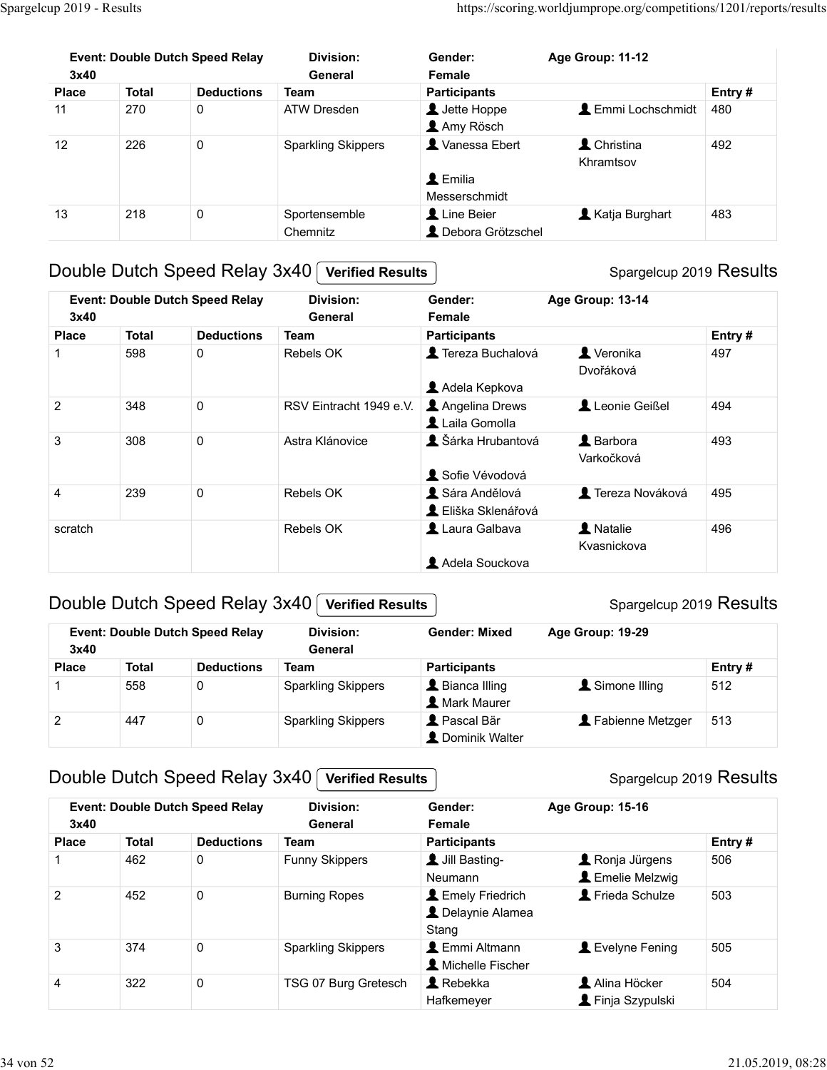| Event: Double Dutch Speed Relay 3x40 | | | Division: General | Gender: Female | Age Group: 11-12 | |
|---|---|---|---|---|---|---|
| **Place** | **Total** | **Deductions** | **Team** | **Participants** | | **Entry #** |
| 11 | 270 | 0 | ATW Dresden | Jette Hoppe<br>Amy Rösch | Emmi Lochschmidt | 480 |
| 12 | 226 | 0 | Sparkling Skippers | Vanessa Ebert<br>Emilia Messerschmidt | Christina Khramtsov | 492 |
| 13 | 218 | 0 | Sportensemble Chemnitz | Line Beier<br>Debora Grötzschel | Katja Burghart | 483 |

## Double Dutch Speed Relay 3x40 Verified Results

Spargelcup 2019 Results

| Event: Double Dutch Speed Relay 3x40 | | | Division: General | Gender: Female | Age Group: 13-14 | |
|---|---|---|---|---|---|---|
| **Place** | **Total** | **Deductions** | **Team** | **Participants** | | **Entry #** |
| 1 | 598 | 0 | Rebels OK | Tereza Buchalová<br>Adela Kepkova | Veronika Dvořáková | 497 |
| 2 | 348 | 0 | RSV Eintracht 1949 e.V. | Angelina Drews<br>Laila Gomolla | Leonie Geißel | 494 |
| 3 | 308 | 0 | Astra Klánovice | Šárka Hrubantová<br>Sofie Vévodová | Barbora Varkočková | 493 |
| 4 | 239 | 0 | Rebels OK | Sára Andělová<br>Eliška Sklenářová | Tereza Nováková | 495 |
| scratch | | | Rebels OK | Laura Galbava<br>Adela Souckova | Natalie Kvasnickova | 496 |

## Double Dutch Speed Relay 3x40 Verified Results

Spargelcup 2019 Results

| Event: Double Dutch Speed Relay 3x40 | | | Division: General | Gender: Mixed | Age Group: 19-29 | |
|---|---|---|---|---|---|---|
| **Place** | **Total** | **Deductions** | **Team** | **Participants** | | **Entry #** |
| 1 | 558 | 0 | Sparkling Skippers | Bianca Illing<br>Mark Maurer | Simone Illing | 512 |
| 2 | 447 | 0 | Sparkling Skippers | Pascal Bär<br>Dominik Walter | Fabienne Metzger | 513 |

## Double Dutch Speed Relay 3x40 Verified Results

Spargelcup 2019 Results

| Event: Double Dutch Speed Relay 3x40 | | | Division: General | Gender: Female | Age Group: 15-16 | |
|---|---|---|---|---|---|---|
| **Place** | **Total** | **Deductions** | **Team** | **Participants** | | **Entry #** |
| 1 | 462 | 0 | Funny Skippers | Jill Basting-Neumann | Ronja Jürgens<br>Emelie Melzwig | 506 |
| 2 | 452 | 0 | Burning Ropes | Emely Friedrich<br>Delaynie Alamea Stang | Frieda Schulze | 503 |
| 3 | 374 | 0 | Sparkling Skippers | Emmi Altmann<br>Michelle Fischer | Evelyne Fening | 505 |
| 4 | 322 | 0 | TSG 07 Burg Gretesch | Rebekka Hafkemeyer | Alina Höcker<br>Finja Szypulski | 504 |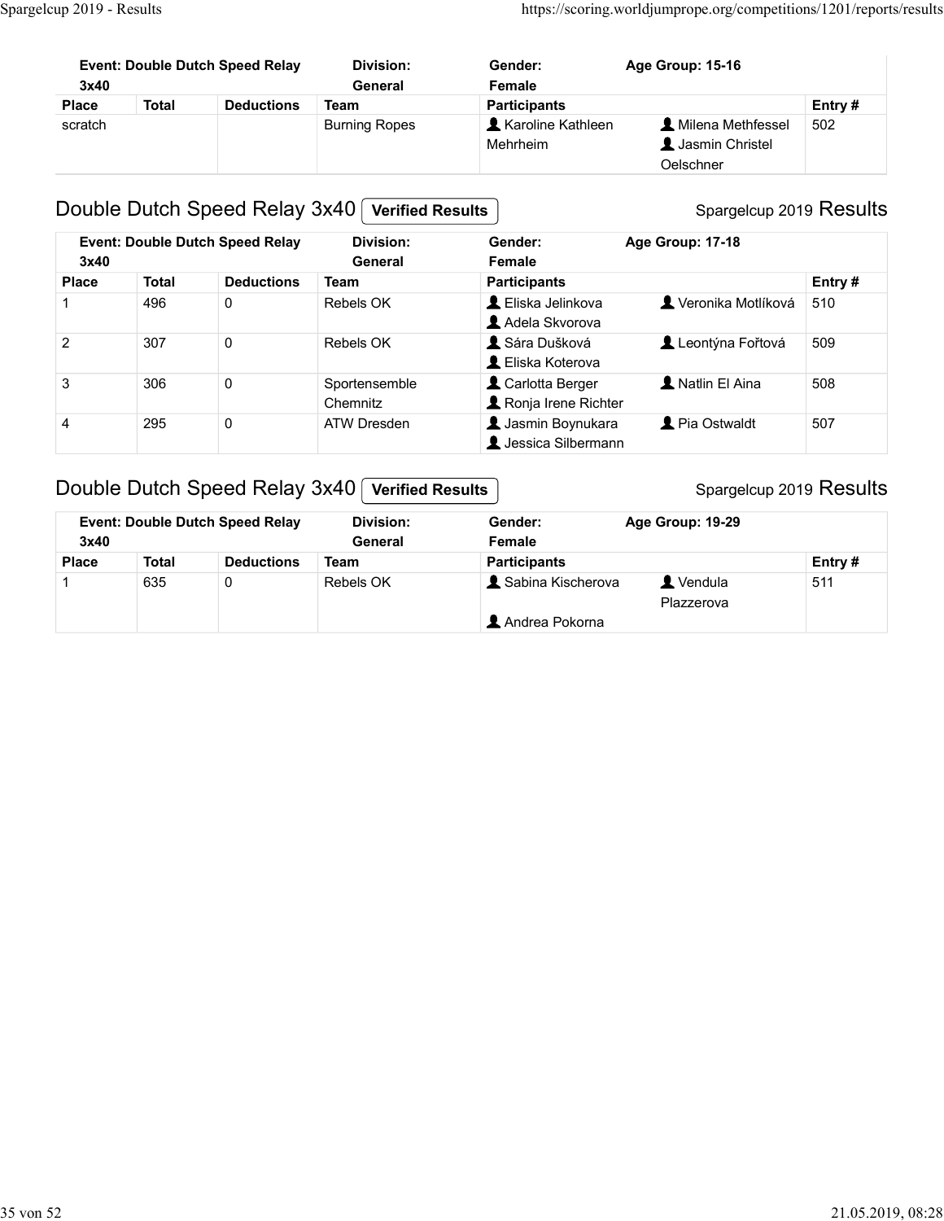| Event: Double Dutch Speed Relay 3x40 | | | Division: General | Gender: Female | Age Group: 15-16 | |
|---|---|---|---|---|---|---|
| **Place** | **Total** | **Deductions** | **Team** | **Participants** | | **Entry #** |
| scratch | | | Burning Ropes | Karoline Kathleen Mehrheim | Milena Methfessel<br>Jasmin Christel Oelschner | 502 |

## Double Dutch Speed Relay 3x40 Verified Results

Spargelcup 2019 Results

| Event: Double Dutch Speed Relay 3x40 | | | Division: General | Gender: Female | Age Group: 17-18 | |
|---|---|---|---|---|---|---|
| **Place** | **Total** | **Deductions** | **Team** | **Participants** | | **Entry #** |
| 1 | 496 | 0 | Rebels OK | Eliska Jelinkova<br>Adela Skvorova | Veronika Motlíková | 510 |
| 2 | 307 | 0 | Rebels OK | Sára Dušková<br>Eliska Koterova | Leontýna Fořtová | 509 |
| 3 | 306 | 0 | Sportensemble Chemnitz | Carlotta Berger<br>Ronja Irene Richter | Natlin El Aina | 508 |
| 4 | 295 | 0 | ATW Dresden | Jasmin Boynukara<br>Jessica Silbermann | Pia Ostwaldt | 507 |

## Double Dutch Speed Relay 3x40 Verified Results

Spargelcup 2019 Results

| Event: Double Dutch Speed Relay 3x40 | | | Division: General | Gender: Female | Age Group: 19-29 | |
|---|---|---|---|---|---|---|
| **Place** | **Total** | **Deductions** | **Team** | **Participants** | | **Entry #** |
| 1 | 635 | 0 | Rebels OK | Sabina Kischerova<br>Andrea Pokorna | Vendula Plazzerova | 511 |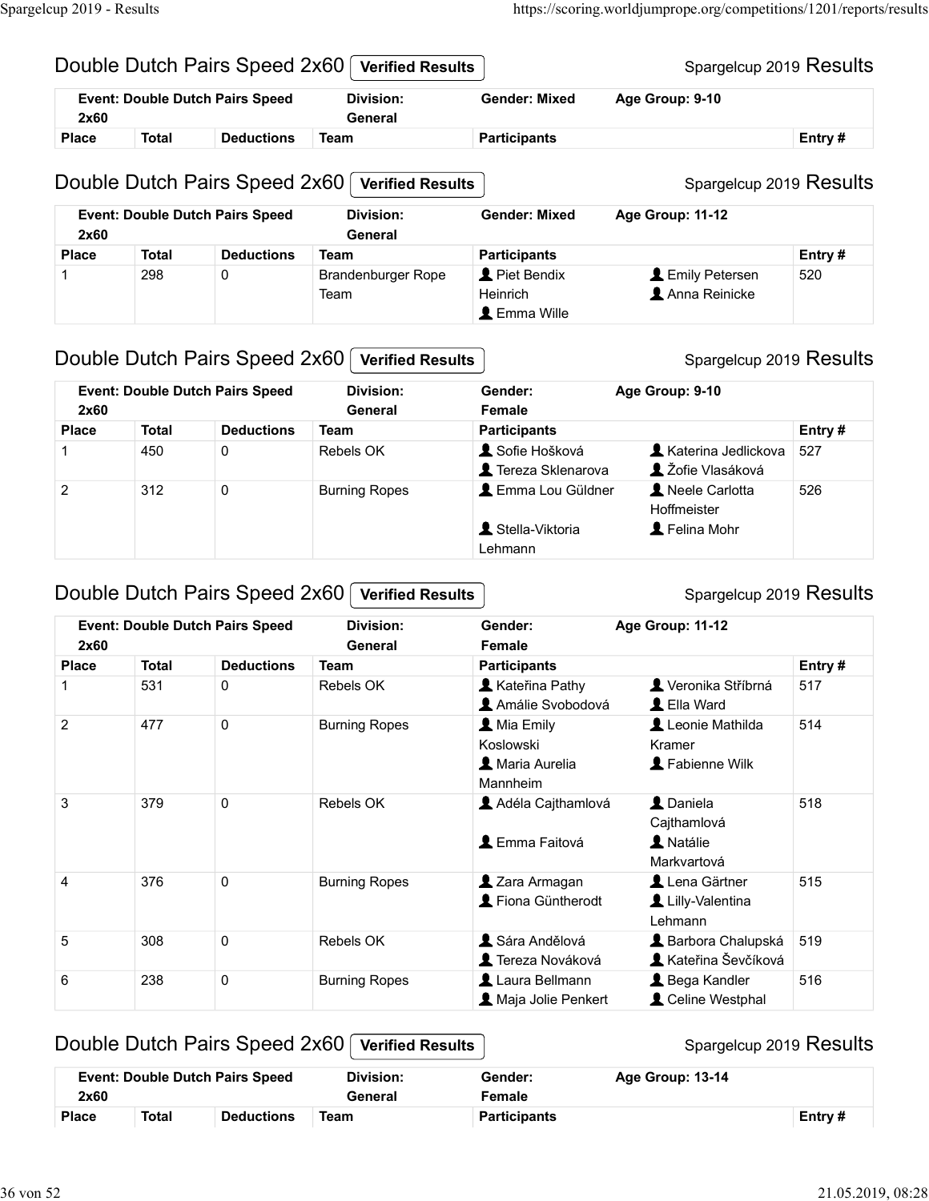## Double Dutch Pairs Speed 2x60 Verified Results

Spargelcup 2019 Results

| Event: Double Dutch Pairs Speed 2x60 | | Division: General | Gender: Mixed | Age Group: 9-10 | |
|---|---|---|---|---|---|
| Place | Total | Deductions | Team | Participants | Entry # |

## Double Dutch Pairs Speed 2x60 Verified Results

Spargelcup 2019 Results

| Event: Double Dutch Pairs Speed 2x60 | | Division: General | Gender: Mixed | Age Group: 11-12 | | |
|---|---|---|---|---|---|---|
| Place | Total | Deductions | Team | Participants | | Entry # |
| 1 | 298 | 0 | Brandenburger Rope Team | Piet Bendix Heinrich, Emma Wille | Emily Petersen, Anna Reinicke | 520 |

## Double Dutch Pairs Speed 2x60 Verified Results

Spargelcup 2019 Results

| Event: Double Dutch Pairs Speed 2x60 | | Division: General | Gender: Female | Age Group: 9-10 | | |
|---|---|---|---|---|---|---|
| Place | Total | Deductions | Team | Participants | | Entry # |
| 1 | 450 | 0 | Rebels OK | Sofie Hošková, Tereza Sklenarova | Katerina Jedlickova, Žofie Vlasáková | 527 |
| 2 | 312 | 0 | Burning Ropes | Emma Lou Güldner, Stella-Viktoria Lehmann | Neele Carlotta Hoffmeister, Felina Mohr | 526 |

## Double Dutch Pairs Speed 2x60 Verified Results

Spargelcup 2019 Results

| Event: Double Dutch Pairs Speed 2x60 | | Division: General | Gender: Female | Age Group: 11-12 | | |
|---|---|---|---|---|---|---|
| Place | Total | Deductions | Team | Participants | | Entry # |
| 1 | 531 | 0 | Rebels OK | Kateřina Pathy, Amálie Svobodová | Veronika Stříbrná, Ella Ward | 517 |
| 2 | 477 | 0 | Burning Ropes | Mia Emily Koslowski, Maria Aurelia Mannheim | Leonie Mathilda Kramer, Fabienne Wilk | 514 |
| 3 | 379 | 0 | Rebels OK | Adéla Cajthamlová, Emma Faitová | Daniela Cajthamlová, Natálie Markvartová | 518 |
| 4 | 376 | 0 | Burning Ropes | Zara Armagan, Fiona Güntherodt | Lena Gärtner, Lilly-Valentina Lehmann | 515 |
| 5 | 308 | 0 | Rebels OK | Sára Andělová, Tereza Nováková | Barbora Chalupská, Kateřina Ševčíková | 519 |
| 6 | 238 | 0 | Burning Ropes | Laura Bellmann, Maja Jolie Penkert | Bega Kandler, Celine Westphal | 516 |

## Double Dutch Pairs Speed 2x60 Verified Results

Spargelcup 2019 Results

| Event: Double Dutch Pairs Speed 2x60 | | Division: General | Gender: Female | Age Group: 13-14 | |
|---|---|---|---|---|---|
| Place | Total | Deductions | Team | Participants | Entry # |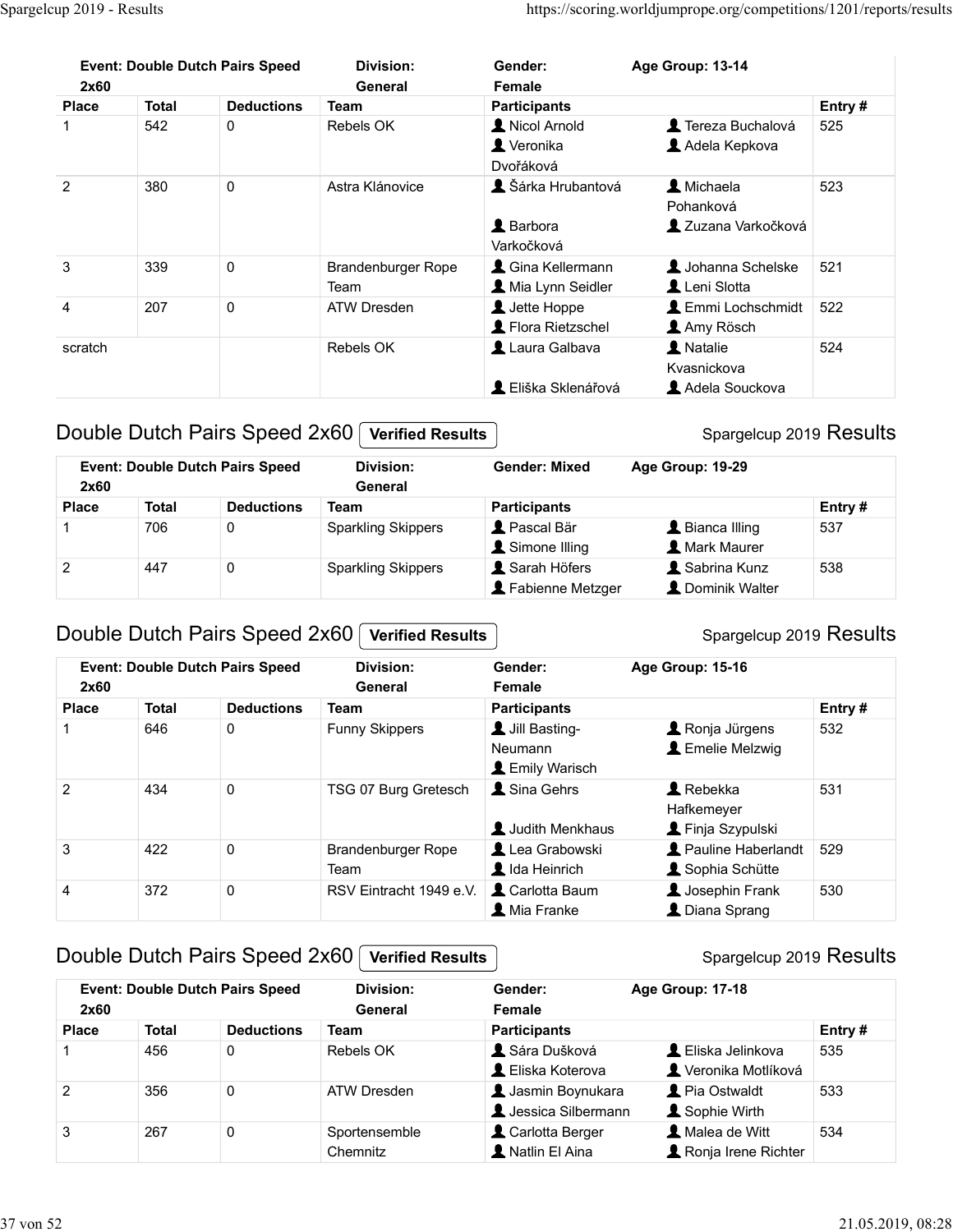| Event: Double Dutch Pairs Speed 2x60 | | | Division: General | Gender: Female | Age Group: 13-14 | |
|---|---|---|---|---|---|---|
| Place | Total | Deductions | Team | Participants | | Entry # |
| 1 | 542 | 0 | Rebels OK | Nicol Arnold<br>Veronika Dvořáková | Tereza Buchalová<br>Adela Kepkova | 525 |
| 2 | 380 | 0 | Astra Klánovice | Šárka Hrubantová<br>Barbora Varkočková | Michaela Pohanková<br>Zuzana Varkočková | 523 |
| 3 | 339 | 0 | Brandenburger Rope Team | Gina Kellermann<br>Mia Lynn Seidler | Johanna Schelske<br>Leni Slotta | 521 |
| 4 | 207 | 0 | ATW Dresden | Jette Hoppe<br>Flora Rietzschel | Emmi Lochschmidt<br>Amy Rösch | 522 |
| scratch | | | Rebels OK | Laura Galbava<br>Eliška Sklenářová | Natalie Kvasnickova<br>Adela Souckova | 524 |

## Double Dutch Pairs Speed 2x60 Verified Results

Spargelcup 2019 Results

| Event: Double Dutch Pairs Speed 2x60 | | | Division: General | Gender: Mixed | Age Group: 19-29 | |
|---|---|---|---|---|---|---|
| Place | Total | Deductions | Team | Participants | | Entry # |
| 1 | 706 | 0 | Sparkling Skippers | Pascal Bär<br>Simone Illing | Bianca Illing<br>Mark Maurer | 537 |
| 2 | 447 | 0 | Sparkling Skippers | Sarah Höfers<br>Fabienne Metzger | Sabrina Kunz<br>Dominik Walter | 538 |

## Double Dutch Pairs Speed 2x60 Verified Results

Spargelcup 2019 Results

| Event: Double Dutch Pairs Speed 2x60 | | | Division: General | Gender: Female | Age Group: 15-16 | |
|---|---|---|---|---|---|---|
| Place | Total | Deductions | Team | Participants | | Entry # |
| 1 | 646 | 0 | Funny Skippers | Jill Basting-Neumann<br>Emily Warisch | Ronja Jürgens<br>Emelie Melzwig | 532 |
| 2 | 434 | 0 | TSG 07 Burg Gretesch | Sina Gehrs<br>Judith Menkhaus | Rebekka Hafkemeyer<br>Finja Szypulski | 531 |
| 3 | 422 | 0 | Brandenburger Rope Team | Lea Grabowski<br>Ida Heinrich | Pauline Haberlandt<br>Sophia Schütte | 529 |
| 4 | 372 | 0 | RSV Eintracht 1949 e.V. | Carlotta Baum<br>Mia Franke | Josephin Frank<br>Diana Sprang | 530 |

## Double Dutch Pairs Speed 2x60 Verified Results

Spargelcup 2019 Results

| Event: Double Dutch Pairs Speed 2x60 | | | Division: General | Gender: Female | Age Group: 17-18 | |
|---|---|---|---|---|---|---|
| Place | Total | Deductions | Team | Participants | | Entry # |
| 1 | 456 | 0 | Rebels OK | Sára Dušková<br>Eliska Koterova | Eliska Jelinkova<br>Veronika Motlíková | 535 |
| 2 | 356 | 0 | ATW Dresden | Jasmin Boynukara<br>Jessica Silbermann | Pia Ostwaldt<br>Sophie Wirth | 533 |
| 3 | 267 | 0 | Sportensemble Chemnitz | Carlotta Berger<br>Natlin El Aina | Malea de Witt<br>Ronja Irene Richter | 534 |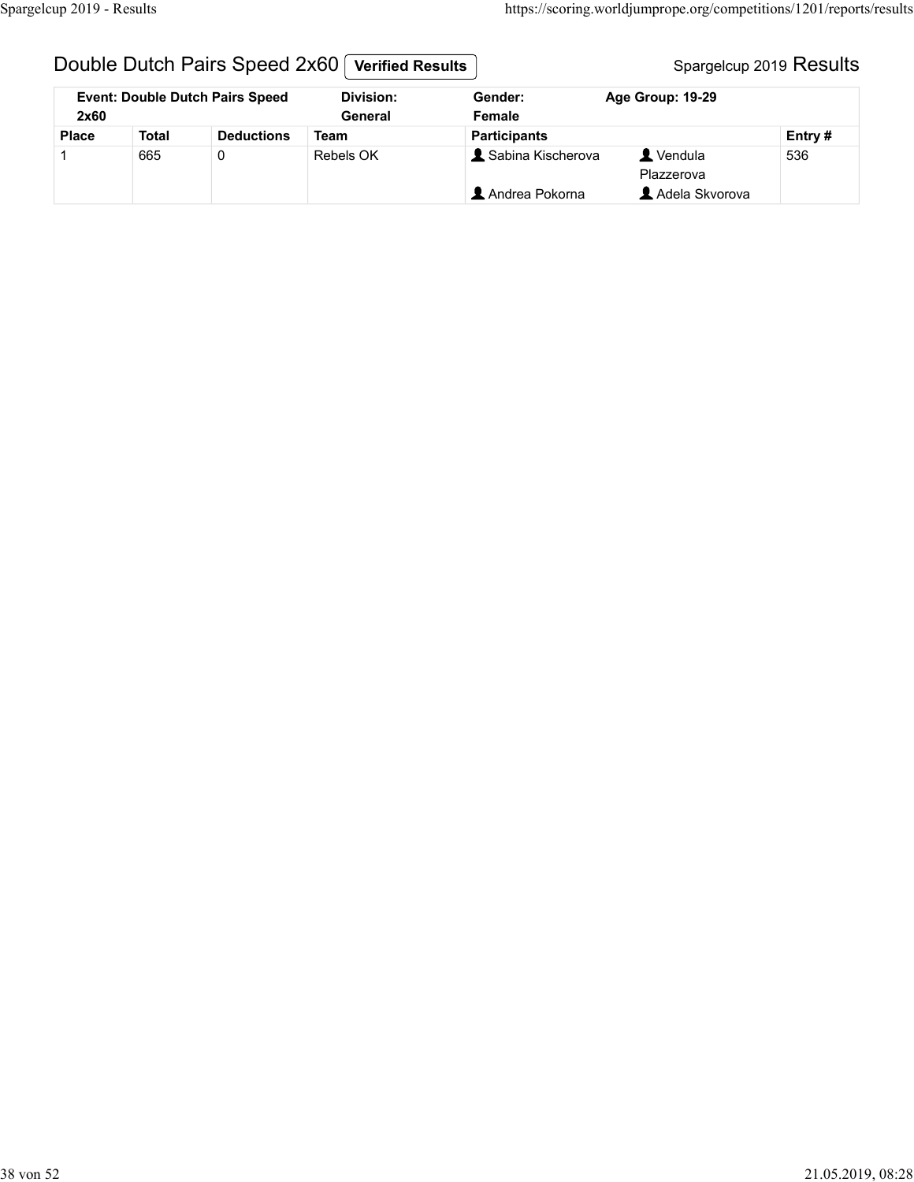## Double Dutch Pairs Speed 2x60 Verified Results

Spargelcup 2019 Results

| Event: Double Dutch Pairs Speed 2x60 | | | Division: General | Gender: Female | Age Group: 19-29 | |
|---|---|---|---|---|---|---|
| **Place** | **Total** | **Deductions** | **Team** | **Participants** | | **Entry #** |
| 1 | 665 | 0 | Rebels OK | Sabina Kischerova<br>Andrea Pokorna | Vendula Plazzerova<br>Adela Skvorova | 536 |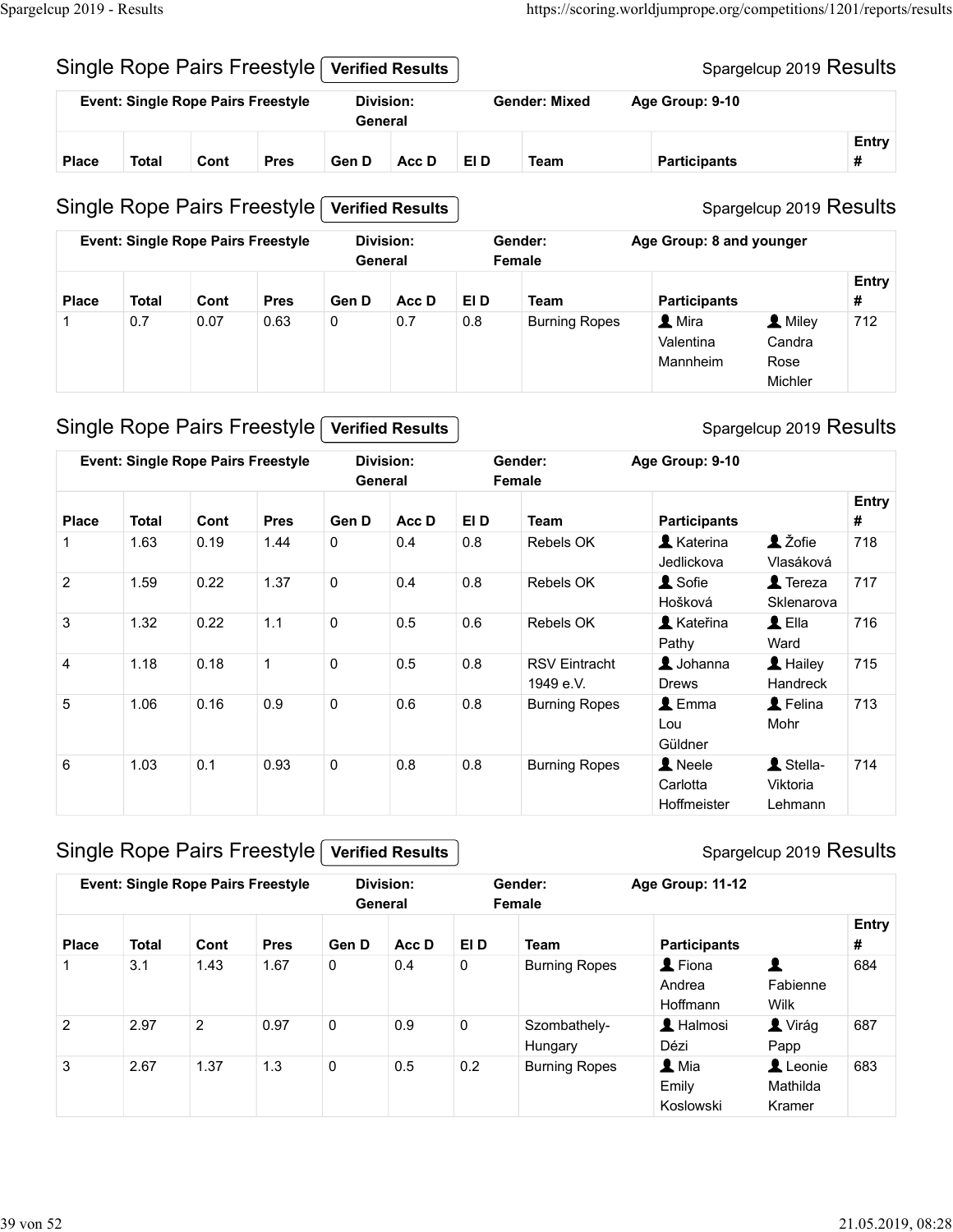## Single Rope Pairs Freestyle Verified Results

Spargelcup 2019 Results

| Event: Single Rope Pairs Freestyle | | | | Division: General | | | Gender: Mixed | Age Group: 9-10 | | |
|---|---|---|---|---|---|---|---|---|---|---|
| **Place** | **Total** | **Cont** | **Pres** | **Gen D** | **Acc D** | **El D** | **Team** | **Participants** | | **Entry #** |

## Single Rope Pairs Freestyle Verified Results

Spargelcup 2019 Results

| Event: Single Rope Pairs Freestyle | | | | Division: General | | | Gender: Female | Age Group: 8 and younger | | |
|---|---|---|---|---|---|---|---|---|---|---|
| **Place** | **Total** | **Cont** | **Pres** | **Gen D** | **Acc D** | **El D** | **Team** | **Participants** | | **Entry #** |
| 1 | 0.7 | 0.07 | 0.63 | 0 | 0.7 | 0.8 | Burning Ropes | Mira Valentina Mannheim | Miley Candra Rose Michler | 712 |

## Single Rope Pairs Freestyle Verified Results

Spargelcup 2019 Results

| Event: Single Rope Pairs Freestyle | | | | Division: General | | | Gender: Female | Age Group: 9-10 | | |
|---|---|---|---|---|---|---|---|---|---|---|
| **Place** | **Total** | **Cont** | **Pres** | **Gen D** | **Acc D** | **El D** | **Team** | **Participants** | | **Entry #** |
| 1 | 1.63 | 0.19 | 1.44 | 0 | 0.4 | 0.8 | Rebels OK | Katerina Jedlickova | Žofie Vlasáková | 718 |
| 2 | 1.59 | 0.22 | 1.37 | 0 | 0.4 | 0.8 | Rebels OK | Sofie Hošková | Tereza Sklenarova | 717 |
| 3 | 1.32 | 0.22 | 1.1 | 0 | 0.5 | 0.6 | Rebels OK | Kateřina Pathy | Ella Ward | 716 |
| 4 | 1.18 | 0.18 | 1 | 0 | 0.5 | 0.8 | RSV Eintracht 1949 e.V. | Johanna Drews | Hailey Handreck | 715 |
| 5 | 1.06 | 0.16 | 0.9 | 0 | 0.6 | 0.8 | Burning Ropes | Emma Lou Güldner | Felina Mohr | 713 |
| 6 | 1.03 | 0.1 | 0.93 | 0 | 0.8 | 0.8 | Burning Ropes | Neele Carlotta Hoffmeister | Stella-Viktoria Lehmann | 714 |

## Single Rope Pairs Freestyle Verified Results

Spargelcup 2019 Results

| Event: Single Rope Pairs Freestyle | | | | Division: General | | | Gender: Female | Age Group: 11-12 | | |
|---|---|---|---|---|---|---|---|---|---|---|
| **Place** | **Total** | **Cont** | **Pres** | **Gen D** | **Acc D** | **El D** | **Team** | **Participants** | | **Entry #** |
| 1 | 3.1 | 1.43 | 1.67 | 0 | 0.4 | 0 | Burning Ropes | Fiona Andrea Hoffmann | Fabienne Wilk | 684 |
| 2 | 2.97 | 2 | 0.97 | 0 | 0.9 | 0 | Szombathely-Hungary | Halmosi Dézi | Virág Papp | 687 |
| 3 | 2.67 | 1.37 | 1.3 | 0 | 0.5 | 0.2 | Burning Ropes | Mia Emily Koslowski | Leonie Mathilda Kramer | 683 |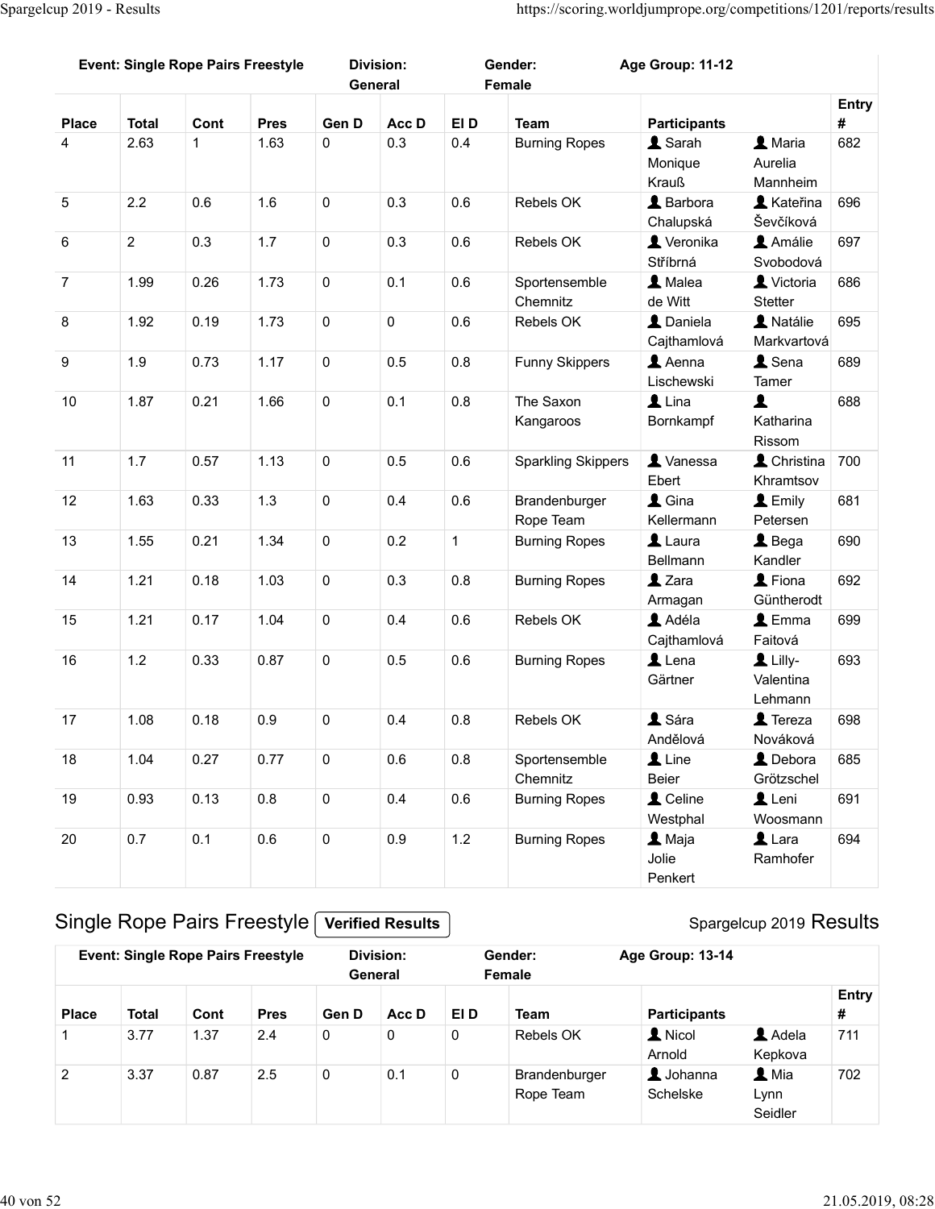| Event: Single Rope Pairs Freestyle | | | | Division: General | | | Gender: Female | Age Group: 11-12 | | |
|---|---|---|---|---|---|---|---|---|---|---|
| Place | Total | Cont | Pres | Gen D | Acc D | El D | Team | Participants | | Entry # |
| 4 | 2.63 | 1 | 1.63 | 0 | 0.3 | 0.4 | Burning Ropes | Sarah Monique Krauß | Maria Aurelia Mannheim | 682 |
| 5 | 2.2 | 0.6 | 1.6 | 0 | 0.3 | 0.6 | Rebels OK | Barbora Chalupská | Kateřina Ševčíková | 696 |
| 6 | 2 | 0.3 | 1.7 | 0 | 0.3 | 0.6 | Rebels OK | Veronika Stříbrná | Amálie Svobodová | 697 |
| 7 | 1.99 | 0.26 | 1.73 | 0 | 0.1 | 0.6 | Sportensemble Chemnitz | Malea de Witt | Victoria Stetter | 686 |
| 8 | 1.92 | 0.19 | 1.73 | 0 | 0 | 0.6 | Rebels OK | Daniela Cajthamlová | Natálie Markvartová | 695 |
| 9 | 1.9 | 0.73 | 1.17 | 0 | 0.5 | 0.8 | Funny Skippers | Aenna Lischewski | Sena Tamer | 689 |
| 10 | 1.87 | 0.21 | 1.66 | 0 | 0.1 | 0.8 | The Saxon Kangaroos | Lina Bornkampf | Katharina Rissom | 688 |
| 11 | 1.7 | 0.57 | 1.13 | 0 | 0.5 | 0.6 | Sparkling Skippers | Vanessa Ebert | Christina Khramtsov | 700 |
| 12 | 1.63 | 0.33 | 1.3 | 0 | 0.4 | 0.6 | Brandenburger Rope Team | Gina Kellermann | Emily Petersen | 681 |
| 13 | 1.55 | 0.21 | 1.34 | 0 | 0.2 | 1 | Burning Ropes | Laura Bellmann | Bega Kandler | 690 |
| 14 | 1.21 | 0.18 | 1.03 | 0 | 0.3 | 0.8 | Burning Ropes | Zara Armagan | Fiona Güntherodt | 692 |
| 15 | 1.21 | 0.17 | 1.04 | 0 | 0.4 | 0.6 | Rebels OK | Adéla Cajthamlová | Emma Faitová | 699 |
| 16 | 1.2 | 0.33 | 0.87 | 0 | 0.5 | 0.6 | Burning Ropes | Lena Gärtner | Lilly-Valentina Lehmann | 693 |
| 17 | 1.08 | 0.18 | 0.9 | 0 | 0.4 | 0.8 | Rebels OK | Sára Andělová | Tereza Nováková | 698 |
| 18 | 1.04 | 0.27 | 0.77 | 0 | 0.6 | 0.8 | Sportensemble Chemnitz | Line Beier | Debora Grötzschel | 685 |
| 19 | 0.93 | 0.13 | 0.8 | 0 | 0.4 | 0.6 | Burning Ropes | Celine Westphal | Leni Woosmann | 691 |
| 20 | 0.7 | 0.1 | 0.6 | 0 | 0.9 | 1.2 | Burning Ropes | Maja Jolie Penkert | Lara Ramhofer | 694 |

## Single Rope Pairs Freestyle **Verified Results**

Spargelcup 2019 Results

| Event: Single Rope Pairs Freestyle | | | | Division: General | | | Gender: Female | Age Group: 13-14 | | |
|---|---|---|---|---|---|---|---|---|---|---|
| Place | Total | Cont | Pres | Gen D | Acc D | El D | Team | Participants | | Entry # |
| 1 | 3.77 | 1.37 | 2.4 | 0 | 0 | 0 | Rebels OK | Nicol Arnold | Adela Kepkova | 711 |
| 2 | 3.37 | 0.87 | 2.5 | 0 | 0.1 | 0 | Brandenburger Rope Team | Johanna Schelske | Mia Lynn Seidler | 702 |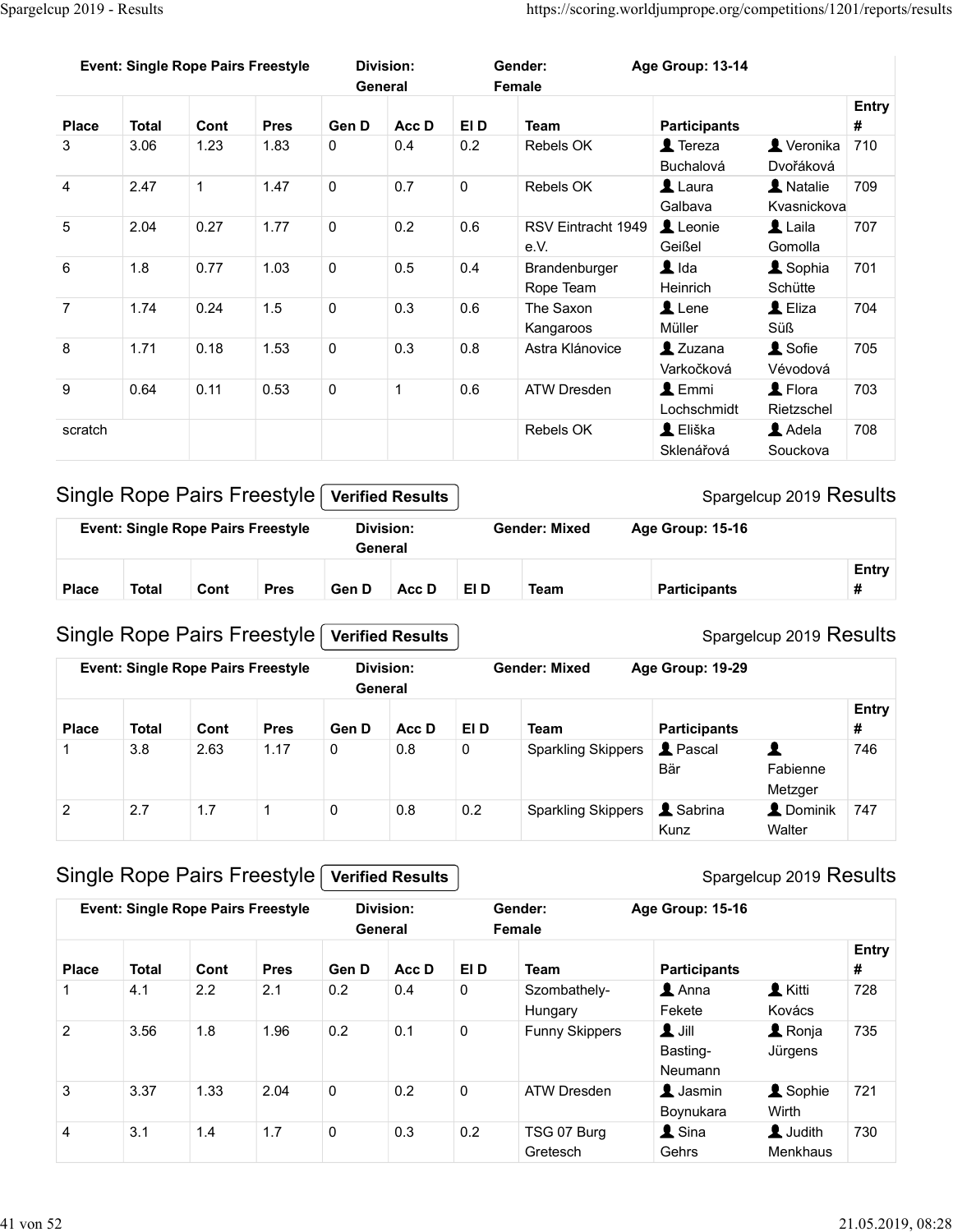| Event: Single Rope Pairs Freestyle | | | | Division: General | | | Gender: Female | Age Group: 13-14 | | |
|---|---|---|---|---|---|---|---|---|---|---|
| **Place** | **Total** | **Cont** | **Pres** | **Gen D** | **Acc D** | **El D** | **Team** | **Participants** | | **Entry #** |
| 3 | 3.06 | 1.23 | 1.83 | 0 | 0.4 | 0.2 | Rebels OK | Tereza Buchalová | Veronika Dvořáková | 710 |
| 4 | 2.47 | 1 | 1.47 | 0 | 0.7 | 0 | Rebels OK | Laura Galbava | Natalie Kvasnickova | 709 |
| 5 | 2.04 | 0.27 | 1.77 | 0 | 0.2 | 0.6 | RSV Eintracht 1949 e.V. | Leonie Geißel | Laila Gomolla | 707 |
| 6 | 1.8 | 0.77 | 1.03 | 0 | 0.5 | 0.4 | Brandenburger Rope Team | Ida Heinrich | Sophia Schütte | 701 |
| 7 | 1.74 | 0.24 | 1.5 | 0 | 0.3 | 0.6 | The Saxon Kangaroos | Lene Müller | Eliza Süß | 704 |
| 8 | 1.71 | 0.18 | 1.53 | 0 | 0.3 | 0.8 | Astra Klánovice | Zuzana Varkočková | Sofie Vévodová | 705 |
| 9 | 0.64 | 0.11 | 0.53 | 0 | 1 | 0.6 | ATW Dresden | Emmi Lochschmidt | Flora Rietzschel | 703 |
| scratch | | | | | | | Rebels OK | Eliška Sklenářová | Adela Souckova | 708 |

## Single Rope Pairs Freestyle Verified Results

Spargelcup 2019 Results

| Event: Single Rope Pairs Freestyle | | | | Division: General | | | Gender: Mixed | Age Group: 15-16 | |
|---|---|---|---|---|---|---|---|---|---|
| **Place** | **Total** | **Cont** | **Pres** | **Gen D** | **Acc D** | **El D** | **Team** | **Participants** | **Entry #** |

## Single Rope Pairs Freestyle Verified Results

Spargelcup 2019 Results

| Event: Single Rope Pairs Freestyle | | | | Division: General | | | Gender: Mixed | Age Group: 19-29 | | |
|---|---|---|---|---|---|---|---|---|---|---|
| **Place** | **Total** | **Cont** | **Pres** | **Gen D** | **Acc D** | **El D** | **Team** | **Participants** | | **Entry #** |
| 1 | 3.8 | 2.63 | 1.17 | 0 | 0.8 | 0 | Sparkling Skippers | Pascal Bär | Fabienne Metzger | 746 |
| 2 | 2.7 | 1.7 | 1 | 0 | 0.8 | 0.2 | Sparkling Skippers | Sabrina Kunz | Dominik Walter | 747 |

## Single Rope Pairs Freestyle Verified Results

Spargelcup 2019 Results

| Event: Single Rope Pairs Freestyle | | | | Division: General | | | Gender: Female | Age Group: 15-16 | | |
|---|---|---|---|---|---|---|---|---|---|---|
| **Place** | **Total** | **Cont** | **Pres** | **Gen D** | **Acc D** | **El D** | **Team** | **Participants** | | **Entry #** |
| 1 | 4.1 | 2.2 | 2.1 | 0.2 | 0.4 | 0 | Szombathely-Hungary | Anna Fekete | Kitti Kovács | 728 |
| 2 | 3.56 | 1.8 | 1.96 | 0.2 | 0.1 | 0 | Funny Skippers | Jill Basting-Neumann | Ronja Jürgens | 735 |
| 3 | 3.37 | 1.33 | 2.04 | 0 | 0.2 | 0 | ATW Dresden | Jasmin Boynukara | Sophie Wirth | 721 |
| 4 | 3.1 | 1.4 | 1.7 | 0 | 0.3 | 0.2 | TSG 07 Burg Gretesch | Sina Gehrs | Judith Menkhaus | 730 |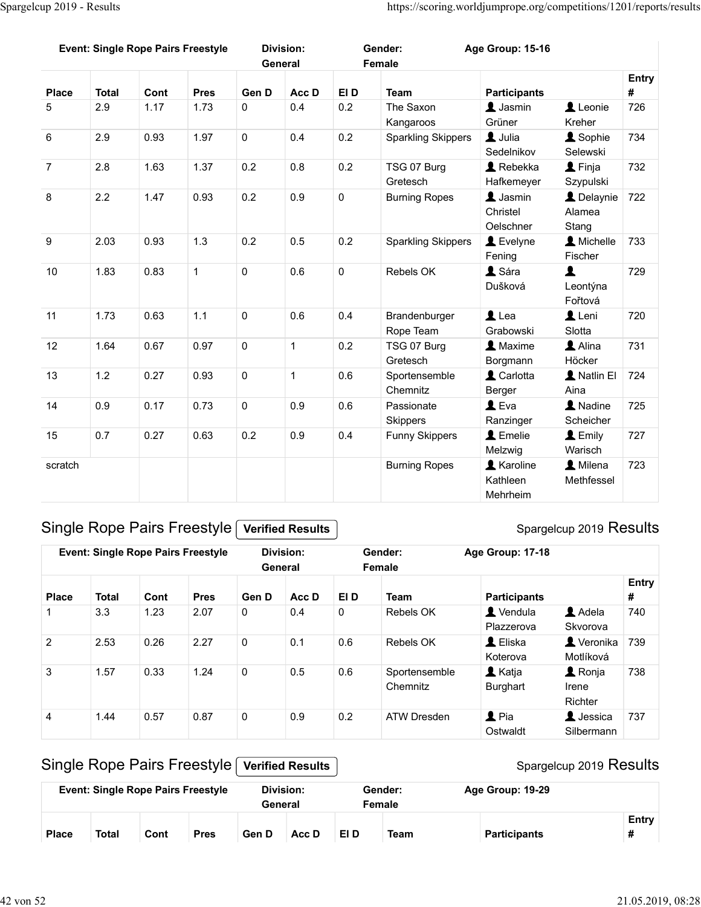| Event: Single Rope Pairs Freestyle | | | | Division: General | | | Gender: Female | Age Group: 15-16 | | |
|---|---|---|---|---|---|---|---|---|---|---|
| **Place** | **Total** | **Cont** | **Pres** | **Gen D** | **Acc D** | **El D** | **Team** | **Participants** | | **Entry #** |
| 5 | 2.9 | 1.17 | 1.73 | 0 | 0.4 | 0.2 | The Saxon Kangaroos | Jasmin Grüner | Leonie Kreher | 726 |
| 6 | 2.9 | 0.93 | 1.97 | 0 | 0.4 | 0.2 | Sparkling Skippers | Julia Sedelnikov | Sophie Selewski | 734 |
| 7 | 2.8 | 1.63 | 1.37 | 0.2 | 0.8 | 0.2 | TSG 07 Burg Gretesch | Rebekka Hafkemeyer | Finja Szypulski | 732 |
| 8 | 2.2 | 1.47 | 0.93 | 0.2 | 0.9 | 0 | Burning Ropes | Jasmin Christel Oelschner | Delaynie Alamea Stang | 722 |
| 9 | 2.03 | 0.93 | 1.3 | 0.2 | 0.5 | 0.2 | Sparkling Skippers | Evelyne Fening | Michelle Fischer | 733 |
| 10 | 1.83 | 0.83 | 1 | 0 | 0.6 | 0 | Rebels OK | Sára Dušková | Leontýna Fořtová | 729 |
| 11 | 1.73 | 0.63 | 1.1 | 0 | 0.6 | 0.4 | Brandenburger Rope Team | Lea Grabowski | Leni Slotta | 720 |
| 12 | 1.64 | 0.67 | 0.97 | 0 | 1 | 0.2 | TSG 07 Burg Gretesch | Maxime Borgmann | Alina Höcker | 731 |
| 13 | 1.2 | 0.27 | 0.93 | 0 | 1 | 0.6 | Sportensemble Chemnitz | Carlotta Berger | Natlin El Aina | 724 |
| 14 | 0.9 | 0.17 | 0.73 | 0 | 0.9 | 0.6 | Passionate Skippers | Eva Ranzinger | Nadine Scheicher | 725 |
| 15 | 0.7 | 0.27 | 0.63 | 0.2 | 0.9 | 0.4 | Funny Skippers | Emelie Melzwig | Emily Warisch | 727 |
| scratch | | | | | | | Burning Ropes | Karoline Kathleen Mehrheim | Milena Methfessel | 723 |

## Single Rope Pairs Freestyle **Verified Results**

Spargelcup 2019 Results

| Event: Single Rope Pairs Freestyle | | | | Division: General | | | Gender: Female | Age Group: 17-18 | | |
|---|---|---|---|---|---|---|---|---|---|---|
| **Place** | **Total** | **Cont** | **Pres** | **Gen D** | **Acc D** | **El D** | **Team** | **Participants** | | **Entry #** |
| 1 | 3.3 | 1.23 | 2.07 | 0 | 0.4 | 0 | Rebels OK | Vendula Plazzerova | Adela Skvorova | 740 |
| 2 | 2.53 | 0.26 | 2.27 | 0 | 0.1 | 0.6 | Rebels OK | Eliska Koterova | Veronika Motlíková | 739 |
| 3 | 1.57 | 0.33 | 1.24 | 0 | 0.5 | 0.6 | Sportensemble Chemnitz | Katja Burghart | Ronja Irene Richter | 738 |
| 4 | 1.44 | 0.57 | 0.87 | 0 | 0.9 | 0.2 | ATW Dresden | Pia Ostwaldt | Jessica Silbermann | 737 |

## Single Rope Pairs Freestyle **Verified Results**

Spargelcup 2019 Results

| Event: Single Rope Pairs Freestyle | | | | Division: General | | | Gender: Female | Age Group: 19-29 | | |
|---|---|---|---|---|---|---|---|---|---|---|
| **Place** | **Total** | **Cont** | **Pres** | **Gen D** | **Acc D** | **El D** | **Team** | **Participants** | | **Entry #** |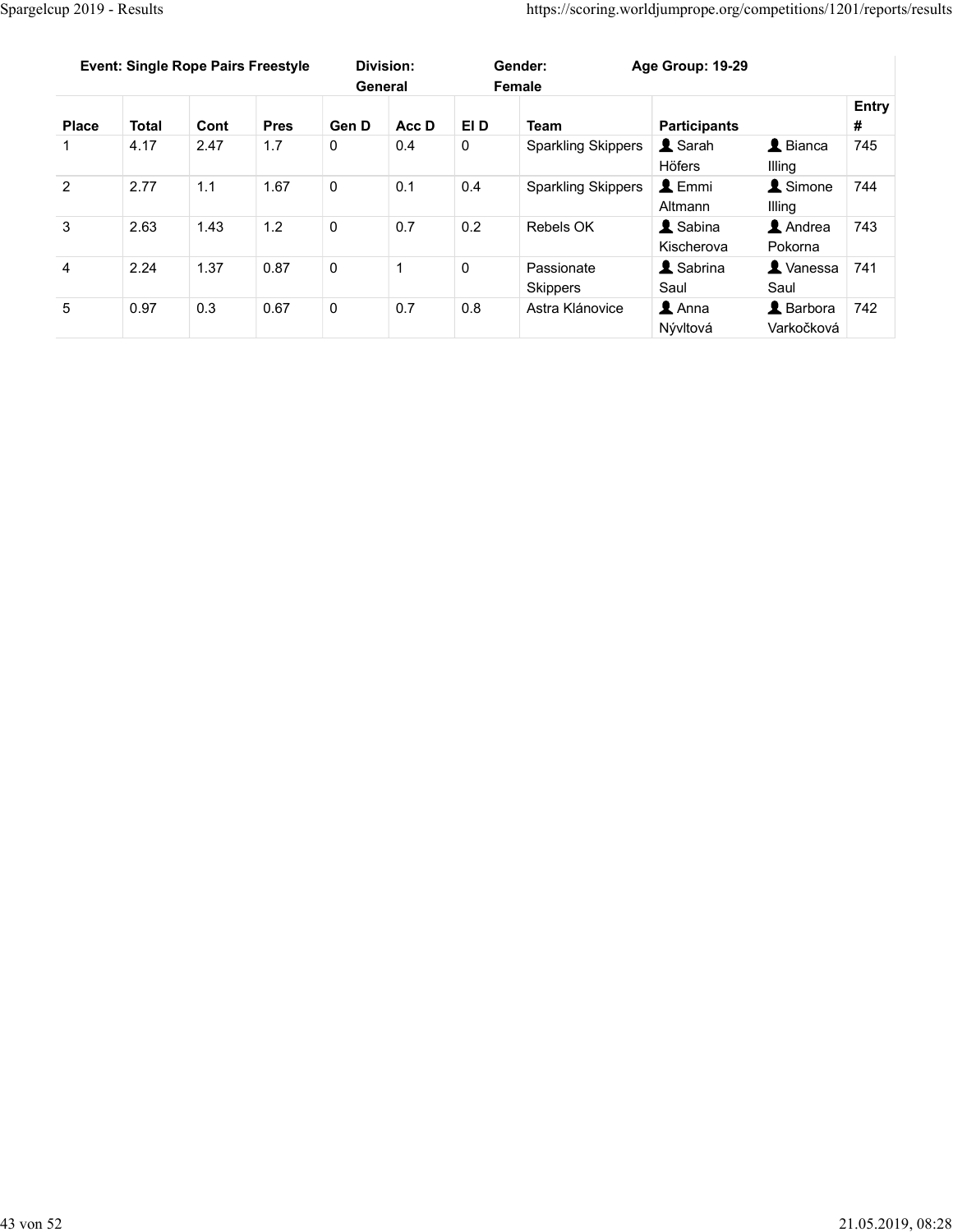| Event: Single Rope Pairs Freestyle | | | | Division: General | | Gender: Female | | Age Group: 19-29 | | |
|---|---|---|---|---|---|---|---|---|---|---|
| Place | Total | Cont | Pres | Gen D | Acc D | El D | Team | Participants | | Entry # |
| 1 | 4.17 | 2.47 | 1.7 | 0 | 0.4 | 0 | Sparkling Skippers | Sarah Höfers | Bianca Illing | 745 |
| 2 | 2.77 | 1.1 | 1.67 | 0 | 0.1 | 0.4 | Sparkling Skippers | Emmi Altmann | Simone Illing | 744 |
| 3 | 2.63 | 1.43 | 1.2 | 0 | 0.7 | 0.2 | Rebels OK | Sabina Kischerova | Andrea Pokorna | 743 |
| 4 | 2.24 | 1.37 | 0.87 | 0 | 1 | 0 | Passionate Skippers | Sabrina Saul | Vanessa Saul | 741 |
| 5 | 0.97 | 0.3 | 0.67 | 0 | 0.7 | 0.8 | Astra Klánovice | Anna Nývltová | Barbora Varkočková | 742 |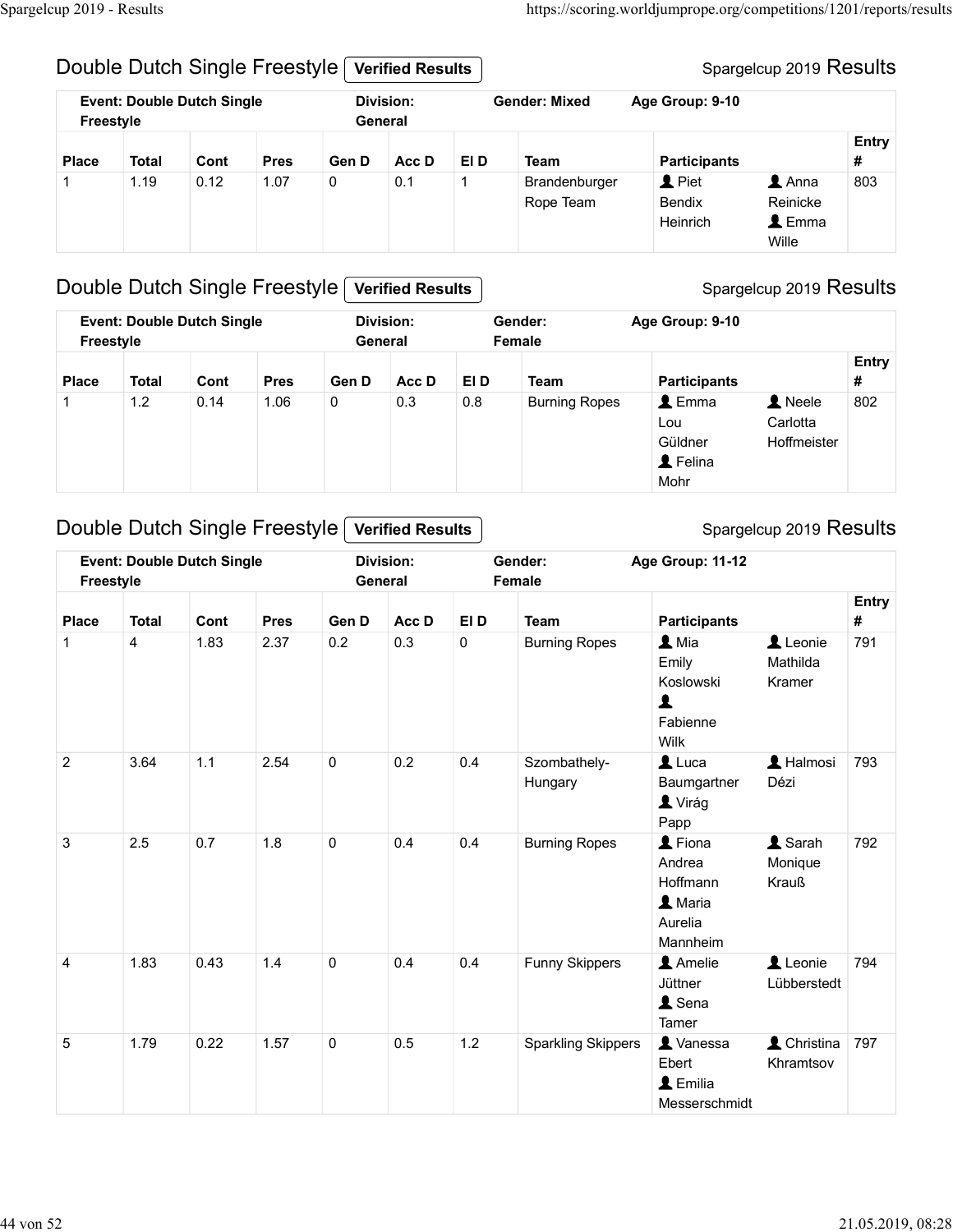## Double Dutch Single Freestyle Verified Results

Spargelcup 2019 Results

| **Event: Double Dutch Single Freestyle** | | | | **Division: General** | | | **Gender: Mixed** | **Age Group: 9-10** | | |
|---|---|---|---|---|---|---|---|---|---|---|
| **Place** | **Total** | **Cont** | **Pres** | **Gen D** | **Acc D** | **El D** | **Team** | **Participants** | | **Entry #** |
| 1 | 1.19 | 0.12 | 1.07 | 0 | 0.1 | 1 | Brandenburger Rope Team | Piet Bendix Heinrich | Anna Reinicke, Emma Wille | 803 |

## Double Dutch Single Freestyle Verified Results

Spargelcup 2019 Results

| **Event: Double Dutch Single Freestyle** | | | | **Division: General** | | | **Gender: Female** | **Age Group: 9-10** | | |
|---|---|---|---|---|---|---|---|---|---|---|
| **Place** | **Total** | **Cont** | **Pres** | **Gen D** | **Acc D** | **El D** | **Team** | **Participants** | | **Entry #** |
| 1 | 1.2 | 0.14 | 1.06 | 0 | 0.3 | 0.8 | Burning Ropes | Emma Lou Güldner, Felina Mohr | Neele Carlotta Hoffmeister | 802 |

## Double Dutch Single Freestyle Verified Results

Spargelcup 2019 Results

| **Event: Double Dutch Single Freestyle** | | | | **Division: General** | | | **Gender: Female** | **Age Group: 11-12** | | |
|---|---|---|---|---|---|---|---|---|---|---|
| **Place** | **Total** | **Cont** | **Pres** | **Gen D** | **Acc D** | **El D** | **Team** | **Participants** | | **Entry #** |
| 1 | 4 | 1.83 | 2.37 | 0.2 | 0.3 | 0 | Burning Ropes | Mia Emily Koslowski, Fabienne Wilk | Leonie Mathilda Kramer | 791 |
| 2 | 3.64 | 1.1 | 2.54 | 0 | 0.2 | 0.4 | Szombathely-Hungary | Luca Baumgartner, Virág Papp | Halmosi Dézi | 793 |
| 3 | 2.5 | 0.7 | 1.8 | 0 | 0.4 | 0.4 | Burning Ropes | Fiona Andrea Hoffmann, Maria Aurelia Mannheim | Sarah Monique Krauß | 792 |
| 4 | 1.83 | 0.43 | 1.4 | 0 | 0.4 | 0.4 | Funny Skippers | Amelie Jüttner, Sena Tamer | Leonie Lübberstedt | 794 |
| 5 | 1.79 | 0.22 | 1.57 | 0 | 0.5 | 1.2 | Sparkling Skippers | Vanessa Ebert, Emilia Messerschmidt | Christina Khramtsov | 797 |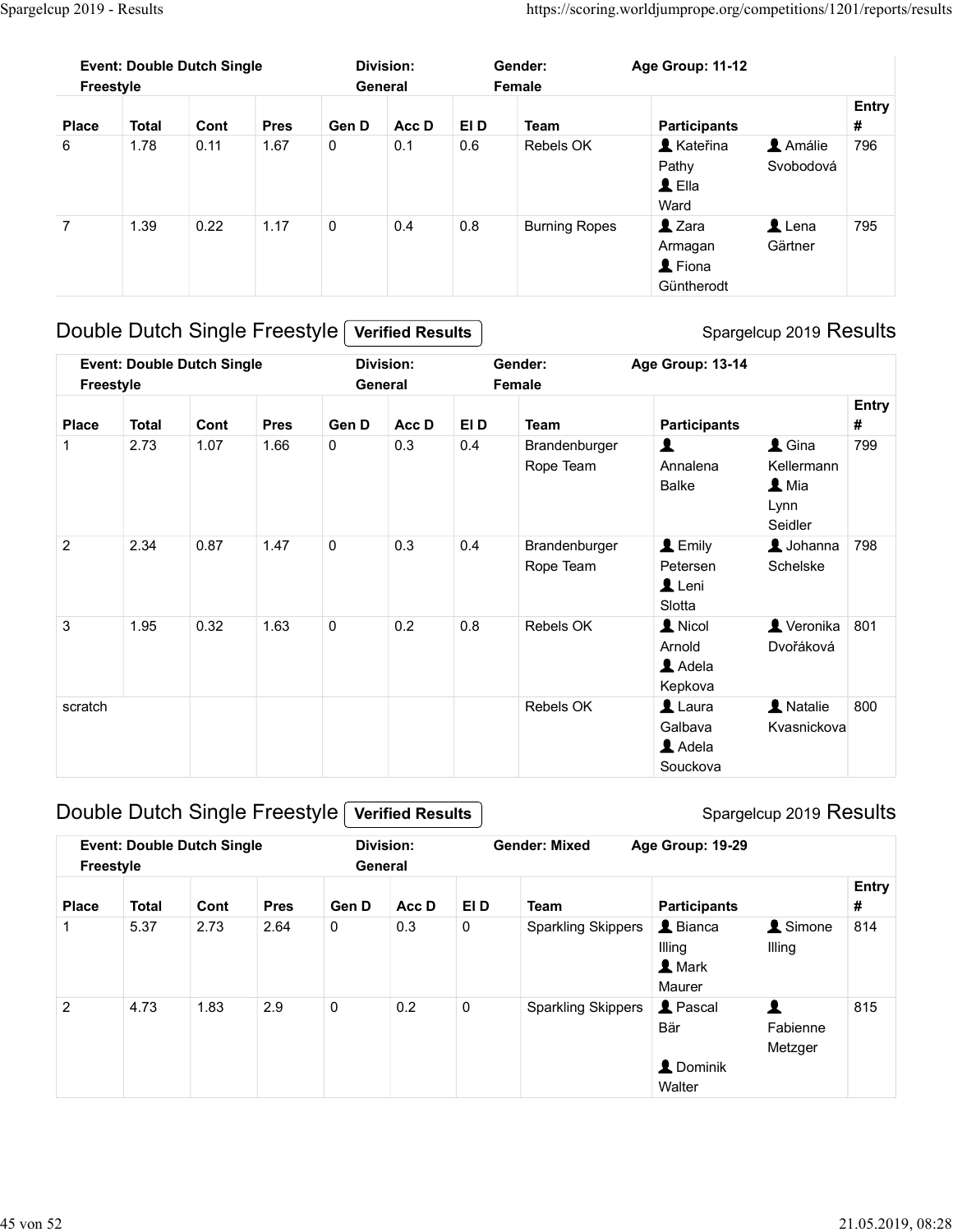| Event: Double Dutch Single Freestyle | | | | Division: General | | | Gender: Female | Age Group: 11-12 | | |
|---|---|---|---|---|---|---|---|---|---|---|
| **Place** | **Total** | **Cont** | **Pres** | **Gen D** | **Acc D** | **El D** | **Team** | **Participants** | | **Entry #** |
| 6 | 1.78 | 0.11 | 1.67 | 0 | 0.1 | 0.6 | Rebels OK | Kateřina Pathy, Ella Ward | Amálie Svobodová | 796 |
| 7 | 1.39 | 0.22 | 1.17 | 0 | 0.4 | 0.8 | Burning Ropes | Zara Armagan, Fiona Güntherodt | Lena Gärtner | 795 |

## Double Dutch Single Freestyle Verified Results

Spargelcup 2019 Results

| Event: Double Dutch Single Freestyle | | | | Division: General | | | Gender: Female | Age Group: 13-14 | | |
|---|---|---|---|---|---|---|---|---|---|---|
| **Place** | **Total** | **Cont** | **Pres** | **Gen D** | **Acc D** | **El D** | **Team** | **Participants** | | **Entry #** |
| 1 | 2.73 | 1.07 | 1.66 | 0 | 0.3 | 0.4 | Brandenburger Rope Team | Annalena Balke | Gina Kellermann, Mia Lynn Seidler | 799 |
| 2 | 2.34 | 0.87 | 1.47 | 0 | 0.3 | 0.4 | Brandenburger Rope Team | Emily Petersen, Leni Slotta | Johanna Schelske | 798 |
| 3 | 1.95 | 0.32 | 1.63 | 0 | 0.2 | 0.8 | Rebels OK | Nicol Arnold, Adela Kepkova | Veronika Dvořáková | 801 |
| scratch | | | | | | | Rebels OK | Laura Galbava, Adela Souckova | Natalie Kvasnickova | 800 |

## Double Dutch Single Freestyle Verified Results

Spargelcup 2019 Results

| Event: Double Dutch Single Freestyle | | | | Division: General | | | Gender: Mixed | Age Group: 19-29 | | |
|---|---|---|---|---|---|---|---|---|---|---|
| **Place** | **Total** | **Cont** | **Pres** | **Gen D** | **Acc D** | **El D** | **Team** | **Participants** | | **Entry #** |
| 1 | 5.37 | 2.73 | 2.64 | 0 | 0.3 | 0 | Sparkling Skippers | Bianca Illing, Mark Maurer | Simone Illing | 814 |
| 2 | 4.73 | 1.83 | 2.9 | 0 | 0.2 | 0 | Sparkling Skippers | Pascal Bär, Dominik Walter | Fabienne Metzger | 815 |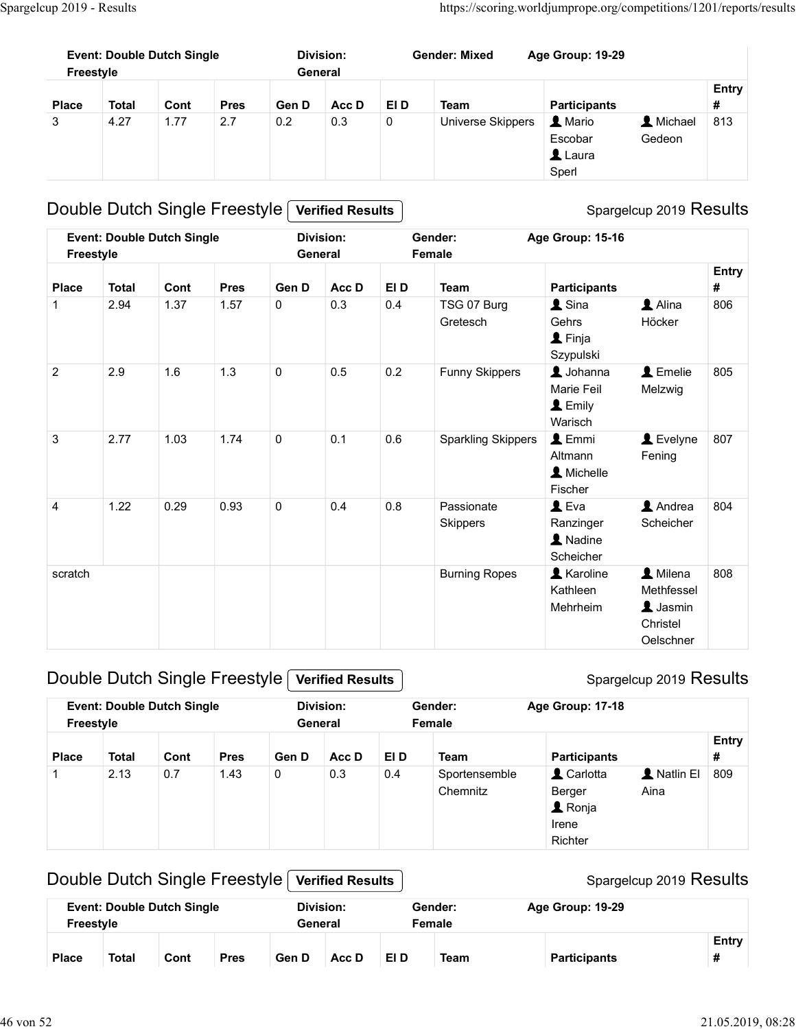| Event: Double Dutch Single Freestyle | | | | Division: General | | | Gender: Mixed | Age Group: 19-29 | | |
|---|---|---|---|---|---|---|---|---|---|---|
| Place | Total | Cont | Pres | Gen D | Acc D | El D | Team | Participants | | Entry # |
| 3 | 4.27 | 1.77 | 2.7 | 0.2 | 0.3 | 0 | Universe Skippers | Mario Escobar, Laura Sperl | Michael Gedeon | 813 |

## Double Dutch Single Freestyle **Verified Results**

Spargelcup 2019 Results

| Event: Double Dutch Single Freestyle | | | | Division: General | | | Gender: Female | Age Group: 15-16 | | |
|---|---|---|---|---|---|---|---|---|---|---|
| Place | Total | Cont | Pres | Gen D | Acc D | El D | Team | Participants | | Entry # |
| 1 | 2.94 | 1.37 | 1.57 | 0 | 0.3 | 0.4 | TSG 07 Burg Gretesch | Sina Gehrs, Finja Szypulski | Alina Höcker | 806 |
| 2 | 2.9 | 1.6 | 1.3 | 0 | 0.5 | 0.2 | Funny Skippers | Johanna Marie Feil, Emily Warisch | Emelie Melzwig | 805 |
| 3 | 2.77 | 1.03 | 1.74 | 0 | 0.1 | 0.6 | Sparkling Skippers | Emmi Altmann, Michelle Fischer | Evelyne Fening | 807 |
| 4 | 1.22 | 0.29 | 0.93 | 0 | 0.4 | 0.8 | Passionate Skippers | Eva Ranzinger, Nadine Scheicher | Andrea Scheicher | 804 |
| scratch | | | | | | | Burning Ropes | Karoline Kathleen Mehrheim | Milena Methfessel, Jasmin Christel Oelschner | 808 |

## Double Dutch Single Freestyle **Verified Results**

Spargelcup 2019 Results

| Event: Double Dutch Single Freestyle | | | | Division: General | | | Gender: Female | Age Group: 17-18 | | |
|---|---|---|---|---|---|---|---|---|---|---|
| Place | Total | Cont | Pres | Gen D | Acc D | El D | Team | Participants | | Entry # |
| 1 | 2.13 | 0.7 | 1.43 | 0 | 0.3 | 0.4 | Sportensemble Chemnitz | Carlotta Berger, Ronja Irene Richter | Natlin El Aina | 809 |

## Double Dutch Single Freestyle **Verified Results**

Spargelcup 2019 Results

| Event: Double Dutch Single Freestyle | | | | Division: General | | | Gender: Female | Age Group: 19-29 | | |
|---|---|---|---|---|---|---|---|---|---|---|
| Place | Total | Cont | Pres | Gen D | Acc D | El D | Team | Participants | | Entry # |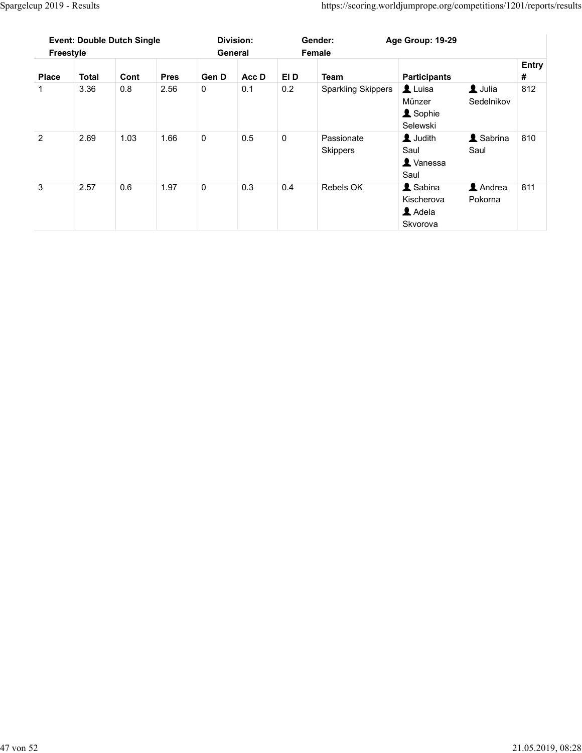| Event: Double Dutch Single Freestyle | | | | Division: General | | | Gender: Female | Age Group: 19-29 | | |
|---|---|---|---|---|---|---|---|---|---|---|
| Place | Total | Cont | Pres | Gen D | Acc D | El D | Team | Participants | | Entry # |
| 1 | 3.36 | 0.8 | 2.56 | 0 | 0.1 | 0.2 | Sparkling Skippers | Luisa Münzer, Sophie Selewski | Julia Sedelnikov | 812 |
| 2 | 2.69 | 1.03 | 1.66 | 0 | 0.5 | 0 | Passionate Skippers | Judith Saul, Vanessa Saul | Sabrina Saul | 810 |
| 3 | 2.57 | 0.6 | 1.97 | 0 | 0.3 | 0.4 | Rebels OK | Sabina Kischerova, Adela Skvorova | Andrea Pokorna | 811 |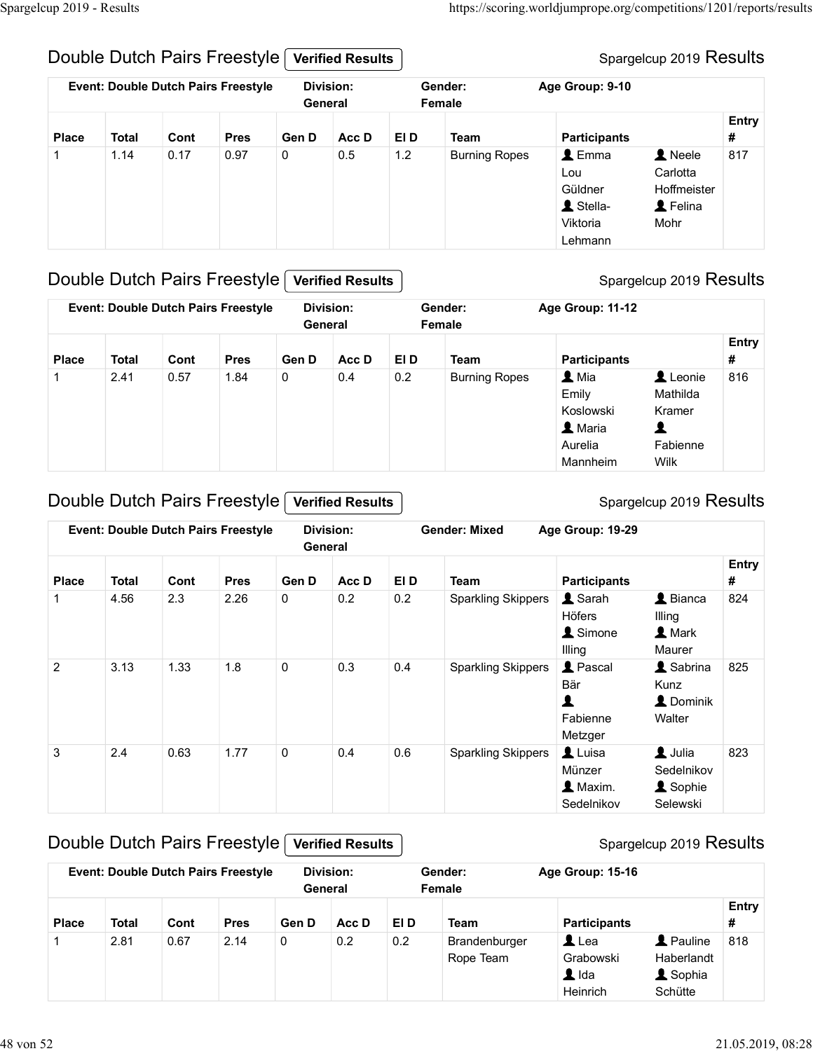## Double Dutch Pairs Freestyle **Verified Results**

Spargelcup 2019 Results

**Event: Double Dutch Pairs Freestyle** | **Division: General** | **Gender: Female** | **Age Group: 9-10**

| Place | Total | Cont | Pres | Gen D | Acc D | El D | Team | Participants | | Entry # |
|---|---|---|---|---|---|---|---|---|---|---|
| 1 | 1.14 | 0.17 | 0.97 | 0 | 0.5 | 1.2 | Burning Ropes | Emma Lou Güldner, Stella-Viktoria Lehmann | Neele Carlotta Hoffmeister, Felina Mohr | 817 |

## Double Dutch Pairs Freestyle **Verified Results**

Spargelcup 2019 Results

**Event: Double Dutch Pairs Freestyle** | **Division: General** | **Gender: Female** | **Age Group: 11-12**

| Place | Total | Cont | Pres | Gen D | Acc D | El D | Team | Participants | | Entry # |
|---|---|---|---|---|---|---|---|---|---|---|
| 1 | 2.41 | 0.57 | 1.84 | 0 | 0.4 | 0.2 | Burning Ropes | Mia Emily Koslowski, Maria Aurelia Mannheim | Leonie Mathilda Kramer, Fabienne Wilk | 816 |

## Double Dutch Pairs Freestyle **Verified Results**

Spargelcup 2019 Results

**Event: Double Dutch Pairs Freestyle** | **Division: General** | **Gender: Mixed** | **Age Group: 19-29**

| Place | Total | Cont | Pres | Gen D | Acc D | El D | Team | Participants | | Entry # |
|---|---|---|---|---|---|---|---|---|---|---|
| 1 | 4.56 | 2.3 | 2.26 | 0 | 0.2 | 0.2 | Sparkling Skippers | Sarah Höfers, Simone Illing | Bianca Illing, Mark Maurer | 824 |
| 2 | 3.13 | 1.33 | 1.8 | 0 | 0.3 | 0.4 | Sparkling Skippers | Pascal Bär, Fabienne Metzger | Sabrina Kunz, Dominik Walter | 825 |
| 3 | 2.4 | 0.63 | 1.77 | 0 | 0.4 | 0.6 | Sparkling Skippers | Luisa Münzer, Maxim. Sedelnikov | Julia Sedelnikov, Sophie Selewski | 823 |

## Double Dutch Pairs Freestyle **Verified Results**

Spargelcup 2019 Results

**Event: Double Dutch Pairs Freestyle** | **Division: General** | **Gender: Female** | **Age Group: 15-16**

| Place | Total | Cont | Pres | Gen D | Acc D | El D | Team | Participants | | Entry # |
|---|---|---|---|---|---|---|---|---|---|---|
| 1 | 2.81 | 0.67 | 2.14 | 0 | 0.2 | 0.2 | Brandenburger Rope Team | Lea Grabowski, Ida Heinrich | Pauline Haberlandt, Sophia Schütte | 818 |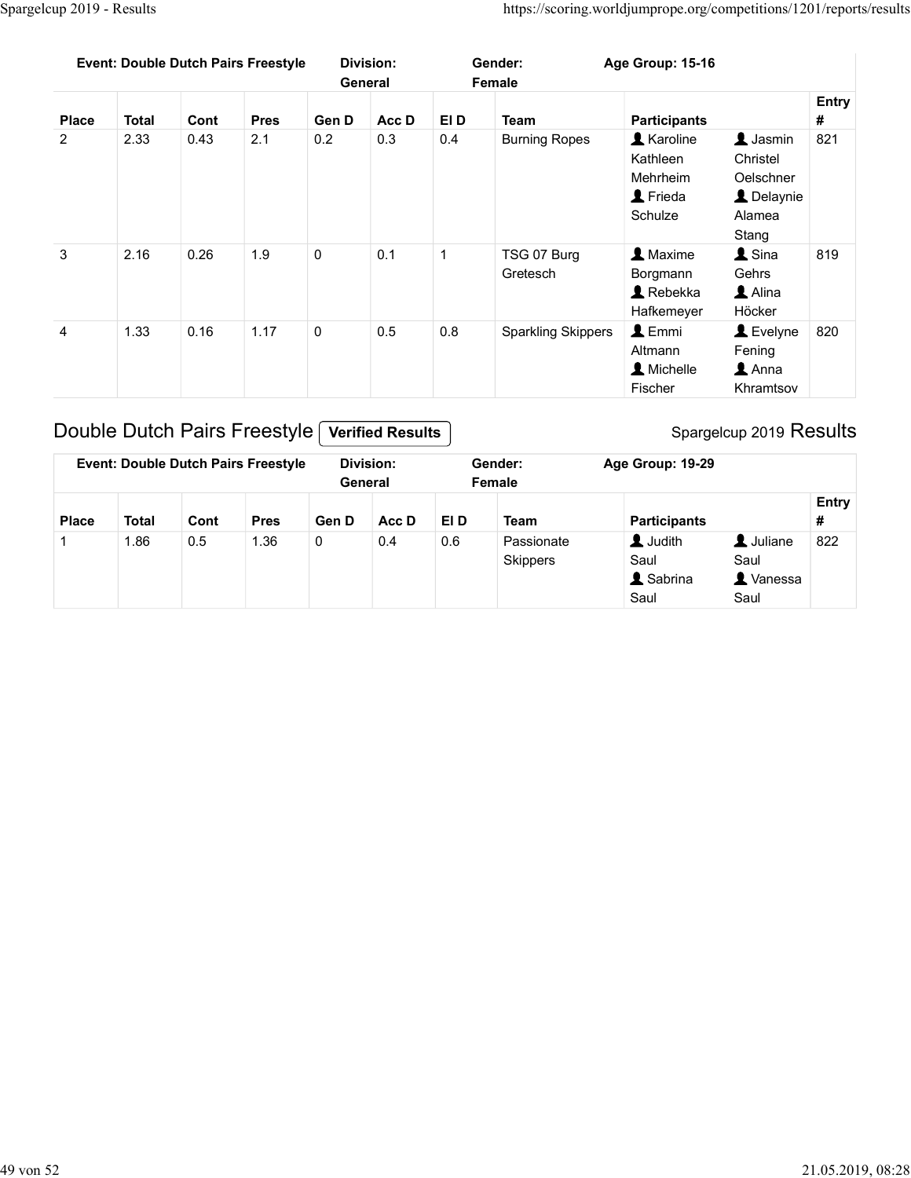| Event: Double Dutch Pairs Freestyle | | | | Division: General | | | Gender: Female | Age Group: 15-16 | | |
|---|---|---|---|---|---|---|---|---|---|---|
| Place | Total | Cont | Pres | Gen D | Acc D | El D | Team | Participants | | Entry # |
| 2 | 2.33 | 0.43 | 2.1 | 0.2 | 0.3 | 0.4 | Burning Ropes | Karoline Kathleen Mehrheim, Frieda Schulze | Jasmin Christel Oelschner, Delaynie Alamea Stang | 821 |
| 3 | 2.16 | 0.26 | 1.9 | 0 | 0.1 | 1 | TSG 07 Burg Gretesch | Maxime Borgmann, Rebekka Hafkemeyer | Sina Gehrs, Alina Höcker | 819 |
| 4 | 1.33 | 0.16 | 1.17 | 0 | 0.5 | 0.8 | Sparkling Skippers | Emmi Altmann, Michelle Fischer | Evelyne Fening, Anna Khramtsov | 820 |

## Double Dutch Pairs Freestyle **Verified Results**

Spargelcup 2019 Results

| Event: Double Dutch Pairs Freestyle | | | | Division: General | | | Gender: Female | Age Group: 19-29 | | |
|---|---|---|---|---|---|---|---|---|---|---|
| Place | Total | Cont | Pres | Gen D | Acc D | El D | Team | Participants | | Entry # |
| 1 | 1.86 | 0.5 | 1.36 | 0 | 0.4 | 0.6 | Passionate Skippers | Judith Saul, Sabrina Saul | Juliane Saul, Vanessa Saul | 822 |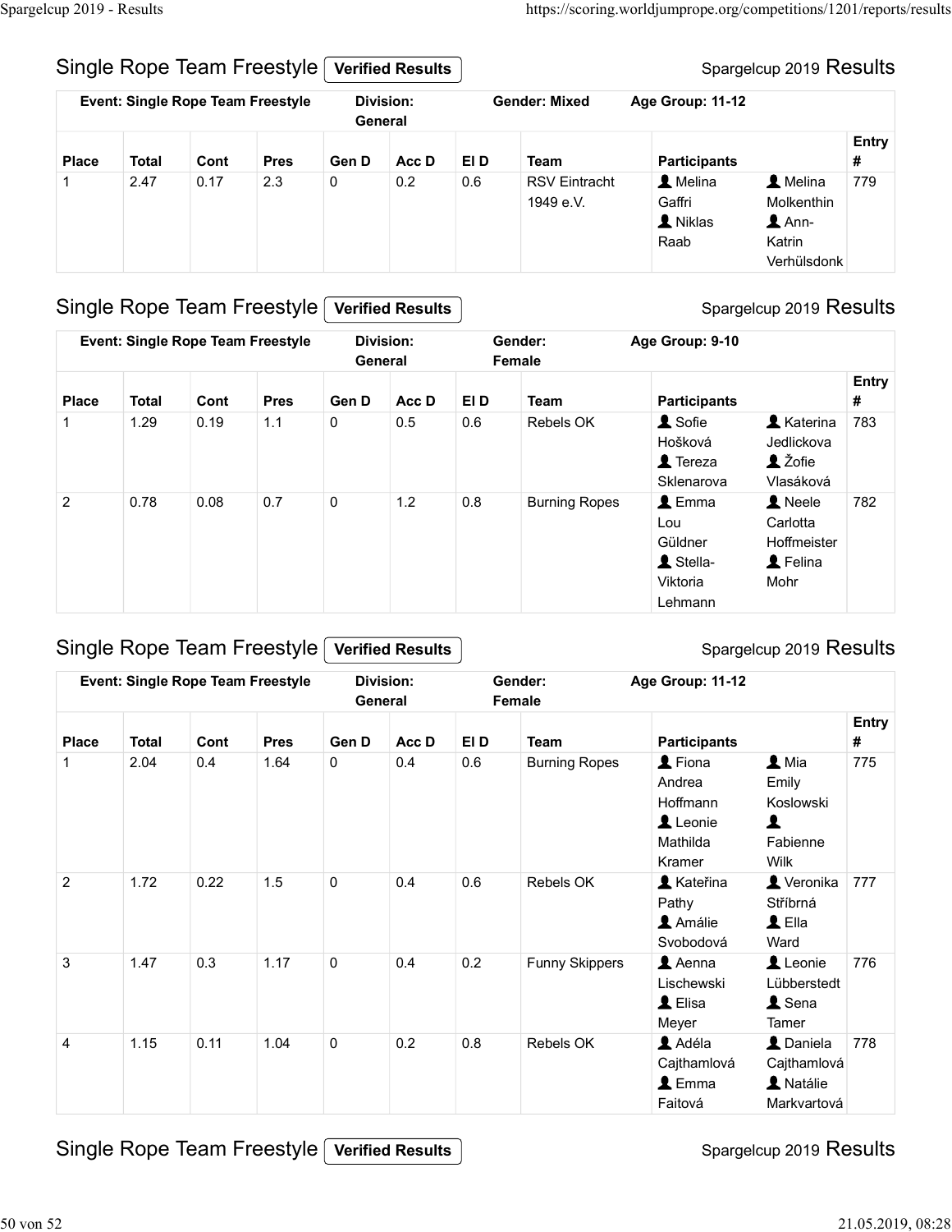## Single Rope Team Freestyle **Verified Results**

Spargelcup 2019 Results

| Event: Single Rope Team Freestyle | | | | Division: General | | | Gender: Mixed | Age Group: 11-12 | | |
|---|---|---|---|---|---|---|---|---|---|---|
| **Place** | **Total** | **Cont** | **Pres** | **Gen D** | **Acc D** | **El D** | **Team** | **Participants** | | **Entry #** |
| 1 | 2.47 | 0.17 | 2.3 | 0 | 0.2 | 0.6 | RSV Eintracht 1949 e.V. | Melina Gaffri<br>Niklas Raab | Melina Molkenthin<br>Ann-Katrin Verhülsdonk | 779 |

## Single Rope Team Freestyle **Verified Results**

Spargelcup 2019 Results

| Event: Single Rope Team Freestyle | | | | Division: General | | | Gender: Female | Age Group: 9-10 | | |
|---|---|---|---|---|---|---|---|---|---|---|
| **Place** | **Total** | **Cont** | **Pres** | **Gen D** | **Acc D** | **El D** | **Team** | **Participants** | | **Entry #** |
| 1 | 1.29 | 0.19 | 1.1 | 0 | 0.5 | 0.6 | Rebels OK | Sofie Hošková<br>Tereza Sklenarova | Katerina Jedlickova<br>Žofie Vlasáková | 783 |
| 2 | 0.78 | 0.08 | 0.7 | 0 | 1.2 | 0.8 | Burning Ropes | Emma Lou Güldner<br>Stella-Viktoria Lehmann | Neele Carlotta Hoffmeister<br>Felina Mohr | 782 |

## Single Rope Team Freestyle **Verified Results**

Spargelcup 2019 Results

| Event: Single Rope Team Freestyle | | | | Division: General | | | Gender: Female | Age Group: 11-12 | | |
|---|---|---|---|---|---|---|---|---|---|---|
| **Place** | **Total** | **Cont** | **Pres** | **Gen D** | **Acc D** | **El D** | **Team** | **Participants** | | **Entry #** |
| 1 | 2.04 | 0.4 | 1.64 | 0 | 0.4 | 0.6 | Burning Ropes | Fiona Andrea Hoffmann<br>Leonie Mathilda Kramer | Mia Emily Koslowski<br>Fabienne Wilk | 775 |
| 2 | 1.72 | 0.22 | 1.5 | 0 | 0.4 | 0.6 | Rebels OK | Kateřina Pathy<br>Amálie Svobodová | Veronika Stříbrná<br>Ella Ward | 777 |
| 3 | 1.47 | 0.3 | 1.17 | 0 | 0.4 | 0.2 | Funny Skippers | Aenna Lischewski<br>Elisa Meyer | Leonie Lübberstedt<br>Sena Tamer | 776 |
| 4 | 1.15 | 0.11 | 1.04 | 0 | 0.2 | 0.8 | Rebels OK | Adéla Cajthamlová<br>Emma Faitová | Daniela Cajthamlová<br>Natálie Markvartová | 778 |

## Single Rope Team Freestyle **Verified Results**

Spargelcup 2019 Results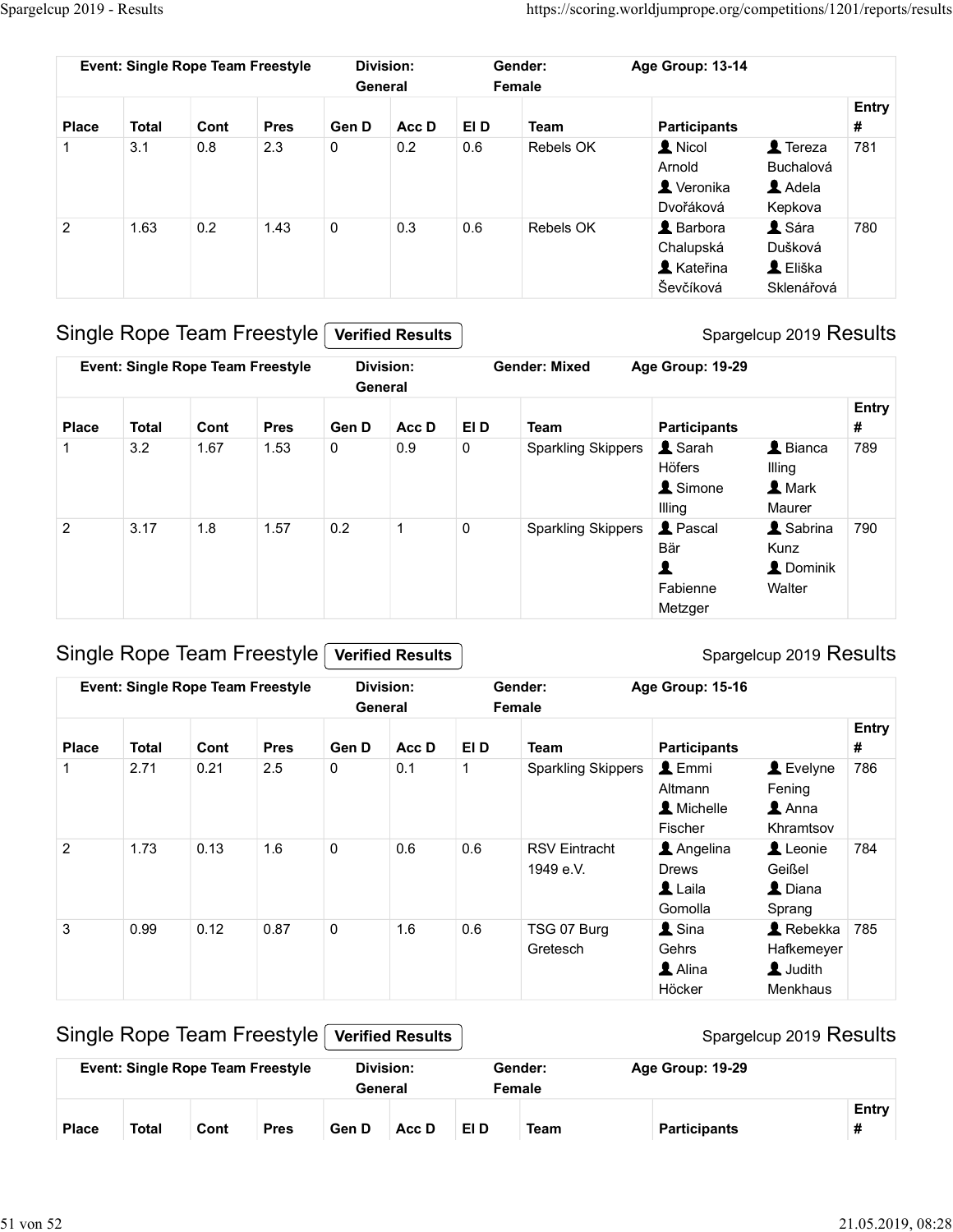| Event: Single Rope Team Freestyle | | | | Division: General | | | Gender: Female | Age Group: 13-14 | | |
|---|---|---|---|---|---|---|---|---|---|---|
| **Place** | **Total** | **Cont** | **Pres** | **Gen D** | **Acc D** | **El D** | **Team** | **Participants** | | **Entry #** |
| 1 | 3.1 | 0.8 | 2.3 | 0 | 0.2 | 0.6 | Rebels OK | Nicol Arnold, Veronika Dvořáková | Tereza Buchalová, Adela Kepkova | 781 |
| 2 | 1.63 | 0.2 | 1.43 | 0 | 0.3 | 0.6 | Rebels OK | Barbora Chalupská, Kateřina Ševčíková | Sára Dušková, Eliška Sklenářová | 780 |

## Single Rope Team Freestyle Verified Results

Spargelcup 2019 Results

| Event: Single Rope Team Freestyle | | | | Division: General | | | Gender: Mixed | Age Group: 19-29 | | |
|---|---|---|---|---|---|---|---|---|---|---|
| **Place** | **Total** | **Cont** | **Pres** | **Gen D** | **Acc D** | **El D** | **Team** | **Participants** | | **Entry #** |
| 1 | 3.2 | 1.67 | 1.53 | 0 | 0.9 | 0 | Sparkling Skippers | Sarah Höfers, Simone Illing | Bianca Illing, Mark Maurer | 789 |
| 2 | 3.17 | 1.8 | 1.57 | 0.2 | 1 | 0 | Sparkling Skippers | Pascal Bär, Fabienne Metzger | Sabrina Kunz, Dominik Walter | 790 |

## Single Rope Team Freestyle Verified Results

Spargelcup 2019 Results

| Event: Single Rope Team Freestyle | | | | Division: General | | | Gender: Female | Age Group: 15-16 | | |
|---|---|---|---|---|---|---|---|---|---|---|
| **Place** | **Total** | **Cont** | **Pres** | **Gen D** | **Acc D** | **El D** | **Team** | **Participants** | | **Entry #** |
| 1 | 2.71 | 0.21 | 2.5 | 0 | 0.1 | 1 | Sparkling Skippers | Emmi Altmann, Michelle Fischer | Evelyne Fening, Anna Khramtsov | 786 |
| 2 | 1.73 | 0.13 | 1.6 | 0 | 0.6 | 0.6 | RSV Eintracht 1949 e.V. | Angelina Drews, Laila Gomolla | Leonie Geißel, Diana Sprang | 784 |
| 3 | 0.99 | 0.12 | 0.87 | 0 | 1.6 | 0.6 | TSG 07 Burg Gretesch | Sina Gehrs, Alina Höcker | Rebekka Hafkemeyer, Judith Menkhaus | 785 |

## Single Rope Team Freestyle Verified Results

Spargelcup 2019 Results

| Event: Single Rope Team Freestyle | | | | Division: General | | | Gender: Female | Age Group: 19-29 | | |
|---|---|---|---|---|---|---|---|---|---|---|
| **Place** | **Total** | **Cont** | **Pres** | **Gen D** | **Acc D** | **El D** | **Team** | **Participants** | | **Entry #** |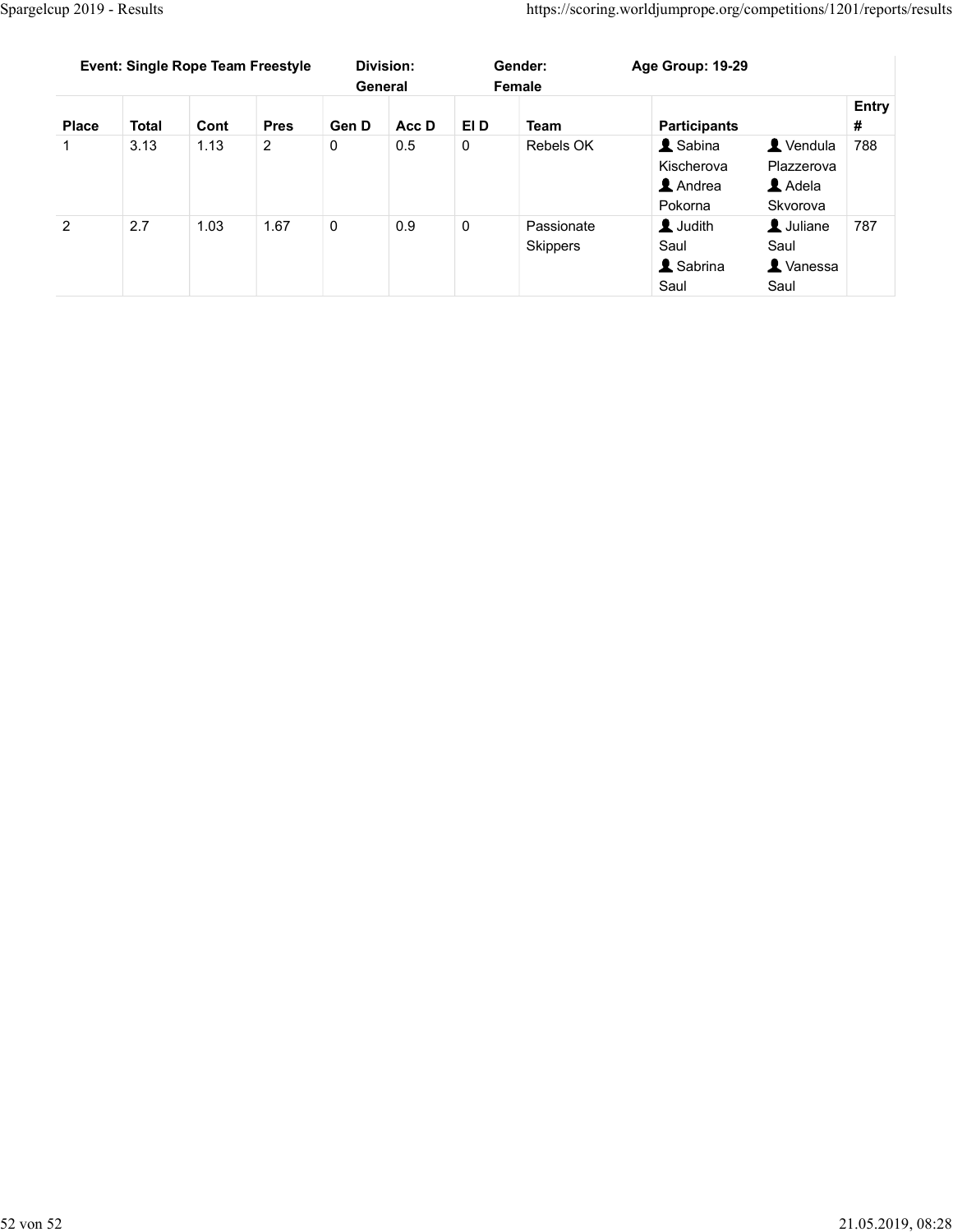| Event: Single Rope Team Freestyle | | | | Division: General | | Gender: Female | | Age Group: 19-29 | | |
|---|---|---|---|---|---|---|---|---|---|---|
| Place | Total | Cont | Pres | Gen D | Acc D | El D | Team | Participants | | Entry # |
| 1 | 3.13 | 1.13 | 2 | 0 | 0.5 | 0 | Rebels OK | Sabina Kischerova, Andrea Pokorna | Vendula Plazzerova, Adela Skvorova | 788 |
| 2 | 2.7 | 1.03 | 1.67 | 0 | 0.9 | 0 | Passionate Skippers | Judith Saul, Sabrina Saul | Juliane Saul, Vanessa Saul | 787 |